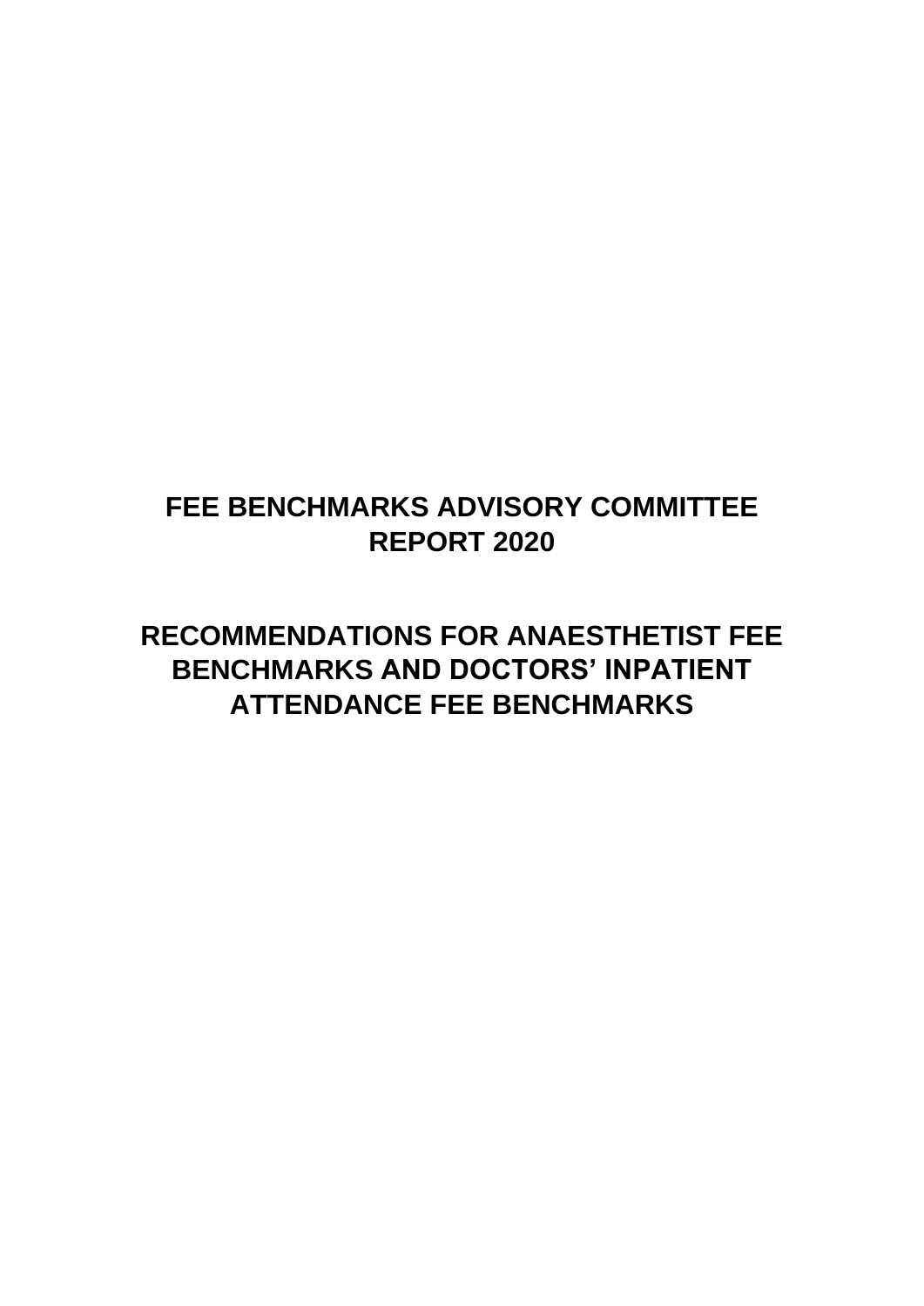# FEE BENCHMARKS ADVISORY COMMITTEE REPORT 2020

# RECOMMENDATIONS FOR ANAESTHETIST FEE BENCHMARKS AND DOCTORS' INPATIENT ATTENDANCE FEE BENCHMARKS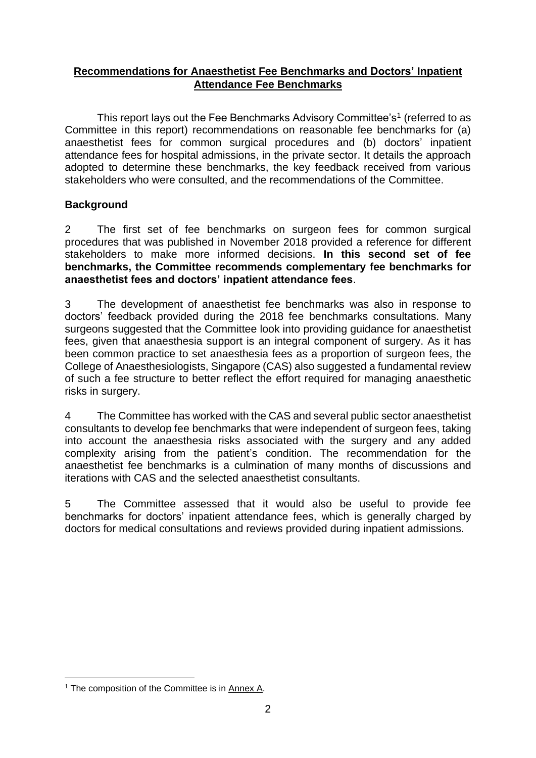**Recommendations for Anaesthetist Fee Benchmarks and Doctors' Inpatient Attendance Fee Benchmarks**

This report lays out the Fee Benchmarks Advisory Committee's[1] (referred to as Committee in this report) recommendations on reasonable fee benchmarks for (a) anaesthetist fees for common surgical procedures and (b) doctors' inpatient attendance fees for hospital admissions, in the private sector. It details the approach adopted to determine these benchmarks, the key feedback received from various stakeholders who were consulted, and the recommendations of the Committee.

## Background

2 The first set of fee benchmarks on surgeon fees for common surgical procedures that was published in November 2018 provided a reference for different stakeholders to make more informed decisions. **In this second set of fee benchmarks, the Committee recommends complementary fee benchmarks for anaesthetist fees and doctors' inpatient attendance fees**.

3 The development of anaesthetist fee benchmarks was also in response to doctors' feedback provided during the 2018 fee benchmarks consultations. Many surgeons suggested that the Committee look into providing guidance for anaesthetist fees, given that anaesthesia support is an integral component of surgery. As it has been common practice to set anaesthesia fees as a proportion of surgeon fees, the College of Anaesthesiologists, Singapore (CAS) also suggested a fundamental review of such a fee structure to better reflect the effort required for managing anaesthetic risks in surgery.

4 The Committee has worked with the CAS and several public sector anaesthetist consultants to develop fee benchmarks that were independent of surgeon fees, taking into account the anaesthesia risks associated with the surgery and any added complexity arising from the patient's condition. The recommendation for the anaesthetist fee benchmarks is a culmination of many months of discussions and iterations with CAS and the selected anaesthetist consultants.

5 The Committee assessed that it would also be useful to provide fee benchmarks for doctors' inpatient attendance fees, which is generally charged by doctors for medical consultations and reviews provided during inpatient admissions.

---

[1] The composition of the Committee is in Annex A.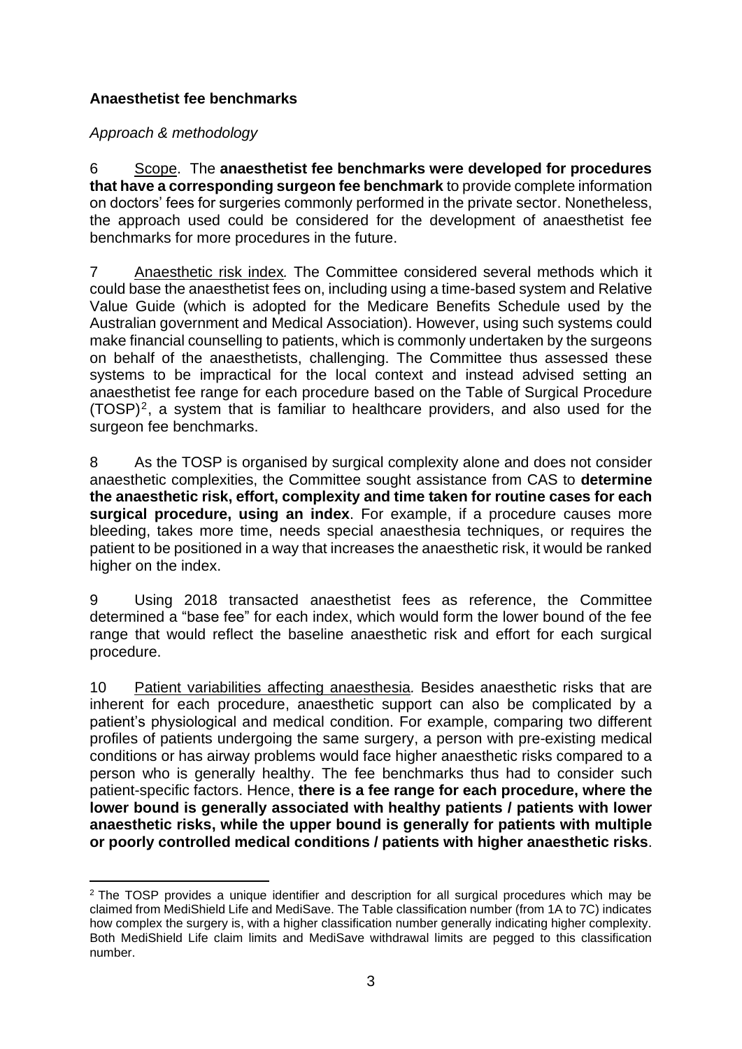**Anaesthetist fee benchmarks**

*Approach & methodology*

6 Scope. The **anaesthetist fee benchmarks were developed for procedures that have a corresponding surgeon fee benchmark** to provide complete information on doctors' fees for surgeries commonly performed in the private sector. Nonetheless, the approach used could be considered for the development of anaesthetist fee benchmarks for more procedures in the future.

7 Anaesthetic risk index*.* The Committee considered several methods which it could base the anaesthetist fees on, including using a time-based system and Relative Value Guide (which is adopted for the Medicare Benefits Schedule used by the Australian government and Medical Association). However, using such systems could make financial counselling to patients, which is commonly undertaken by the surgeons on behalf of the anaesthetists, challenging. The Committee thus assessed these systems to be impractical for the local context and instead advised setting an anaesthetist fee range for each procedure based on the Table of Surgical Procedure (TOSP)[2], a system that is familiar to healthcare providers, and also used for the surgeon fee benchmarks.

8 As the TOSP is organised by surgical complexity alone and does not consider anaesthetic complexities, the Committee sought assistance from CAS to **determine the anaesthetic risk, effort, complexity and time taken for routine cases for each surgical procedure, using an index**. For example, if a procedure causes more bleeding, takes more time, needs special anaesthesia techniques, or requires the patient to be positioned in a way that increases the anaesthetic risk, it would be ranked higher on the index.

9 Using 2018 transacted anaesthetist fees as reference, the Committee determined a "base fee" for each index, which would form the lower bound of the fee range that would reflect the baseline anaesthetic risk and effort for each surgical procedure.

10 Patient variabilities affecting anaesthesia*.* Besides anaesthetic risks that are inherent for each procedure, anaesthetic support can also be complicated by a patient's physiological and medical condition. For example, comparing two different profiles of patients undergoing the same surgery, a person with pre-existing medical conditions or has airway problems would face higher anaesthetic risks compared to a person who is generally healthy. The fee benchmarks thus had to consider such patient-specific factors. Hence, **there is a fee range for each procedure, where the lower bound is generally associated with healthy patients / patients with lower anaesthetic risks, while the upper bound is generally for patients with multiple or poorly controlled medical conditions / patients with higher anaesthetic risks**.

---

[2] The TOSP provides a unique identifier and description for all surgical procedures which may be claimed from MediShield Life and MediSave. The Table classification number (from 1A to 7C) indicates how complex the surgery is, with a higher classification number generally indicating higher complexity. Both MediShield Life claim limits and MediSave withdrawal limits are pegged to this classification number.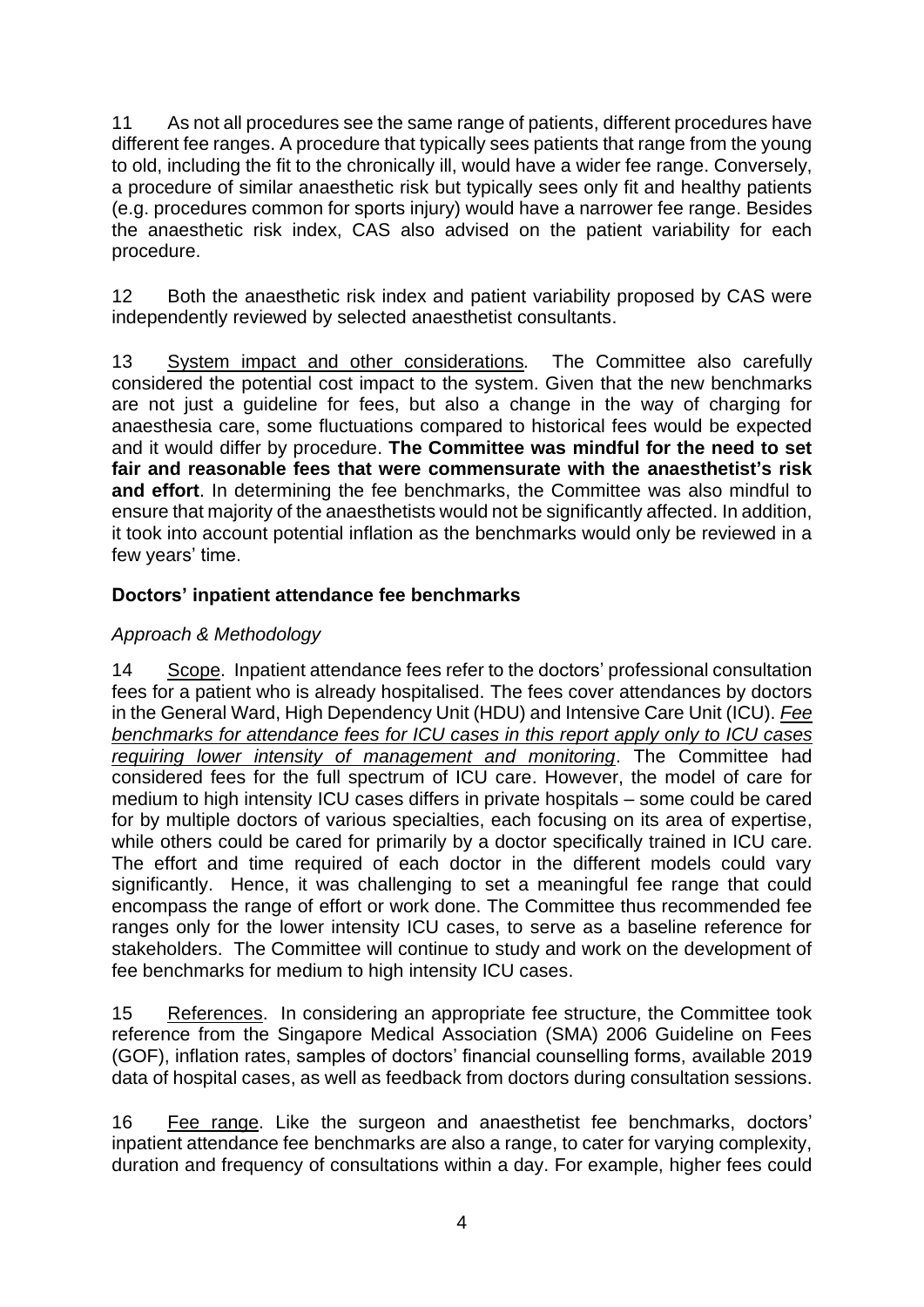11 As not all procedures see the same range of patients, different procedures have different fee ranges. A procedure that typically sees patients that range from the young to old, including the fit to the chronically ill, would have a wider fee range. Conversely, a procedure of similar anaesthetic risk but typically sees only fit and healthy patients (e.g. procedures common for sports injury) would have a narrower fee range. Besides the anaesthetic risk index, CAS also advised on the patient variability for each procedure.

12 Both the anaesthetic risk index and patient variability proposed by CAS were independently reviewed by selected anaesthetist consultants.

13 System impact and other considerations. The Committee also carefully considered the potential cost impact to the system. Given that the new benchmarks are not just a guideline for fees, but also a change in the way of charging for anaesthesia care, some fluctuations compared to historical fees would be expected and it would differ by procedure. **The Committee was mindful for the need to set fair and reasonable fees that were commensurate with the anaesthetist's risk and effort**. In determining the fee benchmarks, the Committee was also mindful to ensure that majority of the anaesthetists would not be significantly affected. In addition, it took into account potential inflation as the benchmarks would only be reviewed in a few years' time.

### Doctors' inpatient attendance fee benchmarks

*Approach & Methodology*

14 Scope. Inpatient attendance fees refer to the doctors' professional consultation fees for a patient who is already hospitalised. The fees cover attendances by doctors in the General Ward, High Dependency Unit (HDU) and Intensive Care Unit (ICU). *Fee benchmarks for attendance fees for ICU cases in this report apply only to ICU cases requiring lower intensity of management and monitoring*. The Committee had considered fees for the full spectrum of ICU care. However, the model of care for medium to high intensity ICU cases differs in private hospitals – some could be cared for by multiple doctors of various specialties, each focusing on its area of expertise, while others could be cared for primarily by a doctor specifically trained in ICU care. The effort and time required of each doctor in the different models could vary significantly. Hence, it was challenging to set a meaningful fee range that could encompass the range of effort or work done. The Committee thus recommended fee ranges only for the lower intensity ICU cases, to serve as a baseline reference for stakeholders. The Committee will continue to study and work on the development of fee benchmarks for medium to high intensity ICU cases.

15 References. In considering an appropriate fee structure, the Committee took reference from the Singapore Medical Association (SMA) 2006 Guideline on Fees (GOF), inflation rates, samples of doctors' financial counselling forms, available 2019 data of hospital cases, as well as feedback from doctors during consultation sessions.

16 Fee range. Like the surgeon and anaesthetist fee benchmarks, doctors' inpatient attendance fee benchmarks are also a range, to cater for varying complexity, duration and frequency of consultations within a day. For example, higher fees could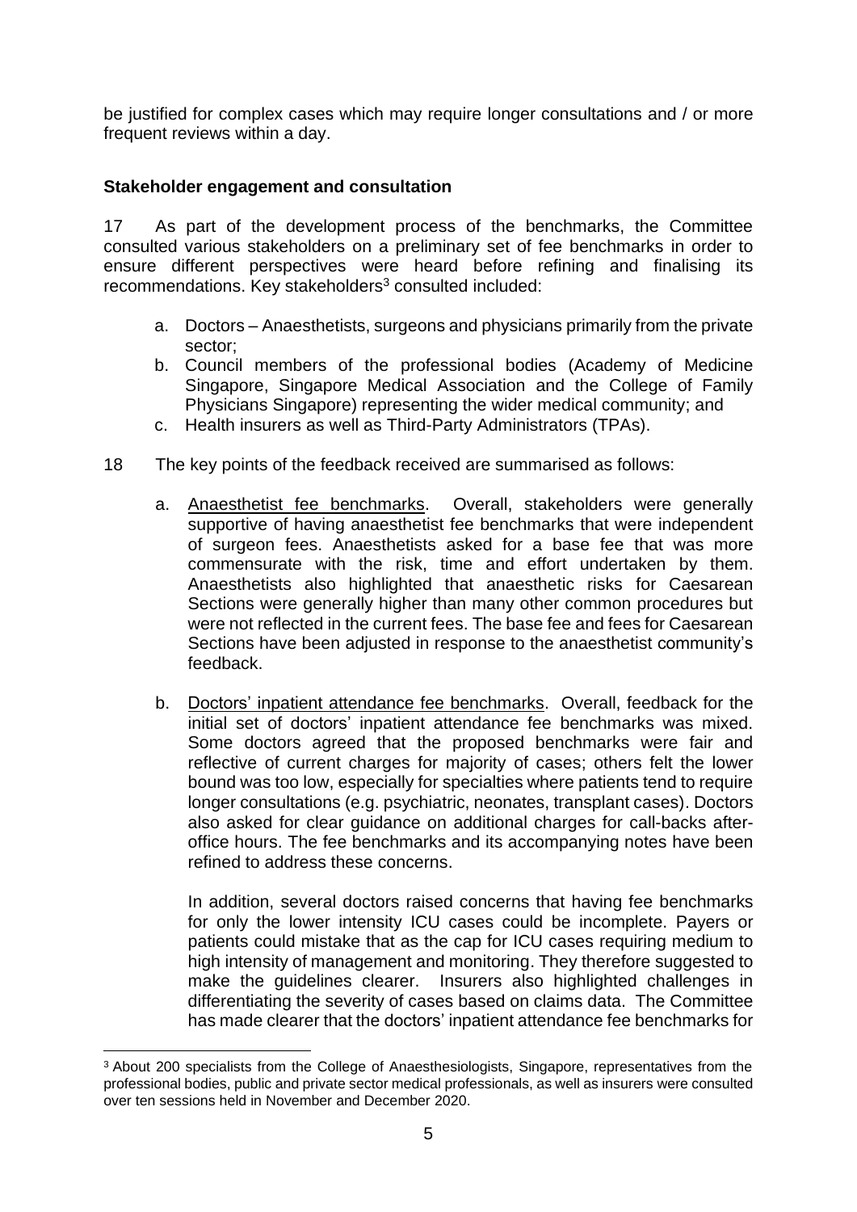be justified for complex cases which may require longer consultations and / or more frequent reviews within a day.

**Stakeholder engagement and consultation**

17 As part of the development process of the benchmarks, the Committee consulted various stakeholders on a preliminary set of fee benchmarks in order to ensure different perspectives were heard before refining and finalising its recommendations. Key stakeholders[3] consulted included:

a. Doctors – Anaesthetists, surgeons and physicians primarily from the private sector;
b. Council members of the professional bodies (Academy of Medicine Singapore, Singapore Medical Association and the College of Family Physicians Singapore) representing the wider medical community; and
c. Health insurers as well as Third-Party Administrators (TPAs).

18 The key points of the feedback received are summarised as follows:

a. Anaesthetist fee benchmarks. Overall, stakeholders were generally supportive of having anaesthetist fee benchmarks that were independent of surgeon fees. Anaesthetists asked for a base fee that was more commensurate with the risk, time and effort undertaken by them. Anaesthetists also highlighted that anaesthetic risks for Caesarean Sections were generally higher than many other common procedures but were not reflected in the current fees. The base fee and fees for Caesarean Sections have been adjusted in response to the anaesthetist community's feedback.

b. Doctors' inpatient attendance fee benchmarks. Overall, feedback for the initial set of doctors' inpatient attendance fee benchmarks was mixed. Some doctors agreed that the proposed benchmarks were fair and reflective of current charges for majority of cases; others felt the lower bound was too low, especially for specialties where patients tend to require longer consultations (e.g. psychiatric, neonates, transplant cases). Doctors also asked for clear guidance on additional charges for call-backs after-office hours. The fee benchmarks and its accompanying notes have been refined to address these concerns.

   In addition, several doctors raised concerns that having fee benchmarks for only the lower intensity ICU cases could be incomplete. Payers or patients could mistake that as the cap for ICU cases requiring medium to high intensity of management and monitoring. They therefore suggested to make the guidelines clearer. Insurers also highlighted challenges in differentiating the severity of cases based on claims data. The Committee has made clearer that the doctors' inpatient attendance fee benchmarks for

---

[3] About 200 specialists from the College of Anaesthesiologists, Singapore, representatives from the professional bodies, public and private sector medical professionals, as well as insurers were consulted over ten sessions held in November and December 2020.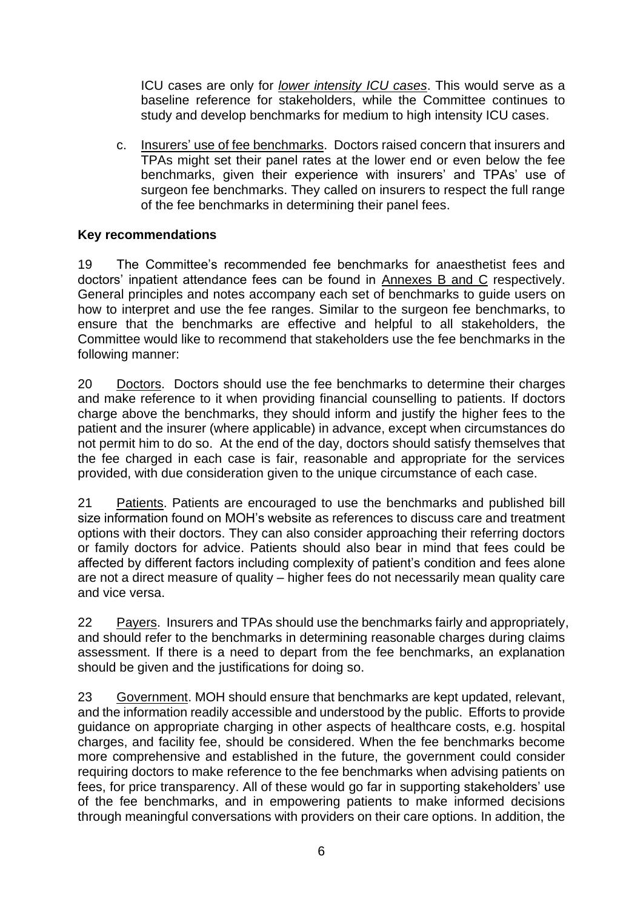ICU cases are only for *lower intensity ICU cases*. This would serve as a baseline reference for stakeholders, while the Committee continues to study and develop benchmarks for medium to high intensity ICU cases.

c. Insurers' use of fee benchmarks. Doctors raised concern that insurers and TPAs might set their panel rates at the lower end or even below the fee benchmarks, given their experience with insurers' and TPAs' use of surgeon fee benchmarks. They called on insurers to respect the full range of the fee benchmarks in determining their panel fees.

**Key recommendations**

19 The Committee's recommended fee benchmarks for anaesthetist fees and doctors' inpatient attendance fees can be found in Annexes B and C respectively. General principles and notes accompany each set of benchmarks to guide users on how to interpret and use the fee ranges. Similar to the surgeon fee benchmarks, to ensure that the benchmarks are effective and helpful to all stakeholders, the Committee would like to recommend that stakeholders use the fee benchmarks in the following manner:

20 Doctors. Doctors should use the fee benchmarks to determine their charges and make reference to it when providing financial counselling to patients. If doctors charge above the benchmarks, they should inform and justify the higher fees to the patient and the insurer (where applicable) in advance, except when circumstances do not permit him to do so. At the end of the day, doctors should satisfy themselves that the fee charged in each case is fair, reasonable and appropriate for the services provided, with due consideration given to the unique circumstance of each case.

21 Patients. Patients are encouraged to use the benchmarks and published bill size information found on MOH's website as references to discuss care and treatment options with their doctors. They can also consider approaching their referring doctors or family doctors for advice. Patients should also bear in mind that fees could be affected by different factors including complexity of patient's condition and fees alone are not a direct measure of quality – higher fees do not necessarily mean quality care and vice versa.

22 Payers. Insurers and TPAs should use the benchmarks fairly and appropriately, and should refer to the benchmarks in determining reasonable charges during claims assessment. If there is a need to depart from the fee benchmarks, an explanation should be given and the justifications for doing so.

23 Government. MOH should ensure that benchmarks are kept updated, relevant, and the information readily accessible and understood by the public. Efforts to provide guidance on appropriate charging in other aspects of healthcare costs, e.g. hospital charges, and facility fee, should be considered. When the fee benchmarks become more comprehensive and established in the future, the government could consider requiring doctors to make reference to the fee benchmarks when advising patients on fees, for price transparency. All of these would go far in supporting stakeholders' use of the fee benchmarks, and in empowering patients to make informed decisions through meaningful conversations with providers on their care options. In addition, the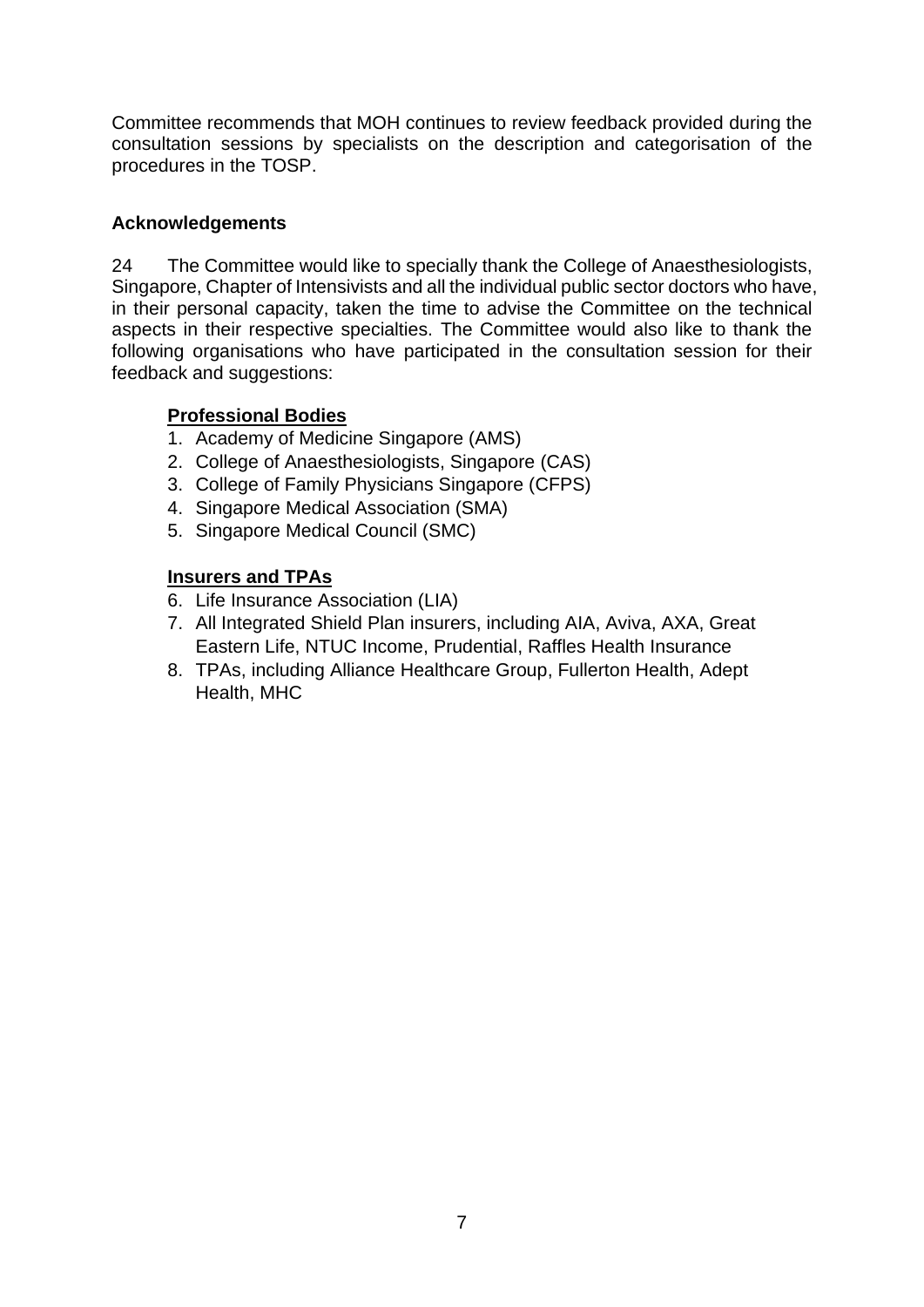Committee recommends that MOH continues to review feedback provided during the consultation sessions by specialists on the description and categorisation of the procedures in the TOSP.

**Acknowledgements**

24 The Committee would like to specially thank the College of Anaesthesiologists, Singapore, Chapter of Intensivists and all the individual public sector doctors who have, in their personal capacity, taken the time to advise the Committee on the technical aspects in their respective specialties. The Committee would also like to thank the following organisations who have participated in the consultation session for their feedback and suggestions:

**<u>Professional Bodies</u>**

1. Academy of Medicine Singapore (AMS)
2. College of Anaesthesiologists, Singapore (CAS)
3. College of Family Physicians Singapore (CFPS)
4. Singapore Medical Association (SMA)
5. Singapore Medical Council (SMC)

**<u>Insurers and TPAs</u>**

6. Life Insurance Association (LIA)
7. All Integrated Shield Plan insurers, including AIA, Aviva, AXA, Great Eastern Life, NTUC Income, Prudential, Raffles Health Insurance
8. TPAs, including Alliance Healthcare Group, Fullerton Health, Adept Health, MHC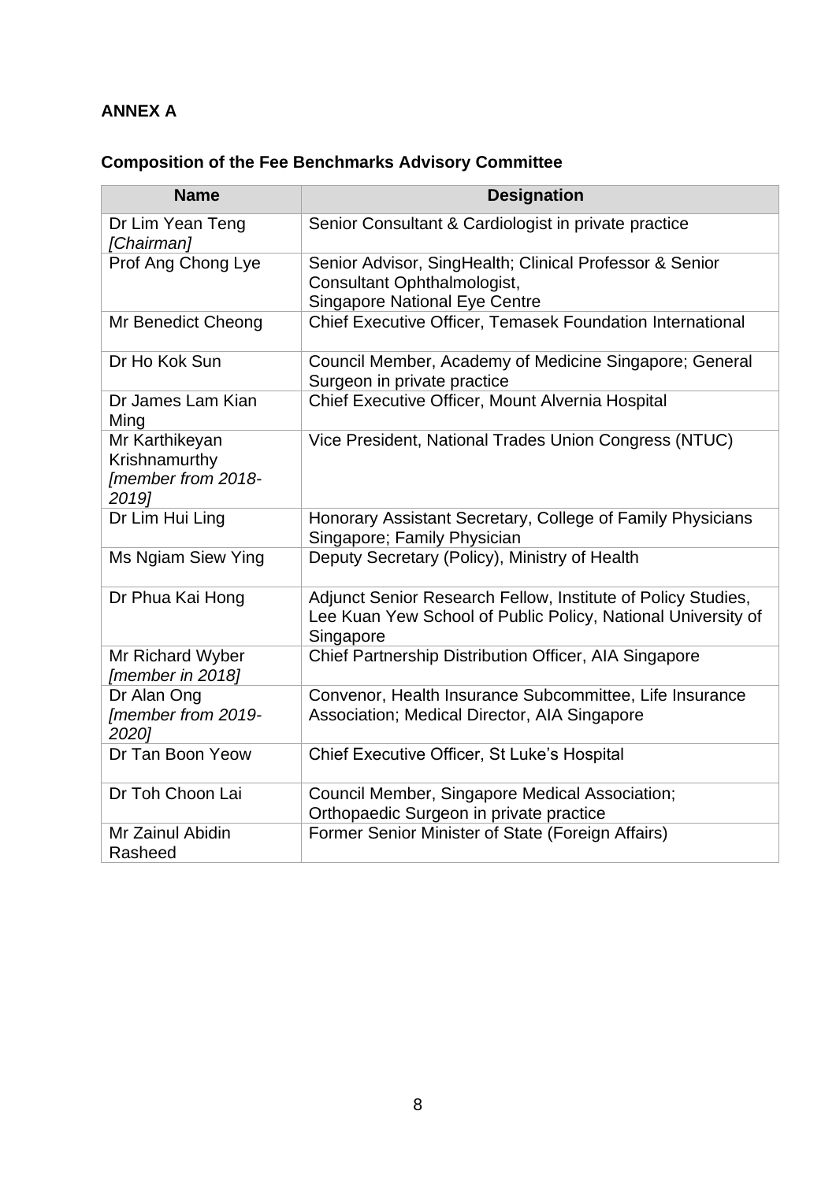**ANNEX A**

**Composition of the Fee Benchmarks Advisory Committee**

| Name | Designation |
|---|---|
| Dr Lim Yean Teng *[Chairman]* | Senior Consultant & Cardiologist in private practice |
| Prof Ang Chong Lye | Senior Advisor, SingHealth; Clinical Professor & Senior Consultant Ophthalmologist, Singapore National Eye Centre |
| Mr Benedict Cheong | Chief Executive Officer, Temasek Foundation International |
| Dr Ho Kok Sun | Council Member, Academy of Medicine Singapore; General Surgeon in private practice |
| Dr James Lam Kian Ming | Chief Executive Officer, Mount Alvernia Hospital |
| Mr Karthikeyan Krishnamurthy *[member from 2018-2019]* | Vice President, National Trades Union Congress (NTUC) |
| Dr Lim Hui Ling | Honorary Assistant Secretary, College of Family Physicians Singapore; Family Physician |
| Ms Ngiam Siew Ying | Deputy Secretary (Policy), Ministry of Health |
| Dr Phua Kai Hong | Adjunct Senior Research Fellow, Institute of Policy Studies, Lee Kuan Yew School of Public Policy, National University of Singapore |
| Mr Richard Wyber *[member in 2018]* | Chief Partnership Distribution Officer, AIA Singapore |
| Dr Alan Ong *[member from 2019-2020]* | Convenor, Health Insurance Subcommittee, Life Insurance Association; Medical Director, AIA Singapore |
| Dr Tan Boon Yeow | Chief Executive Officer, St Luke's Hospital |
| Dr Toh Choon Lai | Council Member, Singapore Medical Association; Orthopaedic Surgeon in private practice |
| Mr Zainul Abidin Rasheed | Former Senior Minister of State (Foreign Affairs) |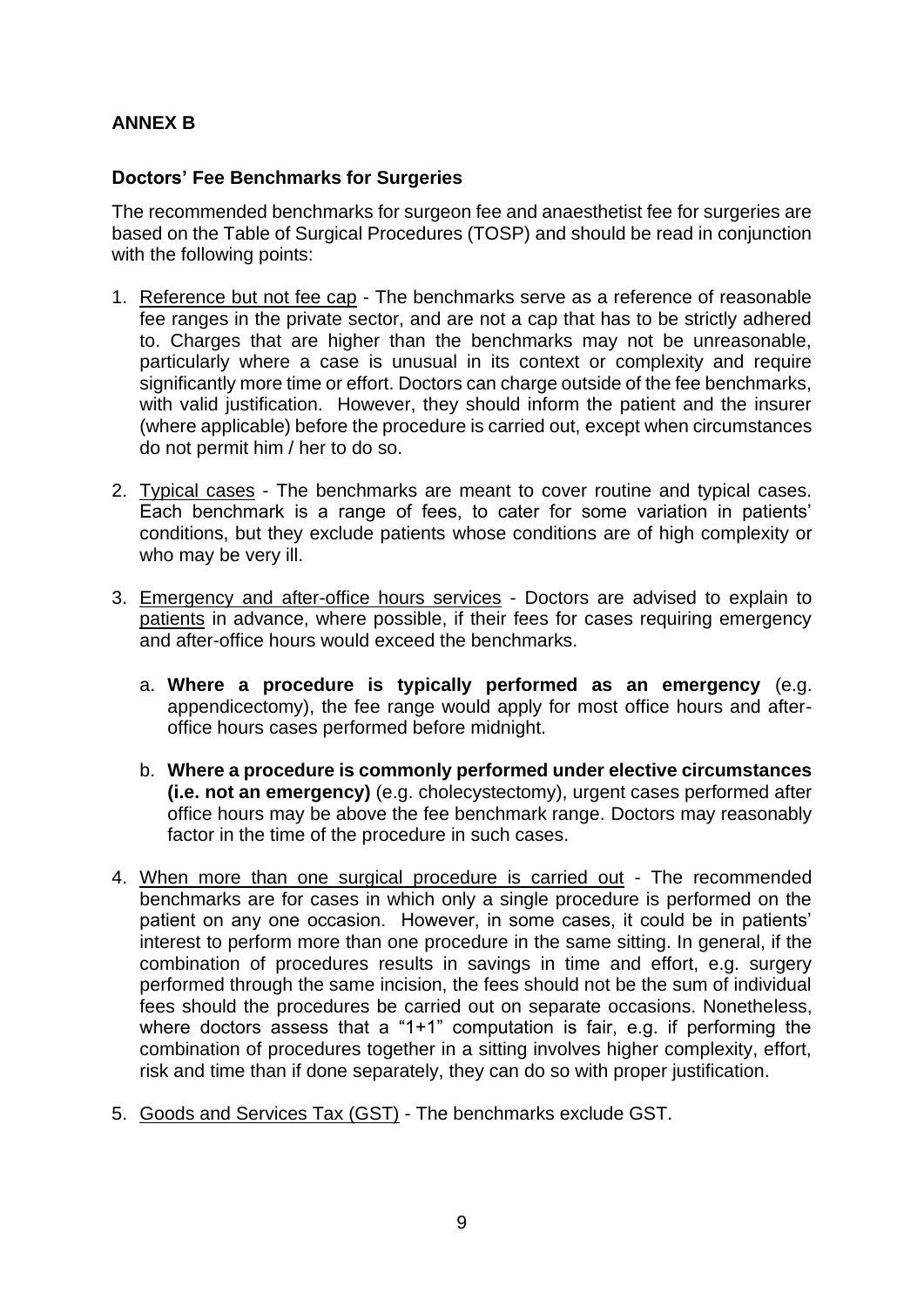## ANNEX B

### Doctors' Fee Benchmarks for Surgeries

The recommended benchmarks for surgeon fee and anaesthetist fee for surgeries are based on the Table of Surgical Procedures (TOSP) and should be read in conjunction with the following points:

1. Reference but not fee cap - The benchmarks serve as a reference of reasonable fee ranges in the private sector, and are not a cap that has to be strictly adhered to. Charges that are higher than the benchmarks may not be unreasonable, particularly where a case is unusual in its context or complexity and require significantly more time or effort. Doctors can charge outside of the fee benchmarks, with valid justification. However, they should inform the patient and the insurer (where applicable) before the procedure is carried out, except when circumstances do not permit him / her to do so.

2. Typical cases - The benchmarks are meant to cover routine and typical cases. Each benchmark is a range of fees, to cater for some variation in patients' conditions, but they exclude patients whose conditions are of high complexity or who may be very ill.

3. Emergency and after-office hours services - Doctors are advised to explain to patients in advance, where possible, if their fees for cases requiring emergency and after-office hours would exceed the benchmarks.

    a. **Where a procedure is typically performed as an emergency** (e.g. appendicectomy), the fee range would apply for most office hours and after-office hours cases performed before midnight.

    b. **Where a procedure is commonly performed under elective circumstances (i.e. not an emergency)** (e.g. cholecystectomy), urgent cases performed after office hours may be above the fee benchmark range. Doctors may reasonably factor in the time of the procedure in such cases.

4. When more than one surgical procedure is carried out - The recommended benchmarks are for cases in which only a single procedure is performed on the patient on any one occasion. However, in some cases, it could be in patients' interest to perform more than one procedure in the same sitting. In general, if the combination of procedures results in savings in time and effort, e.g. surgery performed through the same incision, the fees should not be the sum of individual fees should the procedures be carried out on separate occasions. Nonetheless, where doctors assess that a "1+1" computation is fair, e.g. if performing the combination of procedures together in a sitting involves higher complexity, effort, risk and time than if done separately, they can do so with proper justification.

5. Goods and Services Tax (GST) - The benchmarks exclude GST.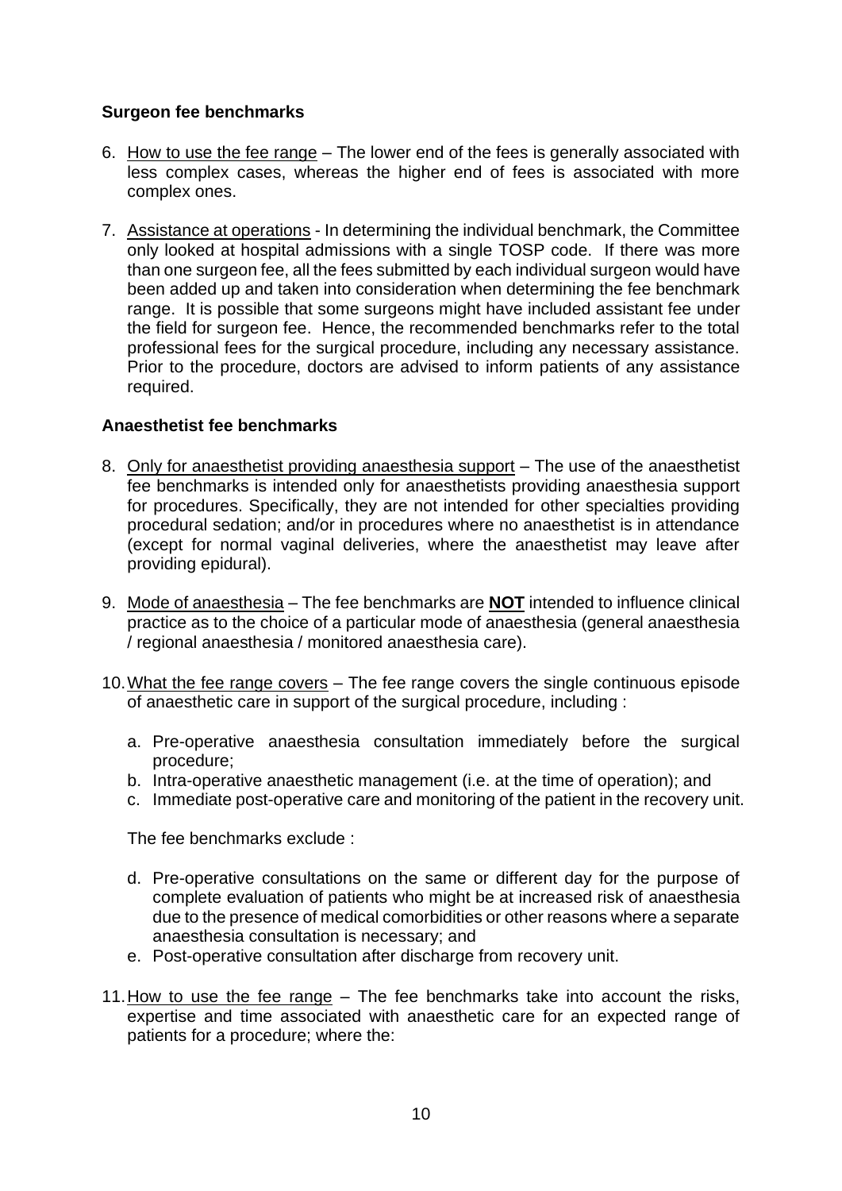**Surgeon fee benchmarks**

6. <u>How to use the fee range</u> – The lower end of the fees is generally associated with less complex cases, whereas the higher end of fees is associated with more complex ones.

7. <u>Assistance at operations</u> - In determining the individual benchmark, the Committee only looked at hospital admissions with a single TOSP code. If there was more than one surgeon fee, all the fees submitted by each individual surgeon would have been added up and taken into consideration when determining the fee benchmark range. It is possible that some surgeons might have included assistant fee under the field for surgeon fee. Hence, the recommended benchmarks refer to the total professional fees for the surgical procedure, including any necessary assistance. Prior to the procedure, doctors are advised to inform patients of any assistance required.

**Anaesthetist fee benchmarks**

8. <u>Only for anaesthetist providing anaesthesia support</u> – The use of the anaesthetist fee benchmarks is intended only for anaesthetists providing anaesthesia support for procedures. Specifically, they are not intended for other specialties providing procedural sedation; and/or in procedures where no anaesthetist is in attendance (except for normal vaginal deliveries, where the anaesthetist may leave after providing epidural).

9. <u>Mode of anaesthesia</u> – The fee benchmarks are **<u>NOT</u>** intended to influence clinical practice as to the choice of a particular mode of anaesthesia (general anaesthesia / regional anaesthesia / monitored anaesthesia care).

10. <u>What the fee range covers</u> – The fee range covers the single continuous episode of anaesthetic care in support of the surgical procedure, including :

    a. Pre-operative anaesthesia consultation immediately before the surgical procedure;
    b. Intra-operative anaesthetic management (i.e. at the time of operation); and
    c. Immediate post-operative care and monitoring of the patient in the recovery unit.

    The fee benchmarks exclude :

    d. Pre-operative consultations on the same or different day for the purpose of complete evaluation of patients who might be at increased risk of anaesthesia due to the presence of medical comorbidities or other reasons where a separate anaesthesia consultation is necessary; and
    e. Post-operative consultation after discharge from recovery unit.

11. <u>How to use the fee range</u> – The fee benchmarks take into account the risks, expertise and time associated with anaesthetic care for an expected range of patients for a procedure; where the: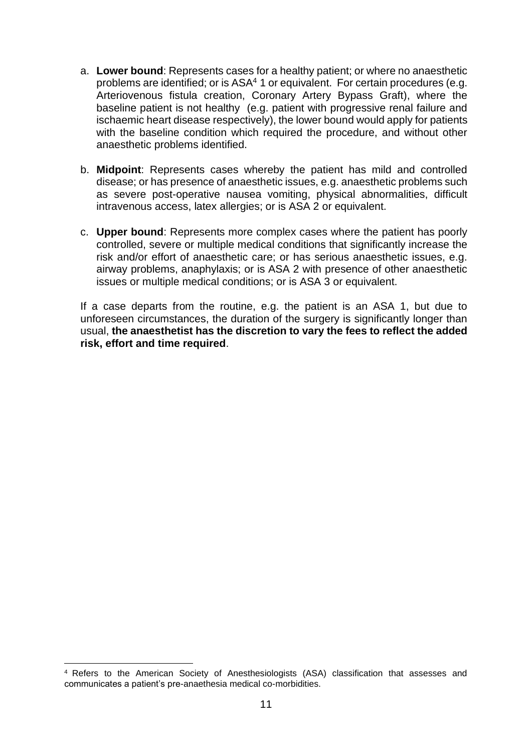a. **Lower bound**: Represents cases for a healthy patient; or where no anaesthetic problems are identified; or is ASA[4] 1 or equivalent. For certain procedures (e.g. Arteriovenous fistula creation, Coronary Artery Bypass Graft), where the baseline patient is not healthy (e.g. patient with progressive renal failure and ischaemic heart disease respectively), the lower bound would apply for patients with the baseline condition which required the procedure, and without other anaesthetic problems identified.

b. **Midpoint**: Represents cases whereby the patient has mild and controlled disease; or has presence of anaesthetic issues, e.g. anaesthetic problems such as severe post-operative nausea vomiting, physical abnormalities, difficult intravenous access, latex allergies; or is ASA 2 or equivalent.

c. **Upper bound**: Represents more complex cases where the patient has poorly controlled, severe or multiple medical conditions that significantly increase the risk and/or effort of anaesthetic care; or has serious anaesthetic issues, e.g. airway problems, anaphylaxis; or is ASA 2 with presence of other anaesthetic issues or multiple medical conditions; or is ASA 3 or equivalent.

If a case departs from the routine, e.g. the patient is an ASA 1, but due to unforeseen circumstances, the duration of the surgery is significantly longer than usual, **the anaesthetist has the discretion to vary the fees to reflect the added risk, effort and time required**.

[4] Refers to the American Society of Anesthesiologists (ASA) classification that assesses and communicates a patient's pre-anaethesia medical co-morbidities.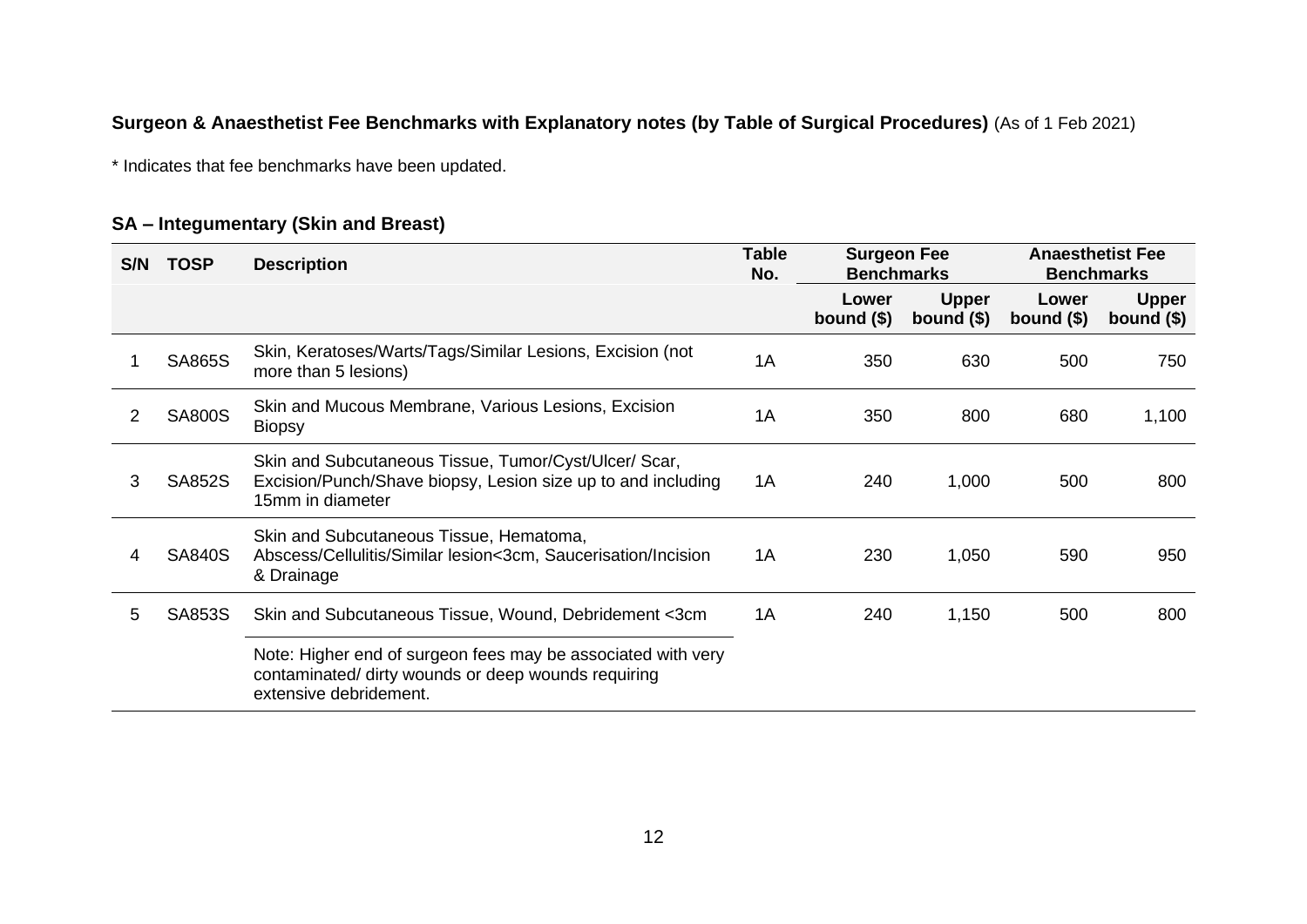**Surgeon & Anaesthetist Fee Benchmarks with Explanatory notes (by Table of Surgical Procedures)** (As of 1 Feb 2021)

* Indicates that fee benchmarks have been updated.

## SA – Integumentary (Skin and Breast)

| S/N | TOSP | Description | Table No. | Surgeon Fee Benchmarks | | Anaesthetist Fee Benchmarks | |
|---|---|---|---|---|---|---|---|
| | | | | Lower bound ($) | Upper bound ($) | Lower bound ($) | Upper bound ($) |
| 1 | SA865S | Skin, Keratoses/Warts/Tags/Similar Lesions, Excision (not more than 5 lesions) | 1A | 350 | 630 | 500 | 750 |
| 2 | SA800S | Skin and Mucous Membrane, Various Lesions, Excision Biopsy | 1A | 350 | 800 | 680 | 1,100 |
| 3 | SA852S | Skin and Subcutaneous Tissue, Tumor/Cyst/Ulcer/ Scar, Excision/Punch/Shave biopsy, Lesion size up to and including 15mm in diameter | 1A | 240 | 1,000 | 500 | 800 |
| 4 | SA840S | Skin and Subcutaneous Tissue, Hematoma, Abscess/Cellulitis/Similar lesion<3cm, Saucerisation/Incision & Drainage | 1A | 230 | 1,050 | 590 | 950 |
| 5 | SA853S | Skin and Subcutaneous Tissue, Wound, Debridement <3cm | 1A | 240 | 1,150 | 500 | 800 |
| | | Note: Higher end of surgeon fees may be associated with very contaminated/ dirty wounds or deep wounds requiring extensive debridement. | | | | | |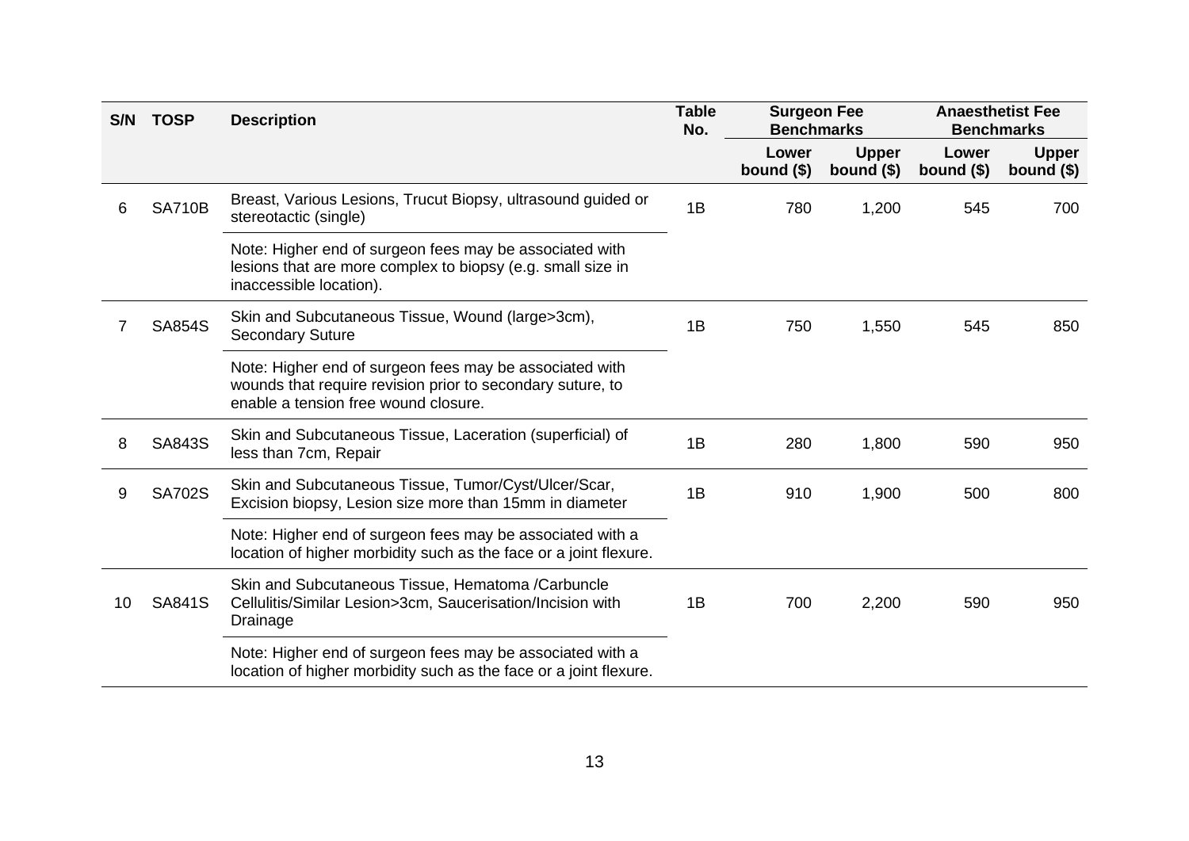| S/N | TOSP | Description | Table No. | Surgeon Fee Benchmarks | | Anaesthetist Fee Benchmarks | |
|---|---|---|---|---|---|---|---|
| | | | | Lower bound ($) | Upper bound ($) | Lower bound ($) | Upper bound ($) |
| 6 | SA710B | Breast, Various Lesions, Trucut Biopsy, ultrasound guided or stereotactic (single) | 1B | 780 | 1,200 | 545 | 700 |
| | | Note: Higher end of surgeon fees may be associated with lesions that are more complex to biopsy (e.g. small size in inaccessible location). | | | | | |
| 7 | SA854S | Skin and Subcutaneous Tissue, Wound (large>3cm), Secondary Suture | 1B | 750 | 1,550 | 545 | 850 |
| | | Note: Higher end of surgeon fees may be associated with wounds that require revision prior to secondary suture, to enable a tension free wound closure. | | | | | |
| 8 | SA843S | Skin and Subcutaneous Tissue, Laceration (superficial) of less than 7cm, Repair | 1B | 280 | 1,800 | 590 | 950 |
| 9 | SA702S | Skin and Subcutaneous Tissue, Tumor/Cyst/Ulcer/Scar, Excision biopsy, Lesion size more than 15mm in diameter | 1B | 910 | 1,900 | 500 | 800 |
| | | Note: Higher end of surgeon fees may be associated with a location of higher morbidity such as the face or a joint flexure. | | | | | |
| 10 | SA841S | Skin and Subcutaneous Tissue, Hematoma /Carbuncle Cellulitis/Similar Lesion>3cm, Saucerisation/Incision with Drainage | 1B | 700 | 2,200 | 590 | 950 |
| | | Note: Higher end of surgeon fees may be associated with a location of higher morbidity such as the face or a joint flexure. | | | | | |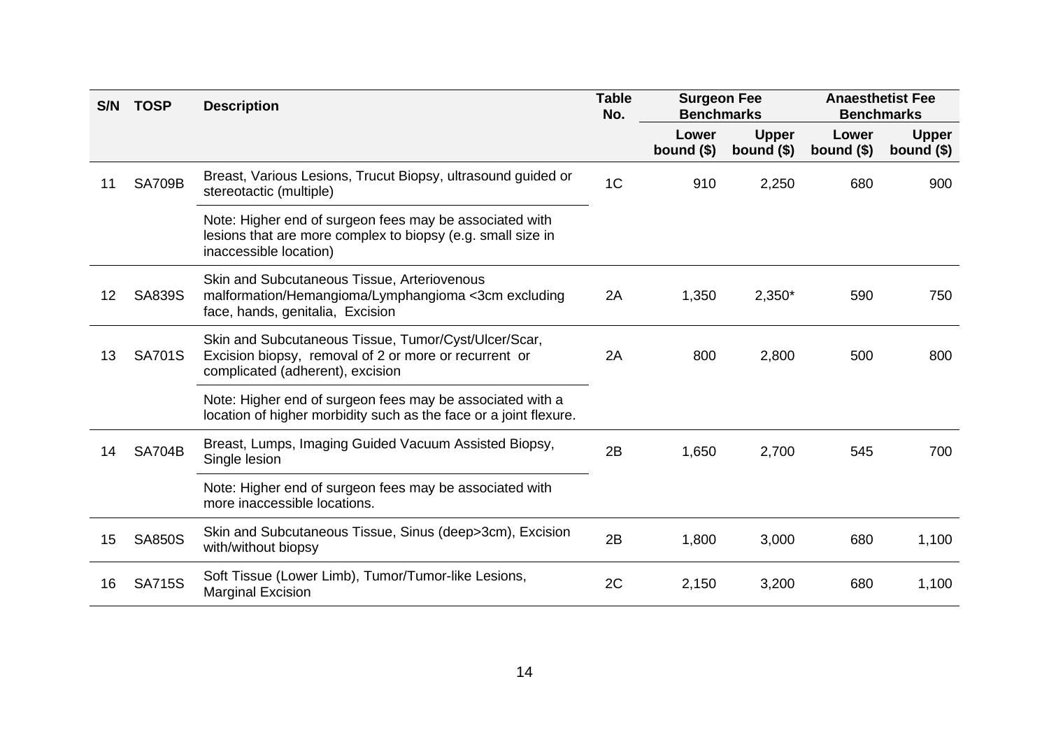| S/N | TOSP | Description | Table No. | Surgeon Fee Benchmarks | | Anaesthetist Fee Benchmarks | |
|---|---|---|---|---|---|---|---|
| | | | | Lower bound ($) | Upper bound ($) | Lower bound ($) | Upper bound ($) |
| 11 | SA709B | Breast, Various Lesions, Trucut Biopsy, ultrasound guided or stereotactic (multiple) | 1C | 910 | 2,250 | 680 | 900 |
| | | Note: Higher end of surgeon fees may be associated with lesions that are more complex to biopsy (e.g. small size in inaccessible location) | | | | | |
| 12 | SA839S | Skin and Subcutaneous Tissue, Arteriovenous malformation/Hemangioma/Lymphangioma <3cm excluding face, hands, genitalia, Excision | 2A | 1,350 | 2,350* | 590 | 750 |
| 13 | SA701S | Skin and Subcutaneous Tissue, Tumor/Cyst/Ulcer/Scar, Excision biopsy, removal of 2 or more or recurrent or complicated (adherent), excision | 2A | 800 | 2,800 | 500 | 800 |
| | | Note: Higher end of surgeon fees may be associated with a location of higher morbidity such as the face or a joint flexure. | | | | | |
| 14 | SA704B | Breast, Lumps, Imaging Guided Vacuum Assisted Biopsy, Single lesion | 2B | 1,650 | 2,700 | 545 | 700 |
| | | Note: Higher end of surgeon fees may be associated with more inaccessible locations. | | | | | |
| 15 | SA850S | Skin and Subcutaneous Tissue, Sinus (deep>3cm), Excision with/without biopsy | 2B | 1,800 | 3,000 | 680 | 1,100 |
| 16 | SA715S | Soft Tissue (Lower Limb), Tumor/Tumor-like Lesions, Marginal Excision | 2C | 2,150 | 3,200 | 680 | 1,100 |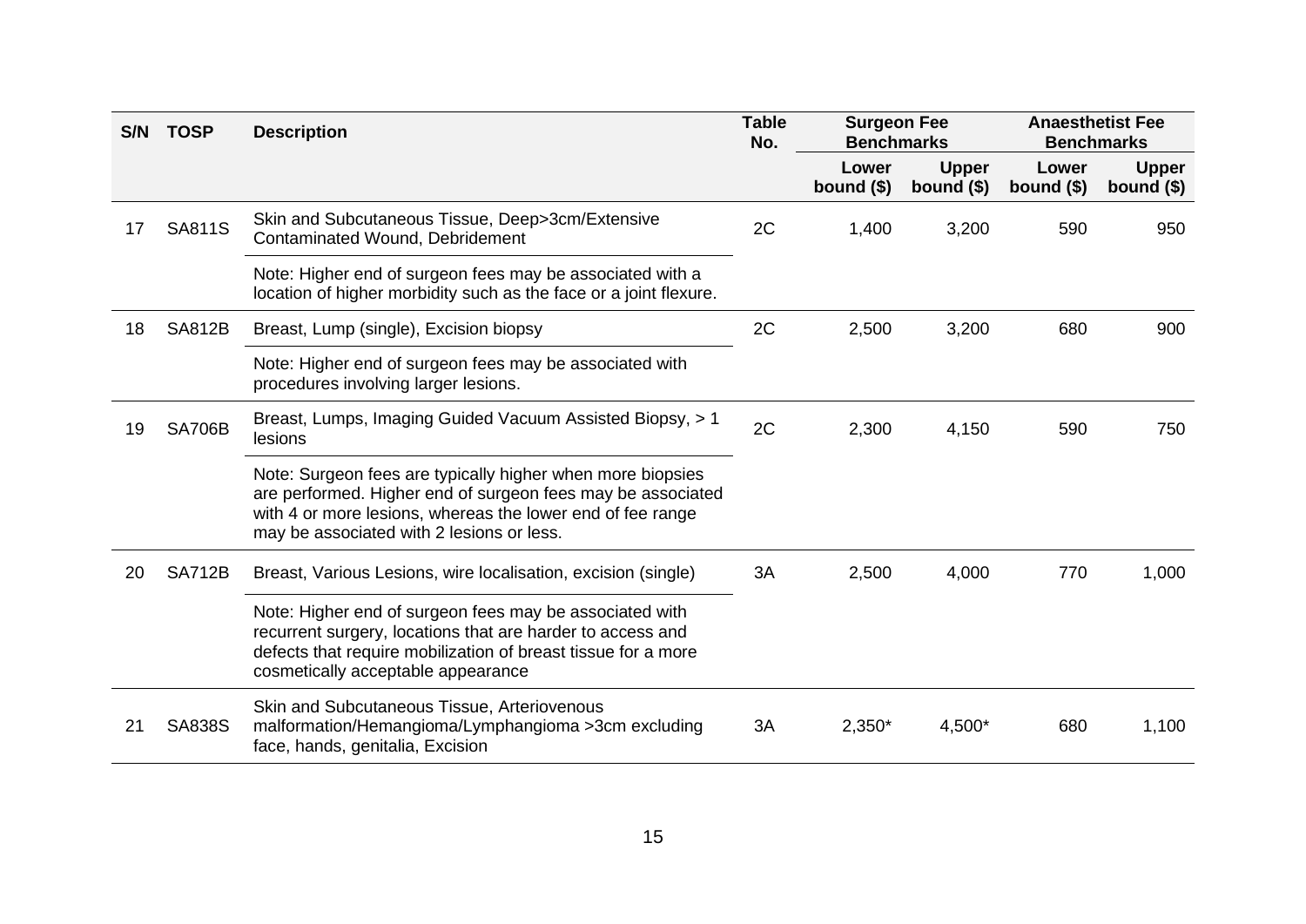| S/N | TOSP | Description | Table No. | Surgeon Fee Benchmarks | | Anaesthetist Fee Benchmarks | |
|---|---|---|---|---|---|---|---|
| | | | | Lower bound ($) | Upper bound ($) | Lower bound ($) | Upper bound ($) |
| 17 | SA811S | Skin and Subcutaneous Tissue, Deep>3cm/Extensive Contaminated Wound, Debridement | 2C | 1,400 | 3,200 | 590 | 950 |
| | | Note: Higher end of surgeon fees may be associated with a location of higher morbidity such as the face or a joint flexure. | | | | | |
| 18 | SA812B | Breast, Lump (single), Excision biopsy | 2C | 2,500 | 3,200 | 680 | 900 |
| | | Note: Higher end of surgeon fees may be associated with procedures involving larger lesions. | | | | | |
| 19 | SA706B | Breast, Lumps, Imaging Guided Vacuum Assisted Biopsy, > 1 lesions | 2C | 2,300 | 4,150 | 590 | 750 |
| | | Note: Surgeon fees are typically higher when more biopsies are performed. Higher end of surgeon fees may be associated with 4 or more lesions, whereas the lower end of fee range may be associated with 2 lesions or less. | | | | | |
| 20 | SA712B | Breast, Various Lesions, wire localisation, excision (single) | 3A | 2,500 | 4,000 | 770 | 1,000 |
| | | Note: Higher end of surgeon fees may be associated with recurrent surgery, locations that are harder to access and defects that require mobilization of breast tissue for a more cosmetically acceptable appearance | | | | | |
| 21 | SA838S | Skin and Subcutaneous Tissue, Arteriovenous malformation/Hemangioma/Lymphangioma >3cm excluding face, hands, genitalia, Excision | 3A | 2,350* | 4,500* | 680 | 1,100 |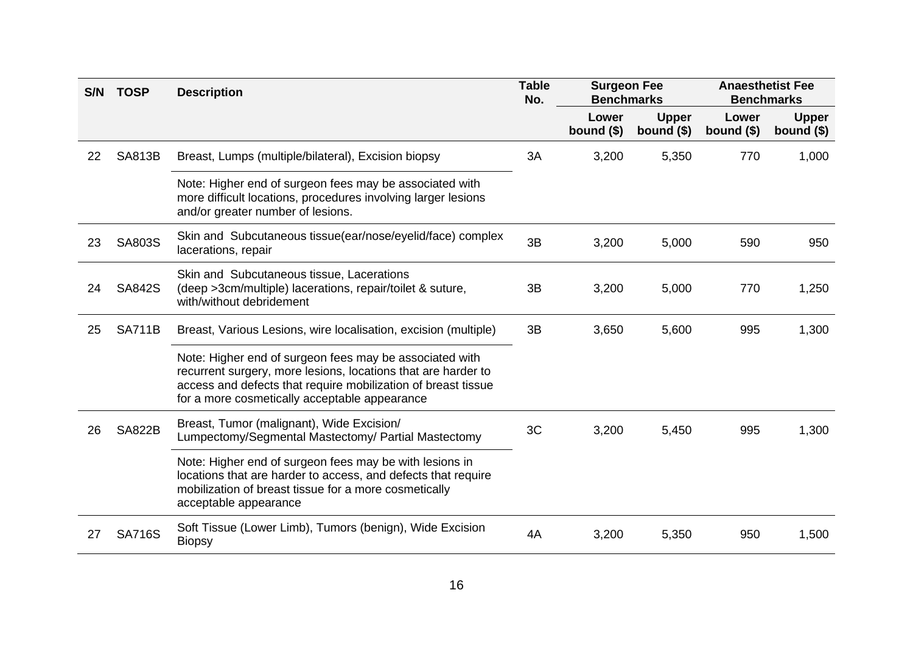| S/N | TOSP | Description | Table No. | Surgeon Fee Benchmarks | | Anaesthetist Fee Benchmarks | |
|---|---|---|---|---|---|---|---|
| | | | | Lower bound ($) | Upper bound ($) | Lower bound ($) | Upper bound ($) |
| 22 | SA813B | Breast, Lumps (multiple/bilateral), Excision biopsy | 3A | 3,200 | 5,350 | 770 | 1,000 |
| | | Note: Higher end of surgeon fees may be associated with more difficult locations, procedures involving larger lesions and/or greater number of lesions. | | | | | |
| 23 | SA803S | Skin and Subcutaneous tissue(ear/nose/eyelid/face) complex lacerations, repair | 3B | 3,200 | 5,000 | 590 | 950 |
| 24 | SA842S | Skin and Subcutaneous tissue, Lacerations (deep >3cm/multiple) lacerations, repair/toilet & suture, with/without debridement | 3B | 3,200 | 5,000 | 770 | 1,250 |
| 25 | SA711B | Breast, Various Lesions, wire localisation, excision (multiple) | 3B | 3,650 | 5,600 | 995 | 1,300 |
| | | Note: Higher end of surgeon fees may be associated with recurrent surgery, more lesions, locations that are harder to access and defects that require mobilization of breast tissue for a more cosmetically acceptable appearance | | | | | |
| 26 | SA822B | Breast, Tumor (malignant), Wide Excision/ Lumpectomy/Segmental Mastectomy/ Partial Mastectomy | 3C | 3,200 | 5,450 | 995 | 1,300 |
| | | Note: Higher end of surgeon fees may be with lesions in locations that are harder to access, and defects that require mobilization of breast tissue for a more cosmetically acceptable appearance | | | | | |
| 27 | SA716S | Soft Tissue (Lower Limb), Tumors (benign), Wide Excision Biopsy | 4A | 3,200 | 5,350 | 950 | 1,500 |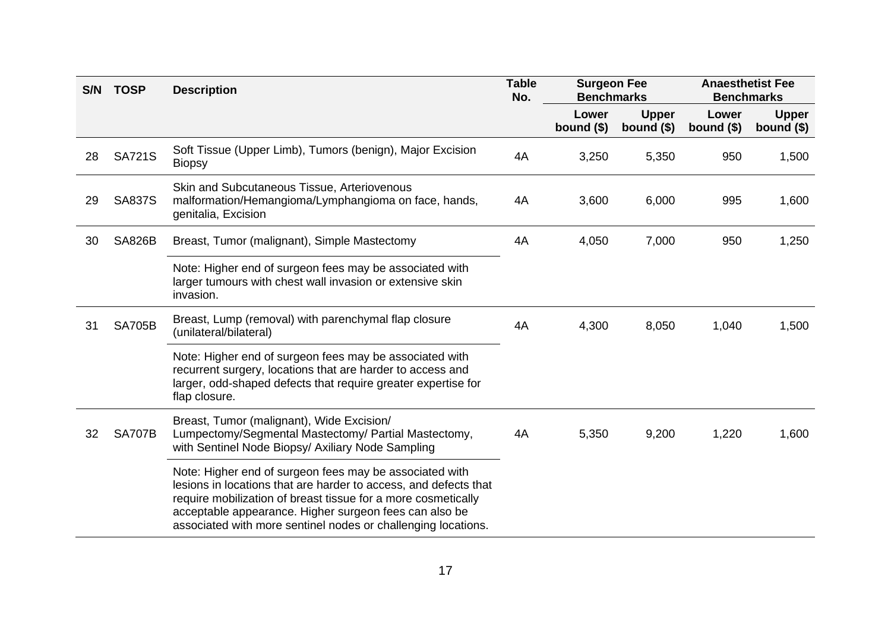| S/N | TOSP | Description | Table No. | Surgeon Fee Benchmarks | | Anaesthetist Fee Benchmarks | |
|---|---|---|---|---|---|---|---|
| | | | | Lower bound ($) | Upper bound ($) | Lower bound ($) | Upper bound ($) |
| 28 | SA721S | Soft Tissue (Upper Limb), Tumors (benign), Major Excision Biopsy | 4A | 3,250 | 5,350 | 950 | 1,500 |
| 29 | SA837S | Skin and Subcutaneous Tissue, Arteriovenous malformation/Hemangioma/Lymphangioma on face, hands, genitalia, Excision | 4A | 3,600 | 6,000 | 995 | 1,600 |
| 30 | SA826B | Breast, Tumor (malignant), Simple Mastectomy | 4A | 4,050 | 7,000 | 950 | 1,250 |
| | | Note: Higher end of surgeon fees may be associated with larger tumours with chest wall invasion or extensive skin invasion. | | | | | |
| 31 | SA705B | Breast, Lump (removal) with parenchymal flap closure (unilateral/bilateral) | 4A | 4,300 | 8,050 | 1,040 | 1,500 |
| | | Note: Higher end of surgeon fees may be associated with recurrent surgery, locations that are harder to access and larger, odd-shaped defects that require greater expertise for flap closure. | | | | | |
| 32 | SA707B | Breast, Tumor (malignant), Wide Excision/ Lumpectomy/Segmental Mastectomy/ Partial Mastectomy, with Sentinel Node Biopsy/ Axiliary Node Sampling | 4A | 5,350 | 9,200 | 1,220 | 1,600 |
| | | Note: Higher end of surgeon fees may be associated with lesions in locations that are harder to access, and defects that require mobilization of breast tissue for a more cosmetically acceptable appearance. Higher surgeon fees can also be associated with more sentinel nodes or challenging locations. | | | | | |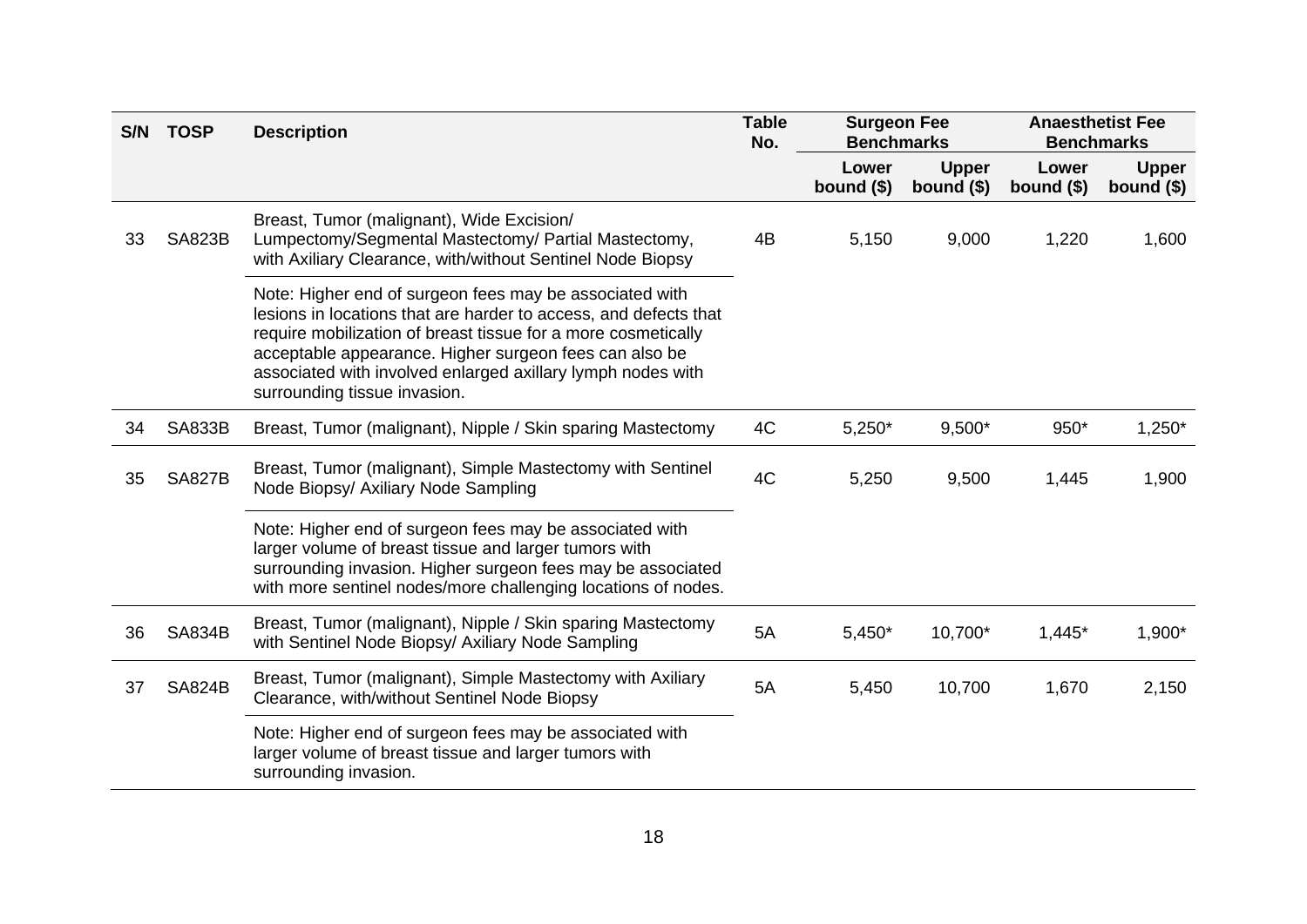| S/N | TOSP | Description | Table No. | Surgeon Fee Benchmarks | | Anaesthetist Fee Benchmarks | |
|---|---|---|---|---|---|---|---|
| | | | | Lower bound ($) | Upper bound ($) | Lower bound ($) | Upper bound ($) |
| 33 | SA823B | Breast, Tumor (malignant), Wide Excision/ Lumpectomy/Segmental Mastectomy/ Partial Mastectomy, with Axiliary Clearance, with/without Sentinel Node Biopsy | 4B | 5,150 | 9,000 | 1,220 | 1,600 |
| | | Note: Higher end of surgeon fees may be associated with lesions in locations that are harder to access, and defects that require mobilization of breast tissue for a more cosmetically acceptable appearance. Higher surgeon fees can also be associated with involved enlarged axillary lymph nodes with surrounding tissue invasion. | | | | | |
| 34 | SA833B | Breast, Tumor (malignant), Nipple / Skin sparing Mastectomy | 4C | 5,250* | 9,500* | 950* | 1,250* |
| 35 | SA827B | Breast, Tumor (malignant), Simple Mastectomy with Sentinel Node Biopsy/ Axiliary Node Sampling | 4C | 5,250 | 9,500 | 1,445 | 1,900 |
| | | Note: Higher end of surgeon fees may be associated with larger volume of breast tissue and larger tumors with surrounding invasion. Higher surgeon fees may be associated with more sentinel nodes/more challenging locations of nodes. | | | | | |
| 36 | SA834B | Breast, Tumor (malignant), Nipple / Skin sparing Mastectomy with Sentinel Node Biopsy/ Axiliary Node Sampling | 5A | 5,450* | 10,700* | 1,445* | 1,900* |
| 37 | SA824B | Breast, Tumor (malignant), Simple Mastectomy with Axiliary Clearance, with/without Sentinel Node Biopsy | 5A | 5,450 | 10,700 | 1,670 | 2,150 |
| | | Note: Higher end of surgeon fees may be associated with larger volume of breast tissue and larger tumors with surrounding invasion. | | | | | |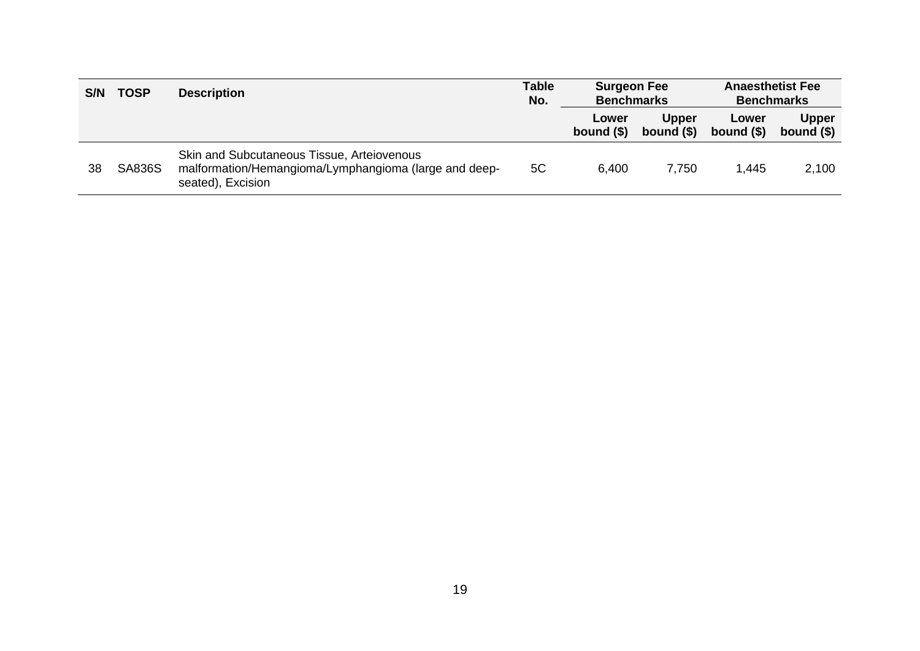| S/N | TOSP | Description | Table No. | Surgeon Fee Benchmarks | | Anaesthetist Fee Benchmarks | |
|---|---|---|---|---|---|---|---|
| | | | | Lower bound ($) | Upper bound ($) | Lower bound ($) | Upper bound ($) |
| 38 | SA836S | Skin and Subcutaneous Tissue, Arteiovenous malformation/Hemangioma/Lymphangioma (large and deep-seated), Excision | 5C | 6,400 | 7,750 | 1,445 | 2,100 |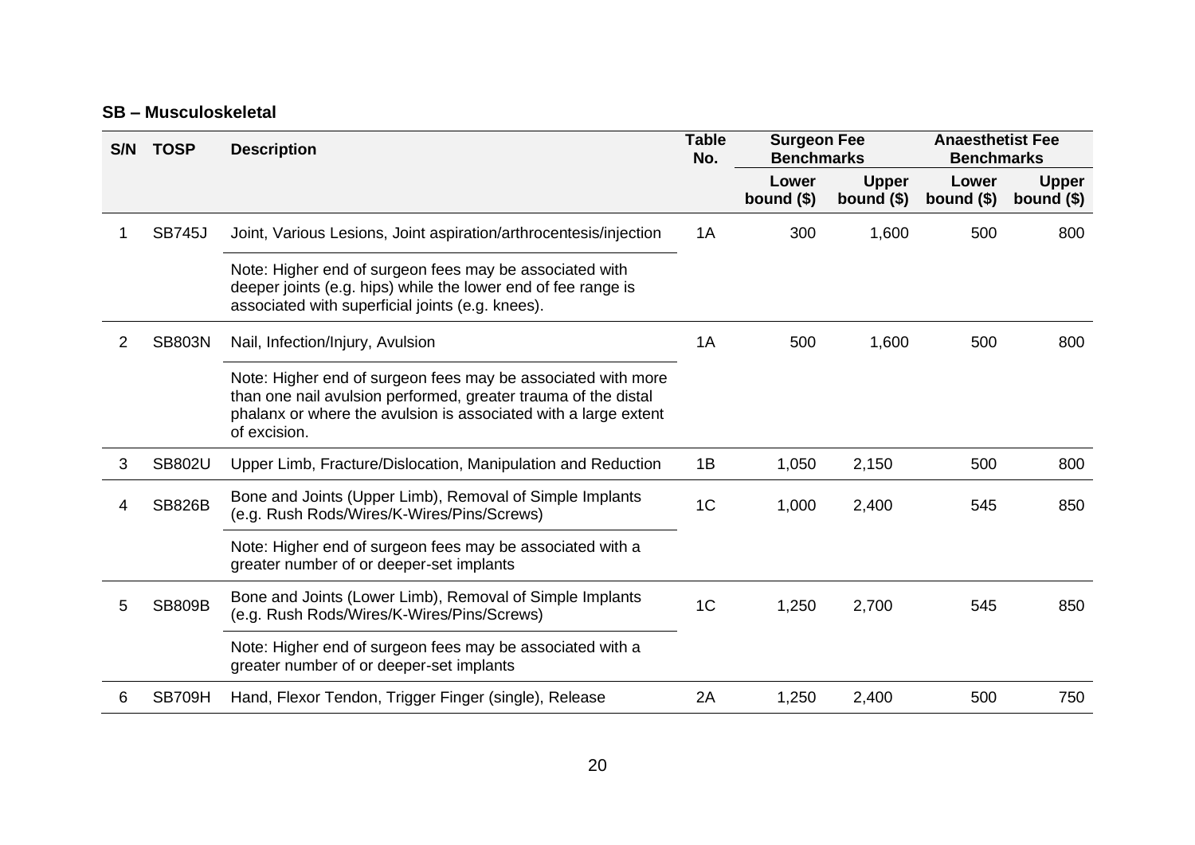**SB – Musculoskeletal**

| S/N | TOSP | Description | Table No. | Surgeon Fee Benchmarks | | Anaesthetist Fee Benchmarks | |
|---|---|---|---|---|---|---|---|
| | | | | Lower bound ($) | Upper bound ($) | Lower bound ($) | Upper bound ($) |
| 1 | SB745J | Joint, Various Lesions, Joint aspiration/arthrocentesis/injection | 1A | 300 | 1,600 | 500 | 800 |
| | | Note: Higher end of surgeon fees may be associated with deeper joints (e.g. hips) while the lower end of fee range is associated with superficial joints (e.g. knees). | | | | | |
| 2 | SB803N | Nail, Infection/Injury, Avulsion | 1A | 500 | 1,600 | 500 | 800 |
| | | Note: Higher end of surgeon fees may be associated with more than one nail avulsion performed, greater trauma of the distal phalanx or where the avulsion is associated with a large extent of excision. | | | | | |
| 3 | SB802U | Upper Limb, Fracture/Dislocation, Manipulation and Reduction | 1B | 1,050 | 2,150 | 500 | 800 |
| 4 | SB826B | Bone and Joints (Upper Limb), Removal of Simple Implants (e.g. Rush Rods/Wires/K-Wires/Pins/Screws) | 1C | 1,000 | 2,400 | 545 | 850 |
| | | Note: Higher end of surgeon fees may be associated with a greater number of or deeper-set implants | | | | | |
| 5 | SB809B | Bone and Joints (Lower Limb), Removal of Simple Implants (e.g. Rush Rods/Wires/K-Wires/Pins/Screws) | 1C | 1,250 | 2,700 | 545 | 850 |
| | | Note: Higher end of surgeon fees may be associated with a greater number of or deeper-set implants | | | | | |
| 6 | SB709H | Hand, Flexor Tendon, Trigger Finger (single), Release | 2A | 1,250 | 2,400 | 500 | 750 |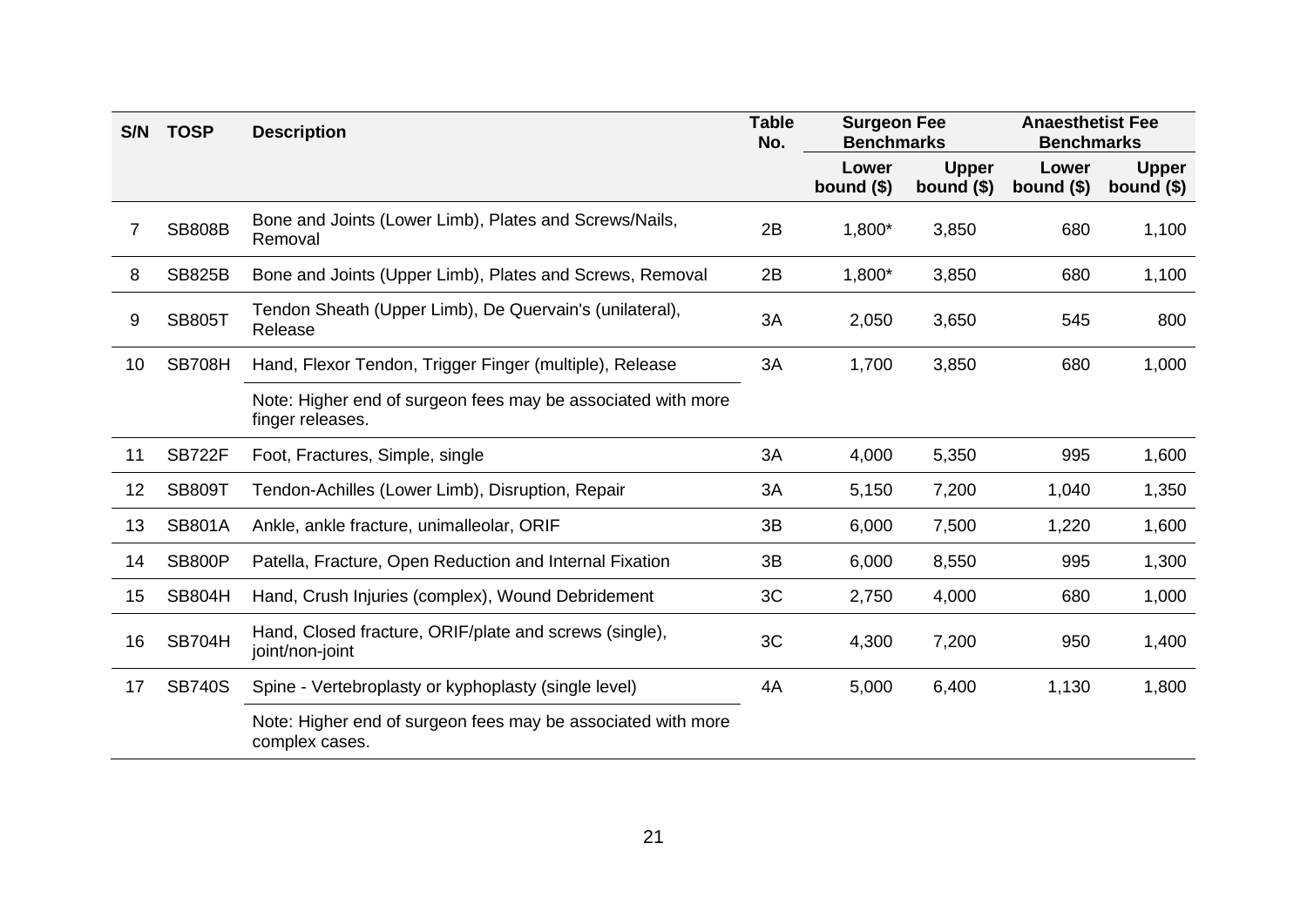| S/N | TOSP | Description | Table No. | Surgeon Fee Benchmarks | | Anaesthetist Fee Benchmarks | |
|---|---|---|---|---|---|---|---|
| | | | | Lower bound ($) | Upper bound ($) | Lower bound ($) | Upper bound ($) |
| 7 | SB808B | Bone and Joints (Lower Limb), Plates and Screws/Nails, Removal | 2B | 1,800* | 3,850 | 680 | 1,100 |
| 8 | SB825B | Bone and Joints (Upper Limb), Plates and Screws, Removal | 2B | 1,800* | 3,850 | 680 | 1,100 |
| 9 | SB805T | Tendon Sheath (Upper Limb), De Quervain's (unilateral), Release | 3A | 2,050 | 3,650 | 545 | 800 |
| 10 | SB708H | Hand, Flexor Tendon, Trigger Finger (multiple), Release<br><br>Note: Higher end of surgeon fees may be associated with more finger releases. | 3A | 1,700 | 3,850 | 680 | 1,000 |
| 11 | SB722F | Foot, Fractures, Simple, single | 3A | 4,000 | 5,350 | 995 | 1,600 |
| 12 | SB809T | Tendon-Achilles (Lower Limb), Disruption, Repair | 3A | 5,150 | 7,200 | 1,040 | 1,350 |
| 13 | SB801A | Ankle, ankle fracture, unimalleolar, ORIF | 3B | 6,000 | 7,500 | 1,220 | 1,600 |
| 14 | SB800P | Patella, Fracture, Open Reduction and Internal Fixation | 3B | 6,000 | 8,550 | 995 | 1,300 |
| 15 | SB804H | Hand, Crush Injuries (complex), Wound Debridement | 3C | 2,750 | 4,000 | 680 | 1,000 |
| 16 | SB704H | Hand, Closed fracture, ORIF/plate and screws (single), joint/non-joint | 3C | 4,300 | 7,200 | 950 | 1,400 |
| 17 | SB740S | Spine - Vertebroplasty or kyphoplasty (single level)<br><br>Note: Higher end of surgeon fees may be associated with more complex cases. | 4A | 5,000 | 6,400 | 1,130 | 1,800 |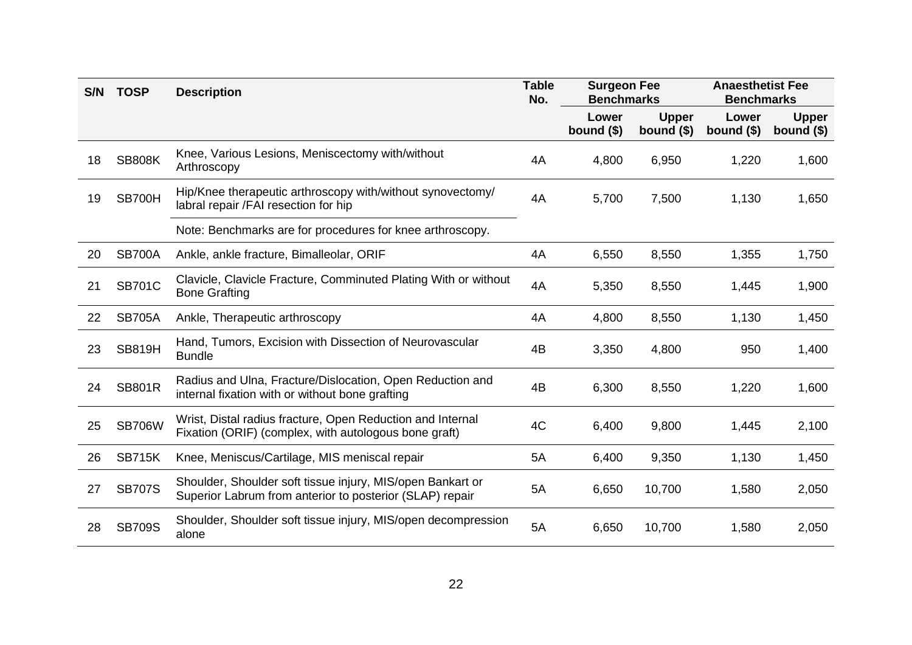| S/N | TOSP | Description | Table No. | Surgeon Fee Benchmarks | | Anaesthetist Fee Benchmarks | |
|---|---|---|---|---|---|---|---|
| | | | | Lower bound ($) | Upper bound ($) | Lower bound ($) | Upper bound ($) |
| 18 | SB808K | Knee, Various Lesions, Meniscectomy with/without Arthroscopy | 4A | 4,800 | 6,950 | 1,220 | 1,600 |
| 19 | SB700H | Hip/Knee therapeutic arthroscopy with/without synovectomy/ labral repair /FAI resection for hip | 4A | 5,700 | 7,500 | 1,130 | 1,650 |
| | | Note: Benchmarks are for procedures for knee arthroscopy. | | | | | |
| 20 | SB700A | Ankle, ankle fracture, Bimalleolar, ORIF | 4A | 6,550 | 8,550 | 1,355 | 1,750 |
| 21 | SB701C | Clavicle, Clavicle Fracture, Comminuted Plating With or without Bone Grafting | 4A | 5,350 | 8,550 | 1,445 | 1,900 |
| 22 | SB705A | Ankle, Therapeutic arthroscopy | 4A | 4,800 | 8,550 | 1,130 | 1,450 |
| 23 | SB819H | Hand, Tumors, Excision with Dissection of Neurovascular Bundle | 4B | 3,350 | 4,800 | 950 | 1,400 |
| 24 | SB801R | Radius and Ulna, Fracture/Dislocation, Open Reduction and internal fixation with or without bone grafting | 4B | 6,300 | 8,550 | 1,220 | 1,600 |
| 25 | SB706W | Wrist, Distal radius fracture, Open Reduction and Internal Fixation (ORIF) (complex, with autologous bone graft) | 4C | 6,400 | 9,800 | 1,445 | 2,100 |
| 26 | SB715K | Knee, Meniscus/Cartilage, MIS meniscal repair | 5A | 6,400 | 9,350 | 1,130 | 1,450 |
| 27 | SB707S | Shoulder, Shoulder soft tissue injury, MIS/open Bankart or Superior Labrum from anterior to posterior (SLAP) repair | 5A | 6,650 | 10,700 | 1,580 | 2,050 |
| 28 | SB709S | Shoulder, Shoulder soft tissue injury, MIS/open decompression alone | 5A | 6,650 | 10,700 | 1,580 | 2,050 |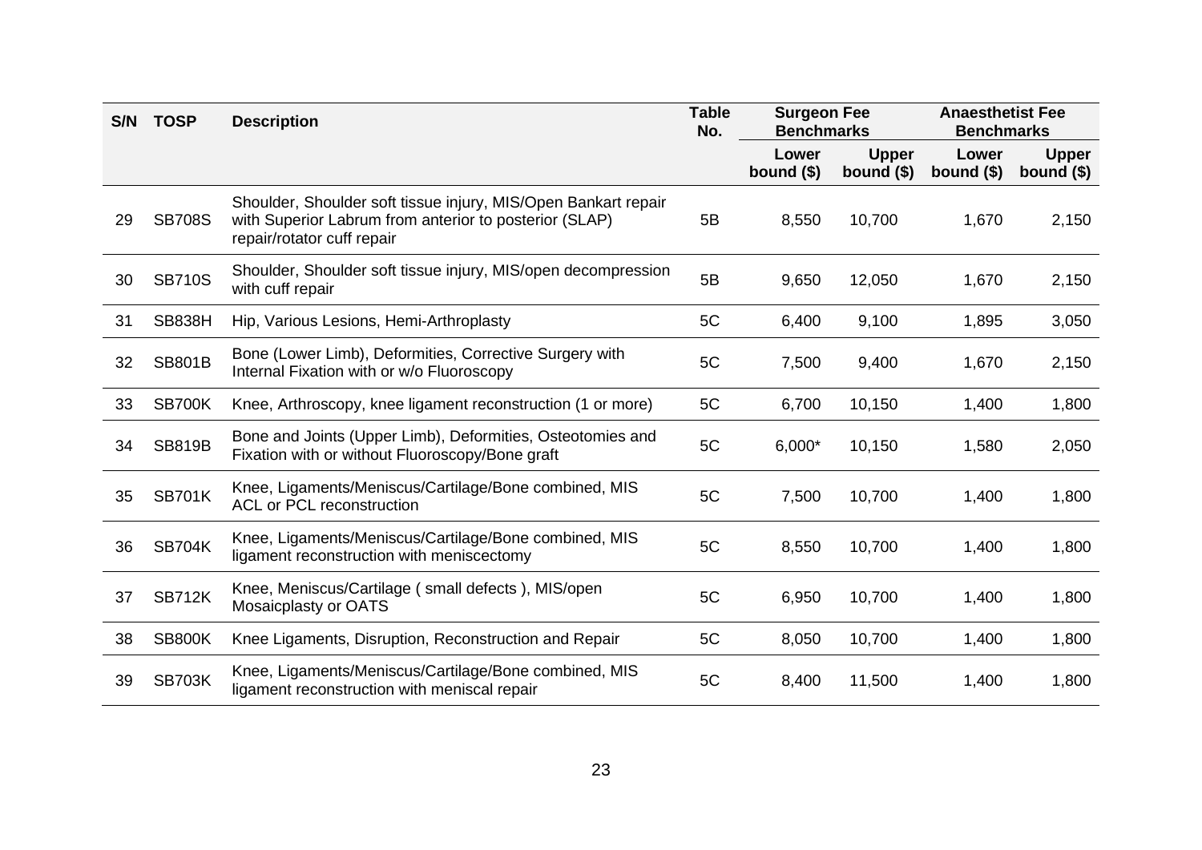| S/N | TOSP | Description | Table No. | Surgeon Fee Benchmarks | | Anaesthetist Fee Benchmarks | |
|---|---|---|---|---|---|---|---|
| | | | | Lower bound ($) | Upper bound ($) | Lower bound ($) | Upper bound ($) |
| 29 | SB708S | Shoulder, Shoulder soft tissue injury, MIS/Open Bankart repair with Superior Labrum from anterior to posterior (SLAP) repair/rotator cuff repair | 5B | 8,550 | 10,700 | 1,670 | 2,150 |
| 30 | SB710S | Shoulder, Shoulder soft tissue injury, MIS/open decompression with cuff repair | 5B | 9,650 | 12,050 | 1,670 | 2,150 |
| 31 | SB838H | Hip, Various Lesions, Hemi-Arthroplasty | 5C | 6,400 | 9,100 | 1,895 | 3,050 |
| 32 | SB801B | Bone (Lower Limb), Deformities, Corrective Surgery with Internal Fixation with or w/o Fluoroscopy | 5C | 7,500 | 9,400 | 1,670 | 2,150 |
| 33 | SB700K | Knee, Arthroscopy, knee ligament reconstruction (1 or more) | 5C | 6,700 | 10,150 | 1,400 | 1,800 |
| 34 | SB819B | Bone and Joints (Upper Limb), Deformities, Osteotomies and Fixation with or without Fluoroscopy/Bone graft | 5C | 6,000* | 10,150 | 1,580 | 2,050 |
| 35 | SB701K | Knee, Ligaments/Meniscus/Cartilage/Bone combined, MIS ACL or PCL reconstruction | 5C | 7,500 | 10,700 | 1,400 | 1,800 |
| 36 | SB704K | Knee, Ligaments/Meniscus/Cartilage/Bone combined, MIS ligament reconstruction with meniscectomy | 5C | 8,550 | 10,700 | 1,400 | 1,800 |
| 37 | SB712K | Knee, Meniscus/Cartilage ( small defects ), MIS/open Mosaicplasty or OATS | 5C | 6,950 | 10,700 | 1,400 | 1,800 |
| 38 | SB800K | Knee Ligaments, Disruption, Reconstruction and Repair | 5C | 8,050 | 10,700 | 1,400 | 1,800 |
| 39 | SB703K | Knee, Ligaments/Meniscus/Cartilage/Bone combined, MIS ligament reconstruction with meniscal repair | 5C | 8,400 | 11,500 | 1,400 | 1,800 |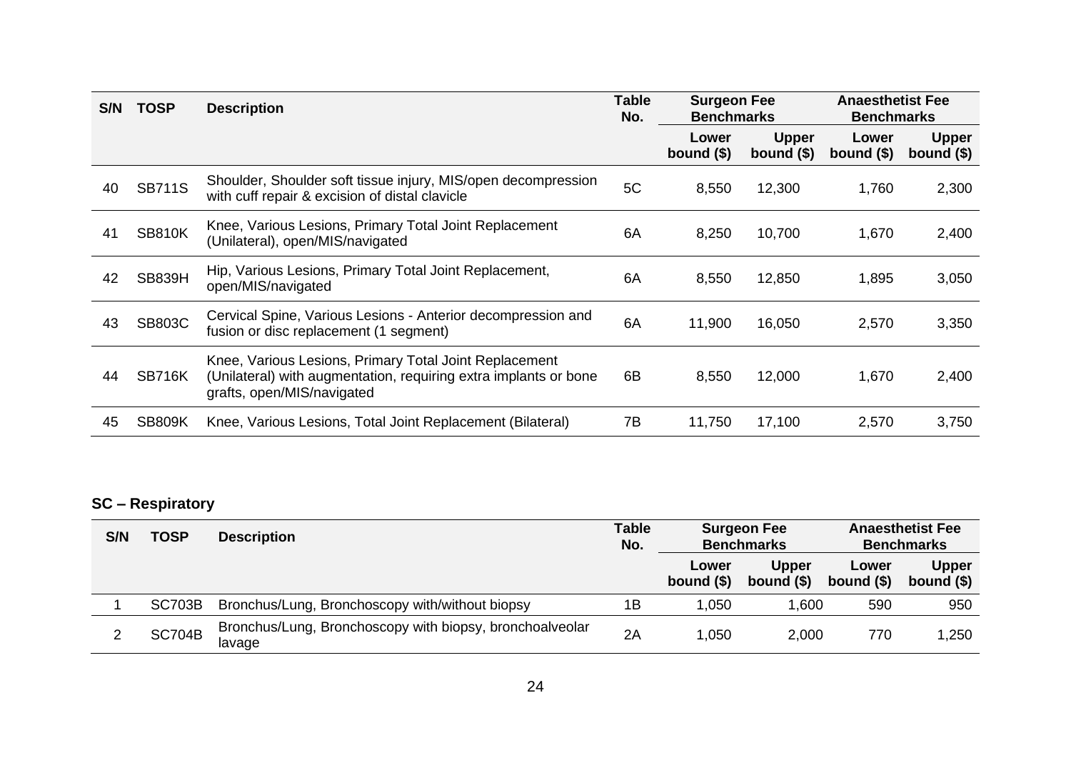| S/N | TOSP | Description | Table No. | Surgeon Fee Benchmarks | | Anaesthetist Fee Benchmarks | |
|---|---|---|---|---|---|---|---|
| | | | | Lower bound ($) | Upper bound ($) | Lower bound ($) | Upper bound ($) |
| 40 | SB711S | Shoulder, Shoulder soft tissue injury, MIS/open decompression with cuff repair & excision of distal clavicle | 5C | 8,550 | 12,300 | 1,760 | 2,300 |
| 41 | SB810K | Knee, Various Lesions, Primary Total Joint Replacement (Unilateral), open/MIS/navigated | 6A | 8,250 | 10,700 | 1,670 | 2,400 |
| 42 | SB839H | Hip, Various Lesions, Primary Total Joint Replacement, open/MIS/navigated | 6A | 8,550 | 12,850 | 1,895 | 3,050 |
| 43 | SB803C | Cervical Spine, Various Lesions - Anterior decompression and fusion or disc replacement (1 segment) | 6A | 11,900 | 16,050 | 2,570 | 3,350 |
| 44 | SB716K | Knee, Various Lesions, Primary Total Joint Replacement (Unilateral) with augmentation, requiring extra implants or bone grafts, open/MIS/navigated | 6B | 8,550 | 12,000 | 1,670 | 2,400 |
| 45 | SB809K | Knee, Various Lesions, Total Joint Replacement (Bilateral) | 7B | 11,750 | 17,100 | 2,570 | 3,750 |

**SC – Respiratory**

| S/N | TOSP | Description | Table No. | Surgeon Fee Benchmarks | | Anaesthetist Fee Benchmarks | |
|---|---|---|---|---|---|---|---|
| | | | | Lower bound ($) | Upper bound ($) | Lower bound ($) | Upper bound ($) |
| 1 | SC703B | Bronchus/Lung, Bronchoscopy with/without biopsy | 1B | 1,050 | 1,600 | 590 | 950 |
| 2 | SC704B | Bronchus/Lung, Bronchoscopy with biopsy, bronchoalveolar lavage | 2A | 1,050 | 2,000 | 770 | 1,250 |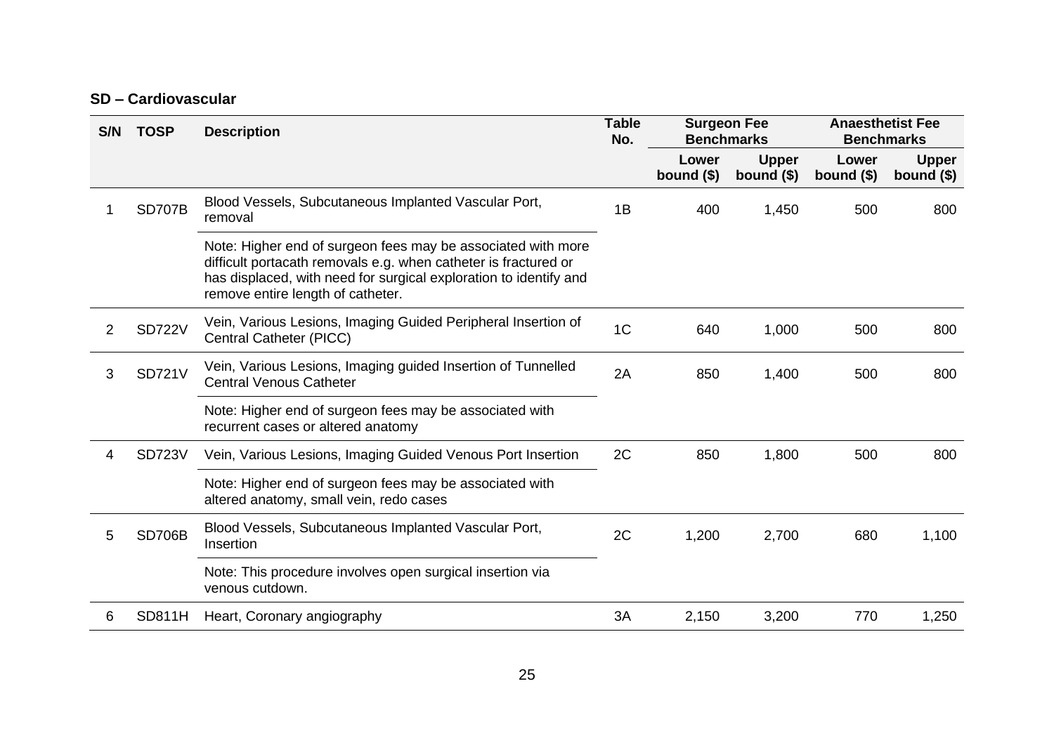**SD – Cardiovascular**

| S/N | TOSP | Description | Table No. | Surgeon Fee Benchmarks | | Anaesthetist Fee Benchmarks | |
|---|---|---|---|---|---|---|---|
| | | | | Lower bound ($) | Upper bound ($) | Lower bound ($) | Upper bound ($) |
| 1 | SD707B | Blood Vessels, Subcutaneous Implanted Vascular Port, removal | 1B | 400 | 1,450 | 500 | 800 |
| | | Note: Higher end of surgeon fees may be associated with more difficult portacath removals e.g. when catheter is fractured or has displaced, with need for surgical exploration to identify and remove entire length of catheter. | | | | | |
| 2 | SD722V | Vein, Various Lesions, Imaging Guided Peripheral Insertion of Central Catheter (PICC) | 1C | 640 | 1,000 | 500 | 800 |
| 3 | SD721V | Vein, Various Lesions, Imaging guided Insertion of Tunnelled Central Venous Catheter | 2A | 850 | 1,400 | 500 | 800 |
| | | Note: Higher end of surgeon fees may be associated with recurrent cases or altered anatomy | | | | | |
| 4 | SD723V | Vein, Various Lesions, Imaging Guided Venous Port Insertion | 2C | 850 | 1,800 | 500 | 800 |
| | | Note: Higher end of surgeon fees may be associated with altered anatomy, small vein, redo cases | | | | | |
| 5 | SD706B | Blood Vessels, Subcutaneous Implanted Vascular Port, Insertion | 2C | 1,200 | 2,700 | 680 | 1,100 |
| | | Note: This procedure involves open surgical insertion via venous cutdown. | | | | | |
| 6 | SD811H | Heart, Coronary angiography | 3A | 2,150 | 3,200 | 770 | 1,250 |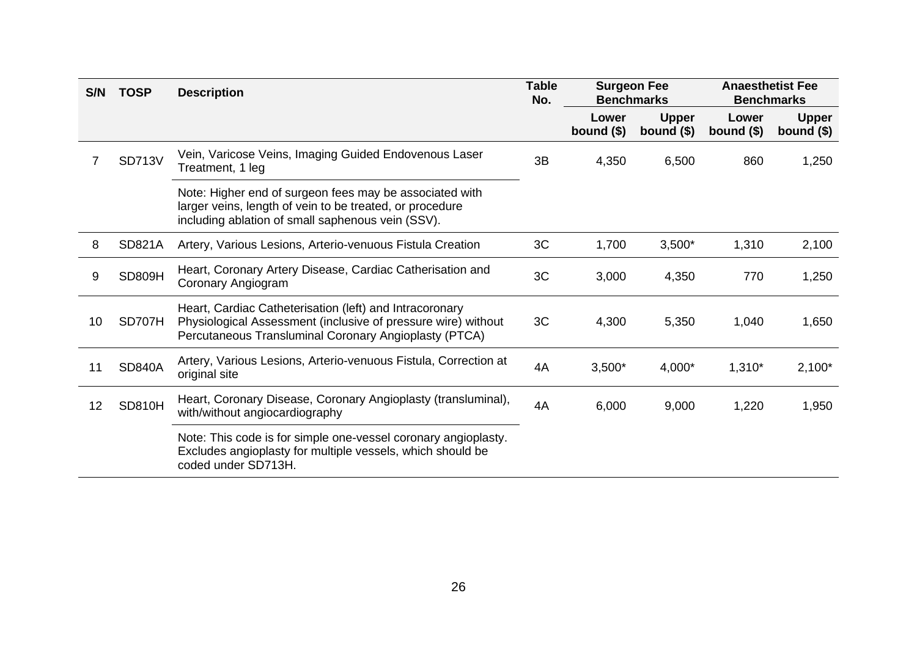| S/N | TOSP | Description | Table No. | Surgeon Fee Benchmarks | | Anaesthetist Fee Benchmarks | |
|---|---|---|---|---|---|---|---|
| | | | | Lower bound ($) | Upper bound ($) | Lower bound ($) | Upper bound ($) |
| 7 | SD713V | Vein, Varicose Veins, Imaging Guided Endovenous Laser Treatment, 1 leg | 3B | 4,350 | 6,500 | 860 | 1,250 |
| | | Note: Higher end of surgeon fees may be associated with larger veins, length of vein to be treated, or procedure including ablation of small saphenous vein (SSV). | | | | | |
| 8 | SD821A | Artery, Various Lesions, Arterio-venuous Fistula Creation | 3C | 1,700 | 3,500* | 1,310 | 2,100 |
| 9 | SD809H | Heart, Coronary Artery Disease, Cardiac Catherisation and Coronary Angiogram | 3C | 3,000 | 4,350 | 770 | 1,250 |
| 10 | SD707H | Heart, Cardiac Catheterisation (left) and Intracoronary Physiological Assessment (inclusive of pressure wire) without Percutaneous Transluminal Coronary Angioplasty (PTCA) | 3C | 4,300 | 5,350 | 1,040 | 1,650 |
| 11 | SD840A | Artery, Various Lesions, Arterio-venuous Fistula, Correction at original site | 4A | 3,500* | 4,000* | 1,310* | 2,100* |
| 12 | SD810H | Heart, Coronary Disease, Coronary Angioplasty (transluminal), with/without angiocardiography | 4A | 6,000 | 9,000 | 1,220 | 1,950 |
| | | Note: This code is for simple one-vessel coronary angioplasty. Excludes angioplasty for multiple vessels, which should be coded under SD713H. | | | | | |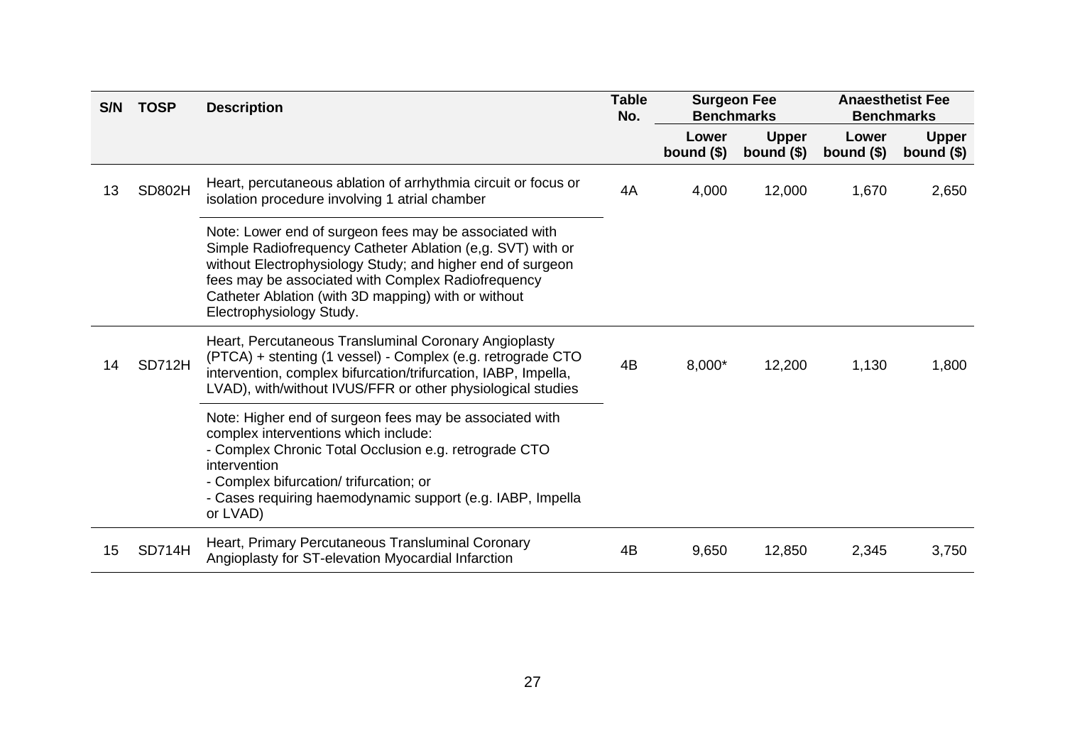| S/N | TOSP | Description | Table No. | Surgeon Fee Benchmarks | | Anaesthetist Fee Benchmarks | |
|---|---|---|---|---|---|---|---|
| | | | | Lower bound ($) | Upper bound ($) | Lower bound ($) | Upper bound ($) |
| 13 | SD802H | Heart, percutaneous ablation of arrhythmia circuit or focus or isolation procedure involving 1 atrial chamber | 4A | 4,000 | 12,000 | 1,670 | 2,650 |
| | | Note: Lower end of surgeon fees may be associated with Simple Radiofrequency Catheter Ablation (e,g. SVT) with or without Electrophysiology Study; and higher end of surgeon fees may be associated with Complex Radiofrequency Catheter Ablation (with 3D mapping) with or without Electrophysiology Study. | | | | | |
| 14 | SD712H | Heart, Percutaneous Transluminal Coronary Angioplasty (PTCA) + stenting (1 vessel) - Complex (e.g. retrograde CTO intervention, complex bifurcation/trifurcation, IABP, Impella, LVAD), with/without IVUS/FFR or other physiological studies | 4B | 8,000* | 12,200 | 1,130 | 1,800 |
| | | Note: Higher end of surgeon fees may be associated with complex interventions which include:<br>- Complex Chronic Total Occlusion e.g. retrograde CTO intervention<br>- Complex bifurcation/ trifurcation; or<br>- Cases requiring haemodynamic support (e.g. IABP, Impella or LVAD) | | | | | |
| 15 | SD714H | Heart, Primary Percutaneous Transluminal Coronary Angioplasty for ST-elevation Myocardial Infarction | 4B | 9,650 | 12,850 | 2,345 | 3,750 |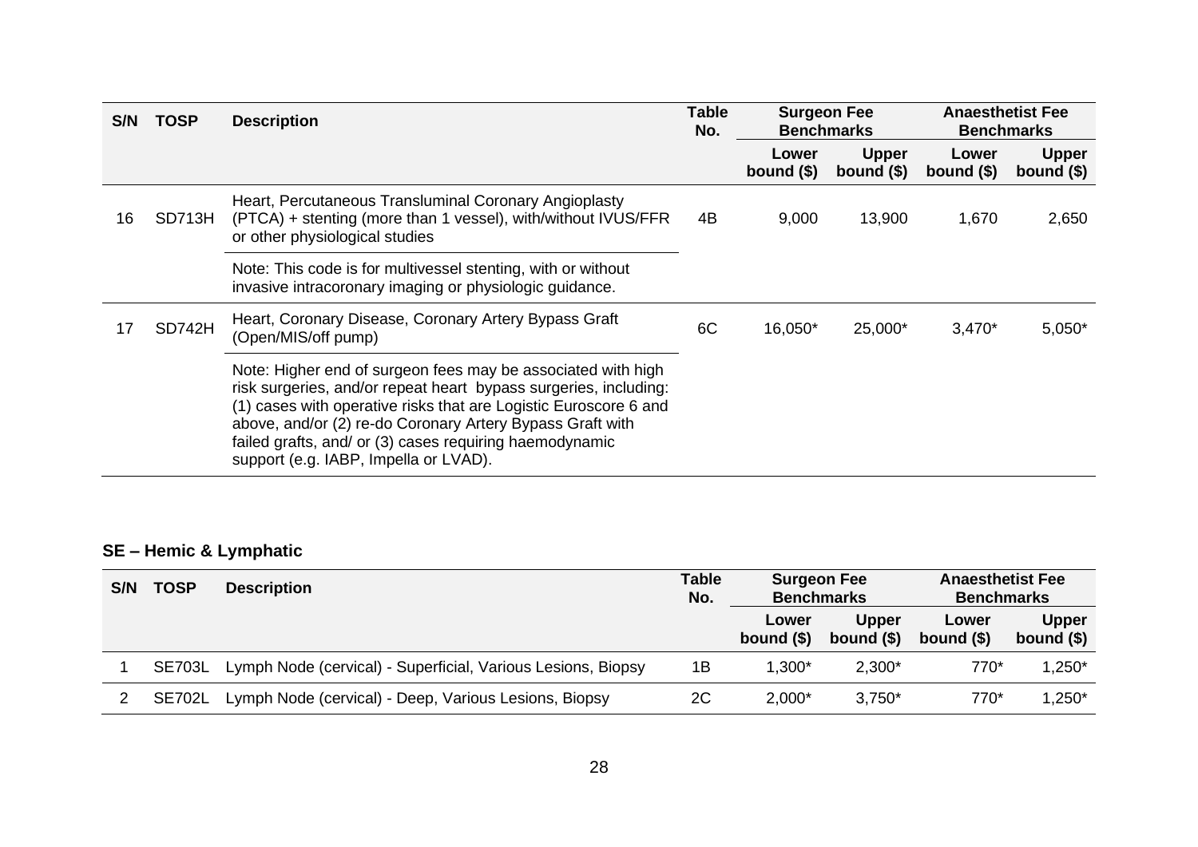| S/N | TOSP | Description | Table No. | Surgeon Fee Benchmarks | | Anaesthetist Fee Benchmarks | |
|---|---|---|---|---|---|---|---|
| | | | | Lower bound ($) | Upper bound ($) | Lower bound ($) | Upper bound ($) |
| 16 | SD713H | Heart, Percutaneous Transluminal Coronary Angioplasty (PTCA) + stenting (more than 1 vessel), with/without IVUS/FFR or other physiological studies | 4B | 9,000 | 13,900 | 1,670 | 2,650 |
| | | Note: This code is for multivessel stenting, with or without invasive intracoronary imaging or physiologic guidance. | | | | | |
| 17 | SD742H | Heart, Coronary Disease, Coronary Artery Bypass Graft (Open/MIS/off pump) | 6C | 16,050* | 25,000* | 3,470* | 5,050* |
| | | Note: Higher end of surgeon fees may be associated with high risk surgeries, and/or repeat heart bypass surgeries, including: (1) cases with operative risks that are Logistic Euroscore 6 and above, and/or (2) re-do Coronary Artery Bypass Graft with failed grafts, and/ or (3) cases requiring haemodynamic support (e.g. IABP, Impella or LVAD). | | | | | |

## SE – Hemic & Lymphatic

| S/N | TOSP | Description | Table No. | Surgeon Fee Benchmarks | | Anaesthetist Fee Benchmarks | |
|---|---|---|---|---|---|---|---|
| | | | | Lower bound ($) | Upper bound ($) | Lower bound ($) | Upper bound ($) |
| 1 | SE703L | Lymph Node (cervical) - Superficial, Various Lesions, Biopsy | 1B | 1,300* | 2,300* | 770* | 1,250* |
| 2 | SE702L | Lymph Node (cervical) - Deep, Various Lesions, Biopsy | 2C | 2,000* | 3,750* | 770* | 1,250* |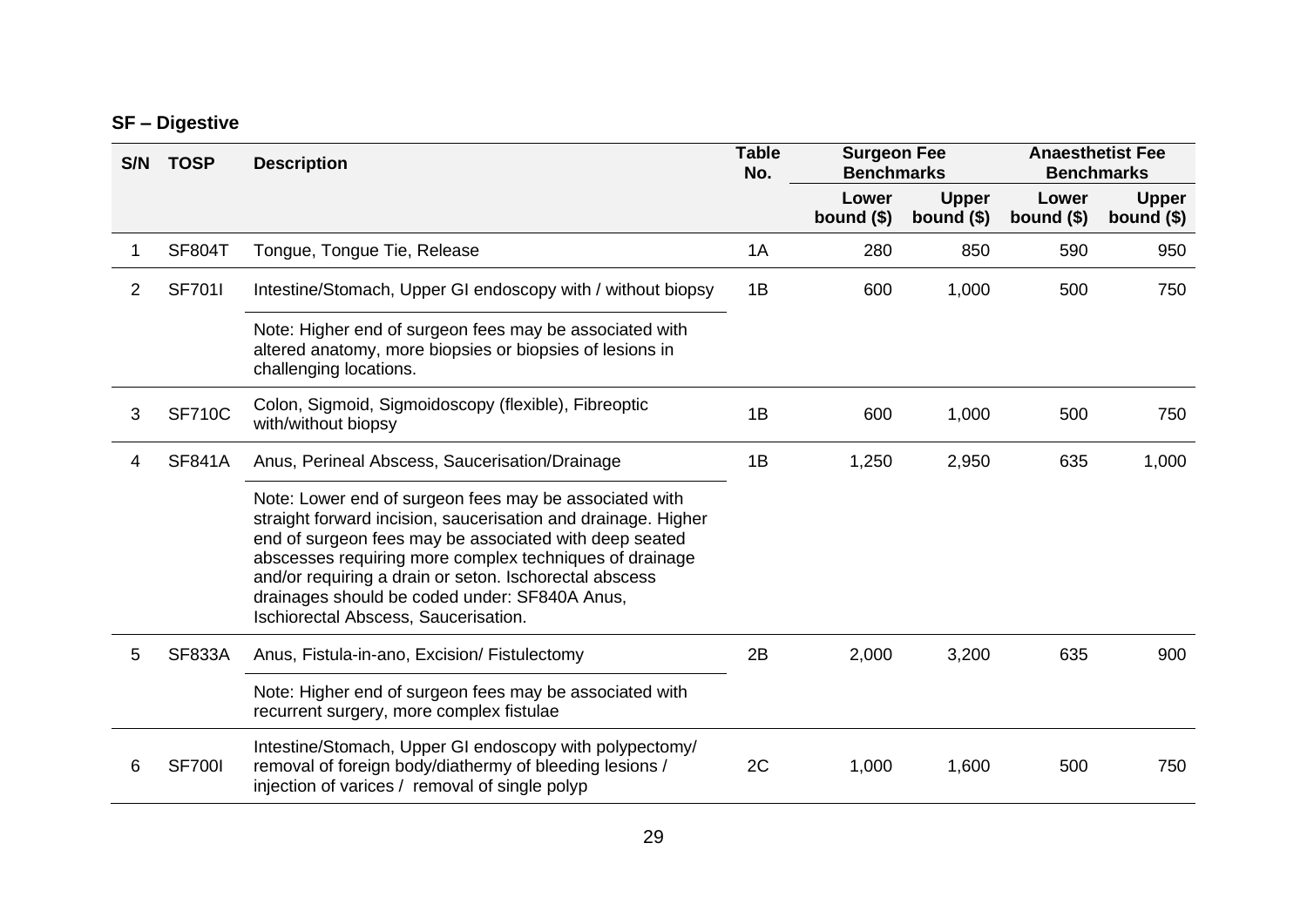**SF – Digestive**

| S/N | TOSP | Description | Table No. | Surgeon Fee Benchmarks | | Anaesthetist Fee Benchmarks | |
|---|---|---|---|---|---|---|---|
| | | | | Lower bound ($) | Upper bound ($) | Lower bound ($) | Upper bound ($) |
| 1 | SF804T | Tongue, Tongue Tie, Release | 1A | 280 | 850 | 590 | 950 |
| 2 | SF701I | Intestine/Stomach, Upper GI endoscopy with / without biopsy | 1B | 600 | 1,000 | 500 | 750 |
| | | Note: Higher end of surgeon fees may be associated with altered anatomy, more biopsies or biopsies of lesions in challenging locations. | | | | | |
| 3 | SF710C | Colon, Sigmoid, Sigmoidoscopy (flexible), Fibreoptic with/without biopsy | 1B | 600 | 1,000 | 500 | 750 |
| 4 | SF841A | Anus, Perineal Abscess, Saucerisation/Drainage | 1B | 1,250 | 2,950 | 635 | 1,000 |
| | | Note: Lower end of surgeon fees may be associated with straight forward incision, saucerisation and drainage. Higher end of surgeon fees may be associated with deep seated abscesses requiring more complex techniques of drainage and/or requiring a drain or seton. Ischorectal abscess drainages should be coded under: SF840A Anus, Ischiorectal Abscess, Saucerisation. | | | | | |
| 5 | SF833A | Anus, Fistula-in-ano, Excision/ Fistulectomy | 2B | 2,000 | 3,200 | 635 | 900 |
| | | Note: Higher end of surgeon fees may be associated with recurrent surgery, more complex fistulae | | | | | |
| 6 | SF700I | Intestine/Stomach, Upper GI endoscopy with polypectomy/ removal of foreign body/diathermy of bleeding lesions / injection of varices / removal of single polyp | 2C | 1,000 | 1,600 | 500 | 750 |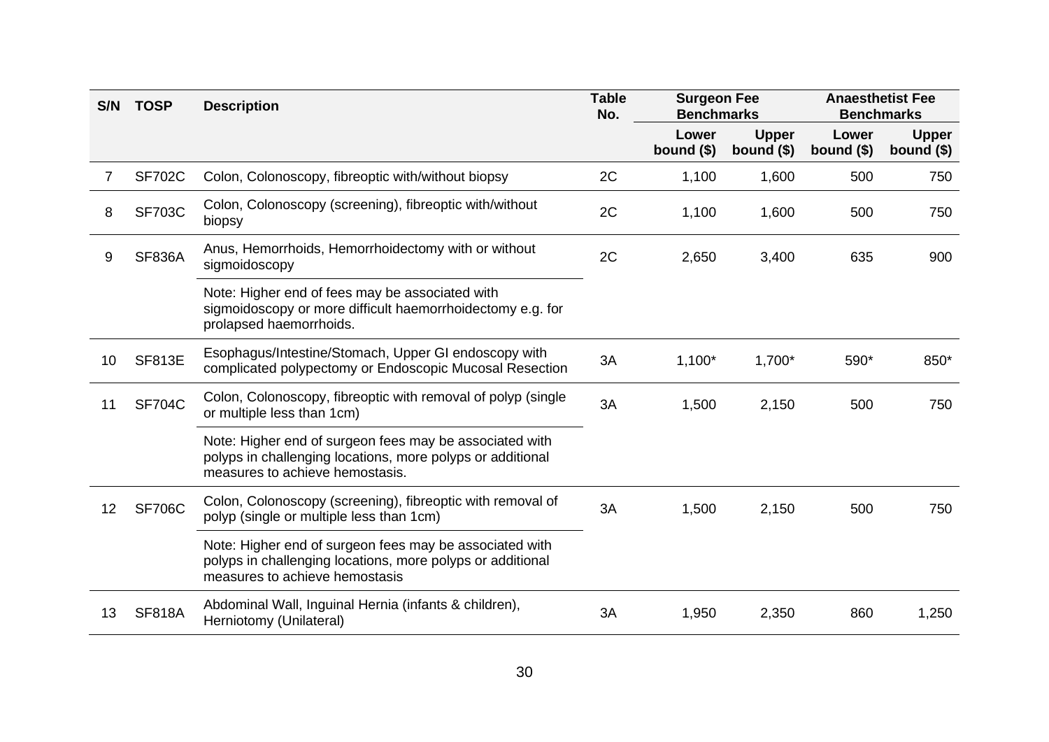| S/N | TOSP | Description | Table No. | Surgeon Fee Benchmarks | | Anaesthetist Fee Benchmarks | |
|---|---|---|---|---|---|---|---|
| | | | | Lower bound ($) | Upper bound ($) | Lower bound ($) | Upper bound ($) |
| 7 | SF702C | Colon, Colonoscopy, fibreoptic with/without biopsy | 2C | 1,100 | 1,600 | 500 | 750 |
| 8 | SF703C | Colon, Colonoscopy (screening), fibreoptic with/without biopsy | 2C | 1,100 | 1,600 | 500 | 750 |
| 9 | SF836A | Anus, Hemorrhoids, Hemorrhoidectomy with or without sigmoidoscopy | 2C | 2,650 | 3,400 | 635 | 900 |
| | | Note: Higher end of fees may be associated with sigmoidoscopy or more difficult haemorrhoidectomy e.g. for prolapsed haemorrhoids. | | | | | |
| 10 | SF813E | Esophagus/Intestine/Stomach, Upper GI endoscopy with complicated polypectomy or Endoscopic Mucosal Resection | 3A | 1,100* | 1,700* | 590* | 850* |
| 11 | SF704C | Colon, Colonoscopy, fibreoptic with removal of polyp (single or multiple less than 1cm) | 3A | 1,500 | 2,150 | 500 | 750 |
| | | Note: Higher end of surgeon fees may be associated with polyps in challenging locations, more polyps or additional measures to achieve hemostasis. | | | | | |
| 12 | SF706C | Colon, Colonoscopy (screening), fibreoptic with removal of polyp (single or multiple less than 1cm) | 3A | 1,500 | 2,150 | 500 | 750 |
| | | Note: Higher end of surgeon fees may be associated with polyps in challenging locations, more polyps or additional measures to achieve hemostasis | | | | | |
| 13 | SF818A | Abdominal Wall, Inguinal Hernia (infants & children), Herniotomy (Unilateral) | 3A | 1,950 | 2,350 | 860 | 1,250 |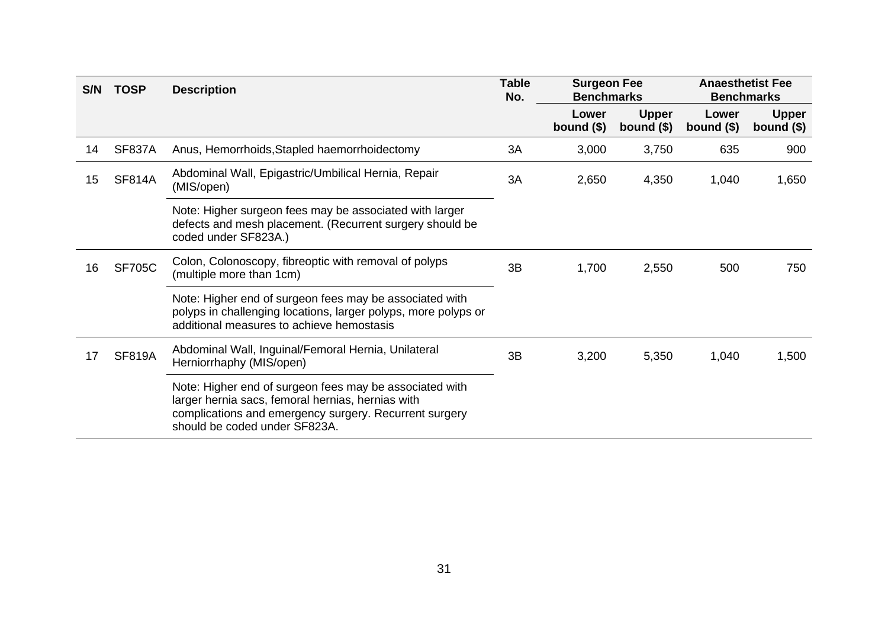| S/N | TOSP | Description | Table No. | Surgeon Fee Benchmarks | | Anaesthetist Fee Benchmarks | |
|---|---|---|---|---|---|---|---|
| | | | | Lower bound ($) | Upper bound ($) | Lower bound ($) | Upper bound ($) |
| 14 | SF837A | Anus, Hemorrhoids,Stapled haemorrhoidectomy | 3A | 3,000 | 3,750 | 635 | 900 |
| 15 | SF814A | Abdominal Wall, Epigastric/Umbilical Hernia, Repair (MIS/open) | 3A | 2,650 | 4,350 | 1,040 | 1,650 |
| | | Note: Higher surgeon fees may be associated with larger defects and mesh placement. (Recurrent surgery should be coded under SF823A.) | | | | | |
| 16 | SF705C | Colon, Colonoscopy, fibreoptic with removal of polyps (multiple more than 1cm) | 3B | 1,700 | 2,550 | 500 | 750 |
| | | Note: Higher end of surgeon fees may be associated with polyps in challenging locations, larger polyps, more polyps or additional measures to achieve hemostasis | | | | | |
| 17 | SF819A | Abdominal Wall, Inguinal/Femoral Hernia, Unilateral Herniorrhaphy (MIS/open) | 3B | 3,200 | 5,350 | 1,040 | 1,500 |
| | | Note: Higher end of surgeon fees may be associated with larger hernia sacs, femoral hernias, hernias with complications and emergency surgery. Recurrent surgery should be coded under SF823A. | | | | | |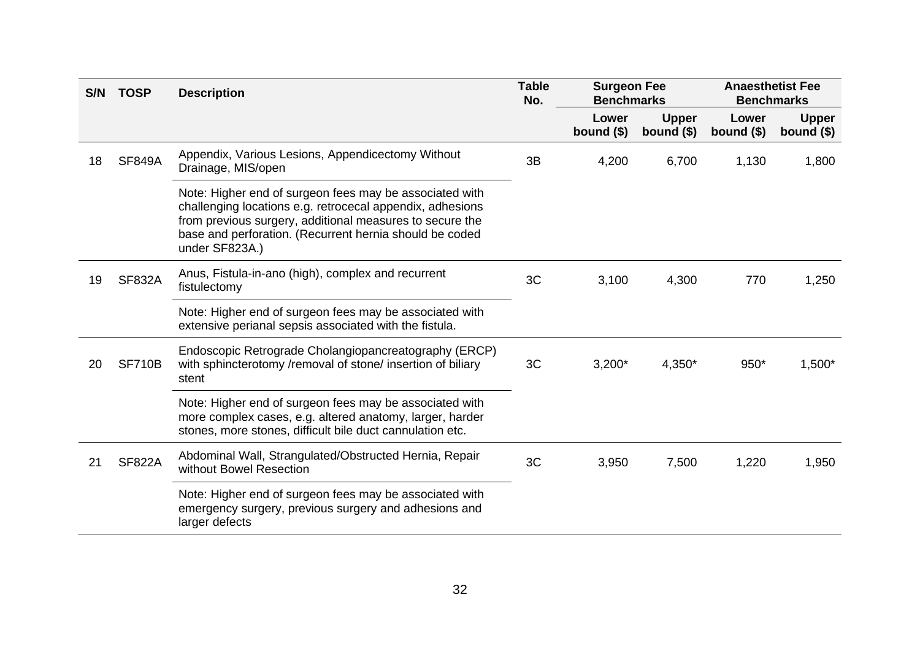| S/N | TOSP | Description | Table No. | Surgeon Fee Benchmarks | | Anaesthetist Fee Benchmarks | |
|---|---|---|---|---|---|---|---|
| | | | | Lower bound ($) | Upper bound ($) | Lower bound ($) | Upper bound ($) |
| 18 | SF849A | Appendix, Various Lesions, Appendicectomy Without Drainage, MIS/open | 3B | 4,200 | 6,700 | 1,130 | 1,800 |
| | | Note: Higher end of surgeon fees may be associated with challenging locations e.g. retrocecal appendix, adhesions from previous surgery, additional measures to secure the base and perforation. (Recurrent hernia should be coded under SF823A.) | | | | | |
| 19 | SF832A | Anus, Fistula-in-ano (high), complex and recurrent fistulectomy | 3C | 3,100 | 4,300 | 770 | 1,250 |
| | | Note: Higher end of surgeon fees may be associated with extensive perianal sepsis associated with the fistula. | | | | | |
| 20 | SF710B | Endoscopic Retrograde Cholangiopancreatography (ERCP) with sphincterotomy /removal of stone/ insertion of biliary stent | 3C | 3,200* | 4,350* | 950* | 1,500* |
| | | Note: Higher end of surgeon fees may be associated with more complex cases, e.g. altered anatomy, larger, harder stones, more stones, difficult bile duct cannulation etc. | | | | | |
| 21 | SF822A | Abdominal Wall, Strangulated/Obstructed Hernia, Repair without Bowel Resection | 3C | 3,950 | 7,500 | 1,220 | 1,950 |
| | | Note: Higher end of surgeon fees may be associated with emergency surgery, previous surgery and adhesions and larger defects | | | | | |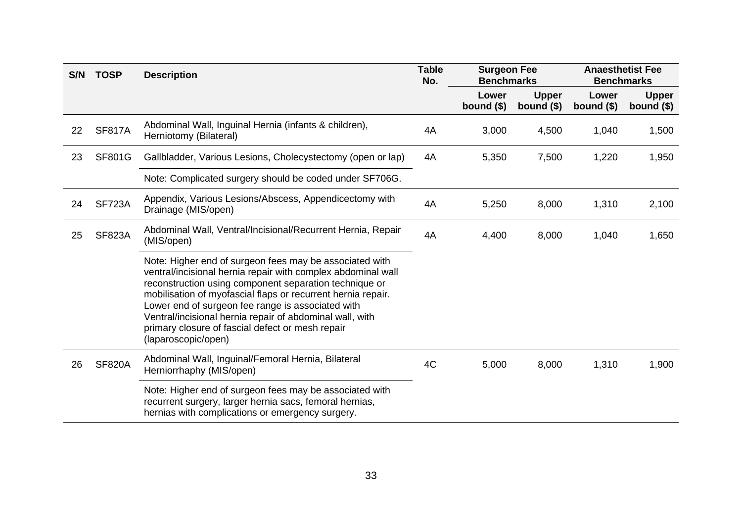| S/N | TOSP | Description | Table No. | Surgeon Fee Benchmarks | | Anaesthetist Fee Benchmarks | |
|---|---|---|---|---|---|---|---|
| | | | | Lower bound ($) | Upper bound ($) | Lower bound ($) | Upper bound ($) |
| 22 | SF817A | Abdominal Wall, Inguinal Hernia (infants & children), Herniotomy (Bilateral) | 4A | 3,000 | 4,500 | 1,040 | 1,500 |
| 23 | SF801G | Gallbladder, Various Lesions, Cholecystectomy (open or lap) | 4A | 5,350 | 7,500 | 1,220 | 1,950 |
| | | Note: Complicated surgery should be coded under SF706G. | | | | | |
| 24 | SF723A | Appendix, Various Lesions/Abscess, Appendicectomy with Drainage (MIS/open) | 4A | 5,250 | 8,000 | 1,310 | 2,100 |
| 25 | SF823A | Abdominal Wall, Ventral/Incisional/Recurrent Hernia, Repair (MIS/open) | 4A | 4,400 | 8,000 | 1,040 | 1,650 |
| | | Note: Higher end of surgeon fees may be associated with ventral/incisional hernia repair with complex abdominal wall reconstruction using component separation technique or mobilisation of myofascial flaps or recurrent hernia repair. Lower end of surgeon fee range is associated with Ventral/incisional hernia repair of abdominal wall, with primary closure of fascial defect or mesh repair (laparoscopic/open) | | | | | |
| 26 | SF820A | Abdominal Wall, Inguinal/Femoral Hernia, Bilateral Herniorrhaphy (MIS/open) | 4C | 5,000 | 8,000 | 1,310 | 1,900 |
| | | Note: Higher end of surgeon fees may be associated with recurrent surgery, larger hernia sacs, femoral hernias, hernias with complications or emergency surgery. | | | | | |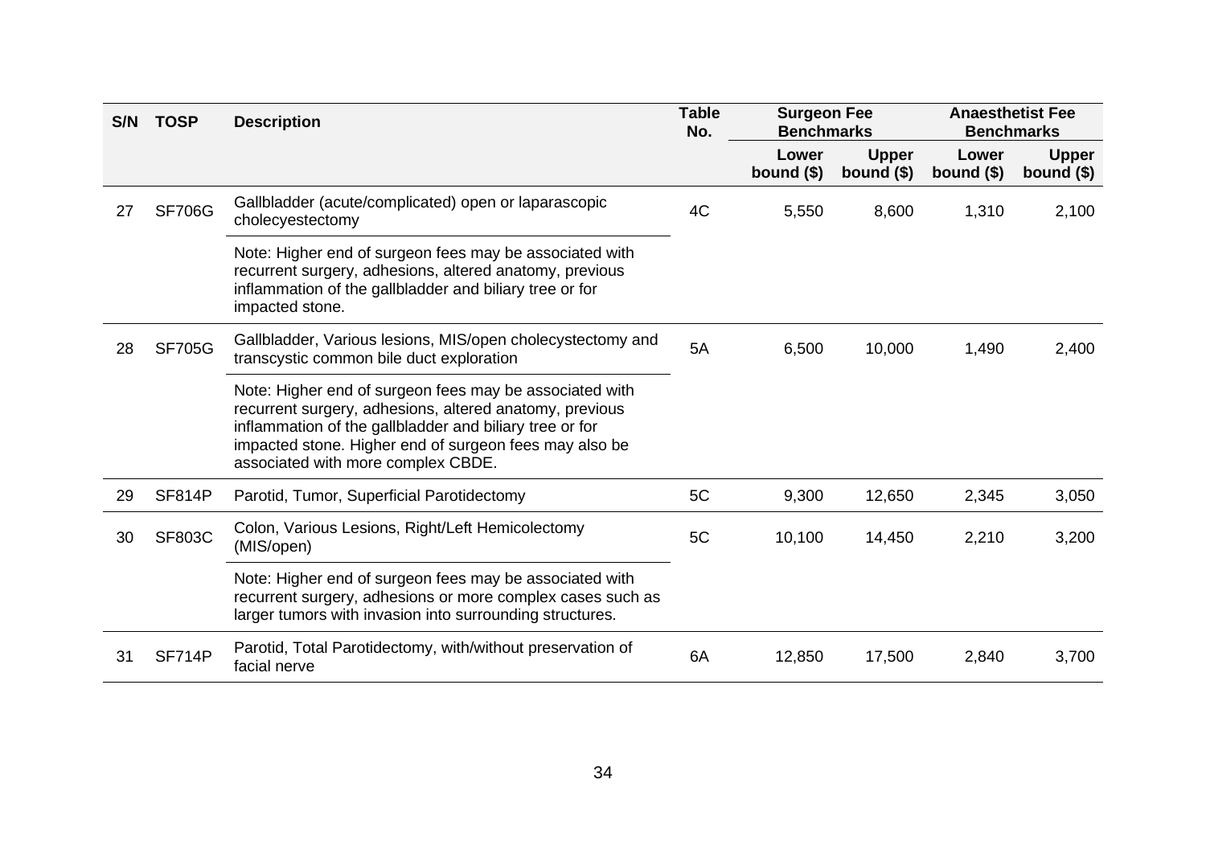| S/N | TOSP | Description | Table No. | Surgeon Fee Benchmarks | | Anaesthetist Fee Benchmarks | |
|---|---|---|---|---|---|---|---|
| | | | | Lower bound ($) | Upper bound ($) | Lower bound ($) | Upper bound ($) |
| 27 | SF706G | Gallbladder (acute/complicated) open or laparascopic cholecyestectomy | 4C | 5,550 | 8,600 | 1,310 | 2,100 |
| | | Note: Higher end of surgeon fees may be associated with recurrent surgery, adhesions, altered anatomy, previous inflammation of the gallbladder and biliary tree or for impacted stone. | | | | | |
| 28 | SF705G | Gallbladder, Various lesions, MIS/open cholecystectomy and transcystic common bile duct exploration | 5A | 6,500 | 10,000 | 1,490 | 2,400 |
| | | Note: Higher end of surgeon fees may be associated with recurrent surgery, adhesions, altered anatomy, previous inflammation of the gallbladder and biliary tree or for impacted stone. Higher end of surgeon fees may also be associated with more complex CBDE. | | | | | |
| 29 | SF814P | Parotid, Tumor, Superficial Parotidectomy | 5C | 9,300 | 12,650 | 2,345 | 3,050 |
| 30 | SF803C | Colon, Various Lesions, Right/Left Hemicolectomy (MIS/open) | 5C | 10,100 | 14,450 | 2,210 | 3,200 |
| | | Note: Higher end of surgeon fees may be associated with recurrent surgery, adhesions or more complex cases such as larger tumors with invasion into surrounding structures. | | | | | |
| 31 | SF714P | Parotid, Total Parotidectomy, with/without preservation of facial nerve | 6A | 12,850 | 17,500 | 2,840 | 3,700 |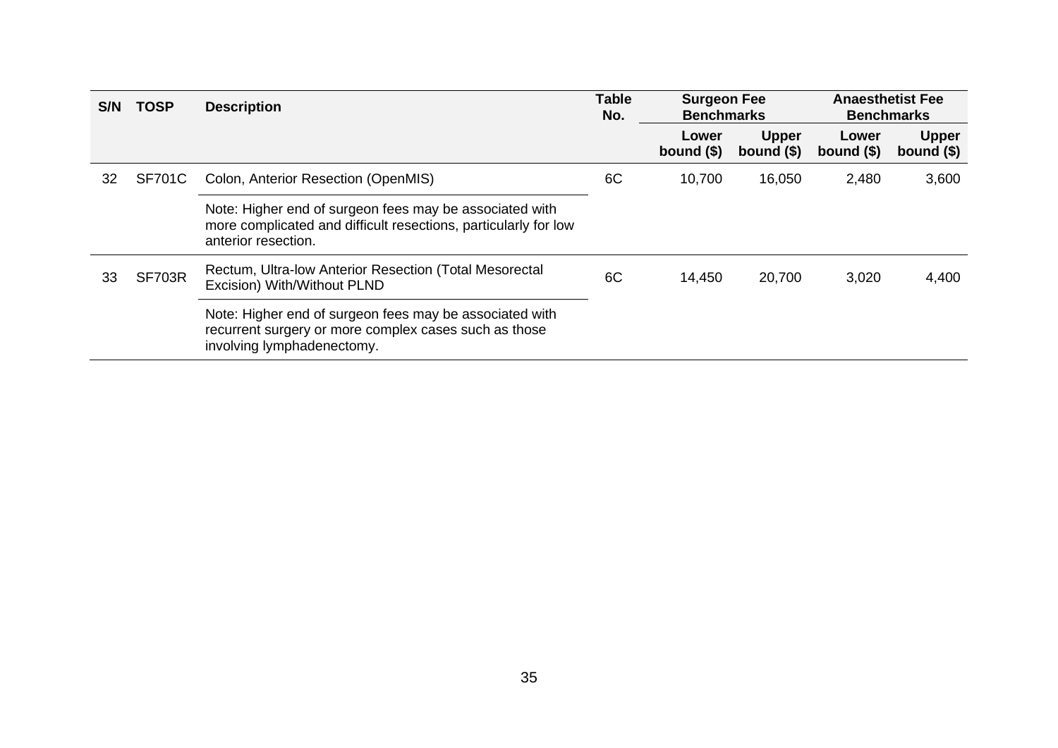| S/N | TOSP | Description | Table No. | Surgeon Fee Benchmarks | | Anaesthetist Fee Benchmarks | |
|---|---|---|---|---|---|---|---|
| | | | | Lower bound ($) | Upper bound ($) | Lower bound ($) | Upper bound ($) |
| 32 | SF701C | Colon, Anterior Resection (OpenMIS) | 6C | 10,700 | 16,050 | 2,480 | 3,600 |
| | | Note: Higher end of surgeon fees may be associated with more complicated and difficult resections, particularly for low anterior resection. | | | | | |
| 33 | SF703R | Rectum, Ultra-low Anterior Resection (Total Mesorectal Excision) With/Without PLND | 6C | 14,450 | 20,700 | 3,020 | 4,400 |
| | | Note: Higher end of surgeon fees may be associated with recurrent surgery or more complex cases such as those involving lymphadenectomy. | | | | | |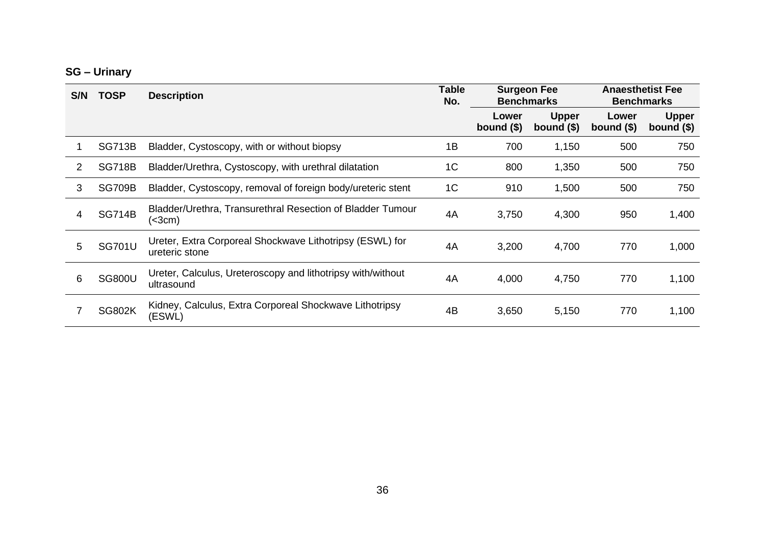**SG – Urinary**

| S/N | TOSP | Description | Table No. | Surgeon Fee Benchmarks | | Anaesthetist Fee Benchmarks | |
|---|---|---|---|---|---|---|---|
| | | | | Lower bound ($) | Upper bound ($) | Lower bound ($) | Upper bound ($) |
| 1 | SG713B | Bladder, Cystoscopy, with or without biopsy | 1B | 700 | 1,150 | 500 | 750 |
| 2 | SG718B | Bladder/Urethra, Cystoscopy, with urethral dilatation | 1C | 800 | 1,350 | 500 | 750 |
| 3 | SG709B | Bladder, Cystoscopy, removal of foreign body/ureteric stent | 1C | 910 | 1,500 | 500 | 750 |
| 4 | SG714B | Bladder/Urethra, Transurethral Resection of Bladder Tumour (<3cm) | 4A | 3,750 | 4,300 | 950 | 1,400 |
| 5 | SG701U | Ureter, Extra Corporeal Shockwave Lithotripsy (ESWL) for ureteric stone | 4A | 3,200 | 4,700 | 770 | 1,000 |
| 6 | SG800U | Ureter, Calculus, Ureteroscopy and lithotripsy with/without ultrasound | 4A | 4,000 | 4,750 | 770 | 1,100 |
| 7 | SG802K | Kidney, Calculus, Extra Corporeal Shockwave Lithotripsy (ESWL) | 4B | 3,650 | 5,150 | 770 | 1,100 |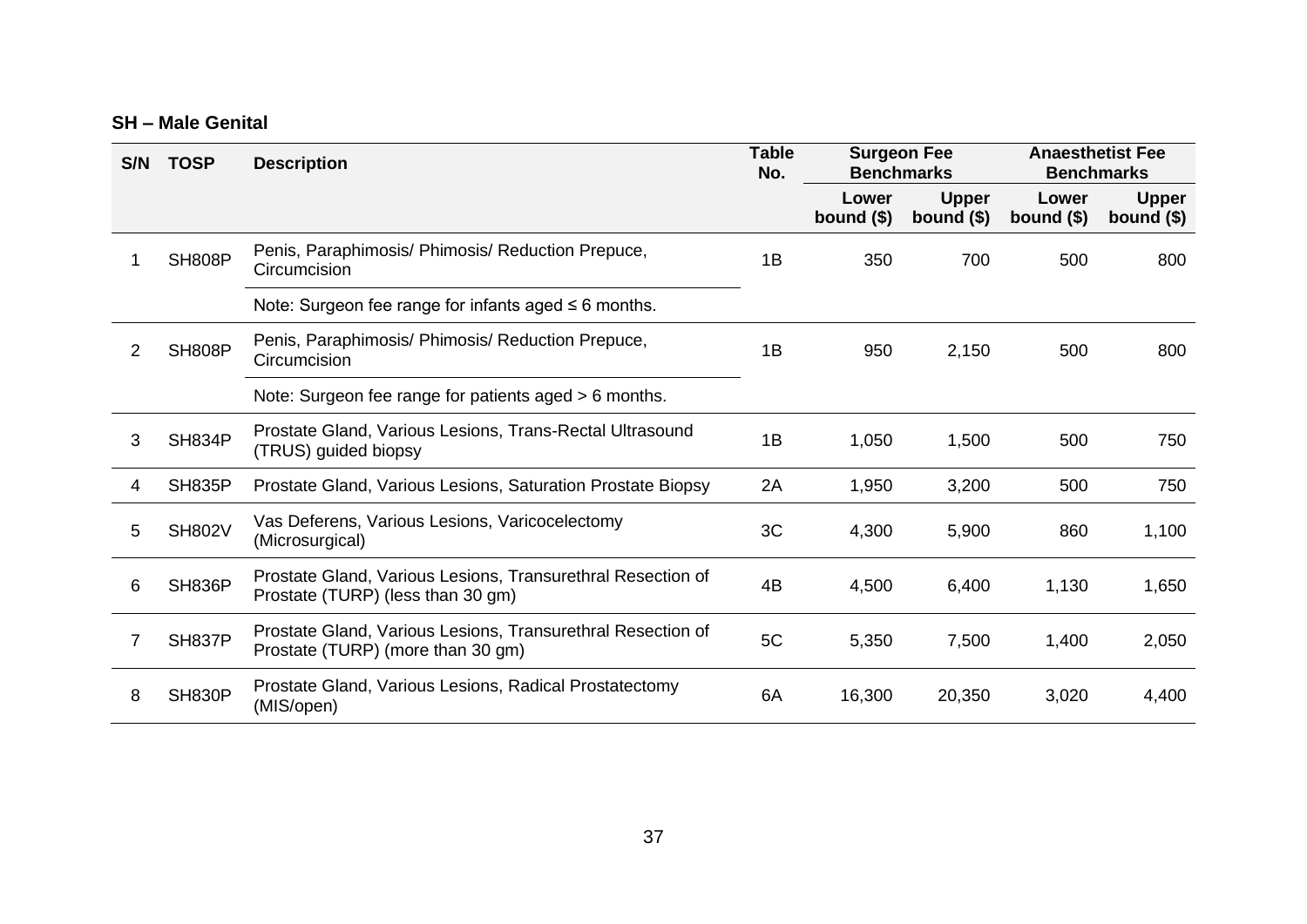**SH – Male Genital**

| S/N | TOSP | Description | Table No. | Surgeon Fee Benchmarks | | Anaesthetist Fee Benchmarks | |
|---|---|---|---|---|---|---|---|
| | | | | Lower bound ($) | Upper bound ($) | Lower bound ($) | Upper bound ($) |
| 1 | SH808P | Penis, Paraphimosis/ Phimosis/ Reduction Prepuce, Circumcision<br>Note: Surgeon fee range for infants aged ≤ 6 months. | 1B | 350 | 700 | 500 | 800 |
| 2 | SH808P | Penis, Paraphimosis/ Phimosis/ Reduction Prepuce, Circumcision<br>Note: Surgeon fee range for patients aged > 6 months. | 1B | 950 | 2,150 | 500 | 800 |
| 3 | SH834P | Prostate Gland, Various Lesions, Trans-Rectal Ultrasound (TRUS) guided biopsy | 1B | 1,050 | 1,500 | 500 | 750 |
| 4 | SH835P | Prostate Gland, Various Lesions, Saturation Prostate Biopsy | 2A | 1,950 | 3,200 | 500 | 750 |
| 5 | SH802V | Vas Deferens, Various Lesions, Varicocelectomy (Microsurgical) | 3C | 4,300 | 5,900 | 860 | 1,100 |
| 6 | SH836P | Prostate Gland, Various Lesions, Transurethral Resection of Prostate (TURP) (less than 30 gm) | 4B | 4,500 | 6,400 | 1,130 | 1,650 |
| 7 | SH837P | Prostate Gland, Various Lesions, Transurethral Resection of Prostate (TURP) (more than 30 gm) | 5C | 5,350 | 7,500 | 1,400 | 2,050 |
| 8 | SH830P | Prostate Gland, Various Lesions, Radical Prostatectomy (MIS/open) | 6A | 16,300 | 20,350 | 3,020 | 4,400 |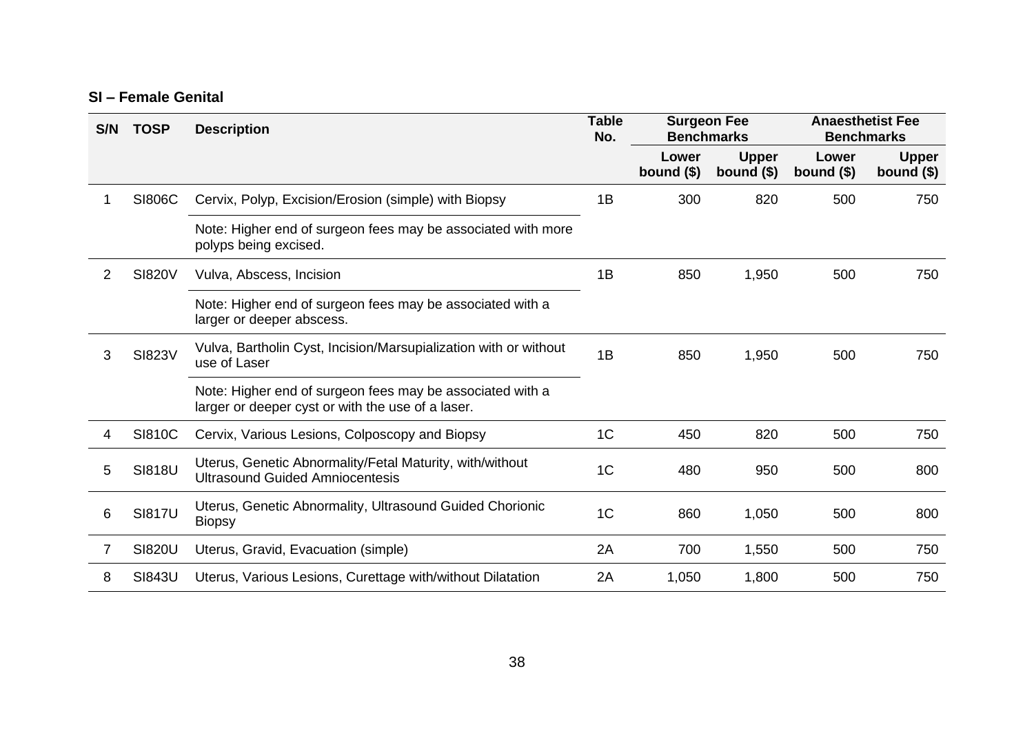## SI – Female Genital

| S/N | TOSP | Description | Table No. | Surgeon Fee Benchmarks | | Anaesthetist Fee Benchmarks | |
|---|---|---|---|---|---|---|---|
| | | | | Lower bound ($) | Upper bound ($) | Lower bound ($) | Upper bound ($) |
| 1 | SI806C | Cervix, Polyp, Excision/Erosion (simple) with Biopsy | 1B | 300 | 820 | 500 | 750 |
| | | Note: Higher end of surgeon fees may be associated with more polyps being excised. | | | | | |
| 2 | SI820V | Vulva, Abscess, Incision | 1B | 850 | 1,950 | 500 | 750 |
| | | Note: Higher end of surgeon fees may be associated with a larger or deeper abscess. | | | | | |
| 3 | SI823V | Vulva, Bartholin Cyst, Incision/Marsupialization with or without use of Laser | 1B | 850 | 1,950 | 500 | 750 |
| | | Note: Higher end of surgeon fees may be associated with a larger or deeper cyst or with the use of a laser. | | | | | |
| 4 | SI810C | Cervix, Various Lesions, Colposcopy and Biopsy | 1C | 450 | 820 | 500 | 750 |
| 5 | SI818U | Uterus, Genetic Abnormality/Fetal Maturity, with/without Ultrasound Guided Amniocentesis | 1C | 480 | 950 | 500 | 800 |
| 6 | SI817U | Uterus, Genetic Abnormality, Ultrasound Guided Chorionic Biopsy | 1C | 860 | 1,050 | 500 | 800 |
| 7 | SI820U | Uterus, Gravid, Evacuation (simple) | 2A | 700 | 1,550 | 500 | 750 |
| 8 | SI843U | Uterus, Various Lesions, Curettage with/without Dilatation | 2A | 1,050 | 1,800 | 500 | 750 |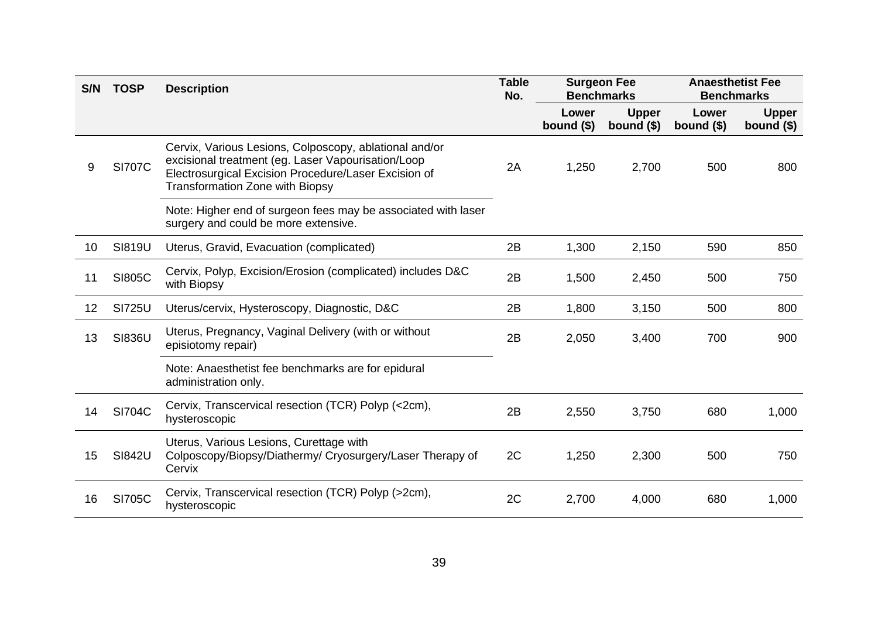| S/N | TOSP | Description | Table No. | Surgeon Fee Benchmarks | | Anaesthetist Fee Benchmarks | |
|---|---|---|---|---|---|---|---|
| | | | | Lower bound ($) | Upper bound ($) | Lower bound ($) | Upper bound ($) |
| 9 | SI707C | Cervix, Various Lesions, Colposcopy, ablational and/or excisional treatment (eg. Laser Vapourisation/Loop Electrosurgical Excision Procedure/Laser Excision of Transformation Zone with Biopsy<br>Note: Higher end of surgeon fees may be associated with laser surgery and could be more extensive. | 2A | 1,250 | 2,700 | 500 | 800 |
| 10 | SI819U | Uterus, Gravid, Evacuation (complicated) | 2B | 1,300 | 2,150 | 590 | 850 |
| 11 | SI805C | Cervix, Polyp, Excision/Erosion (complicated) includes D&C with Biopsy | 2B | 1,500 | 2,450 | 500 | 750 |
| 12 | SI725U | Uterus/cervix, Hysteroscopy, Diagnostic, D&C | 2B | 1,800 | 3,150 | 500 | 800 |
| 13 | SI836U | Uterus, Pregnancy, Vaginal Delivery (with or without episiotomy repair)<br>Note: Anaesthetist fee benchmarks are for epidural administration only. | 2B | 2,050 | 3,400 | 700 | 900 |
| 14 | SI704C | Cervix, Transcervical resection (TCR) Polyp (<2cm), hysteroscopic | 2B | 2,550 | 3,750 | 680 | 1,000 |
| 15 | SI842U | Uterus, Various Lesions, Curettage with Colposcopy/Biopsy/Diathermy/ Cryosurgery/Laser Therapy of Cervix | 2C | 1,250 | 2,300 | 500 | 750 |
| 16 | SI705C | Cervix, Transcervical resection (TCR) Polyp (>2cm), hysteroscopic | 2C | 2,700 | 4,000 | 680 | 1,000 |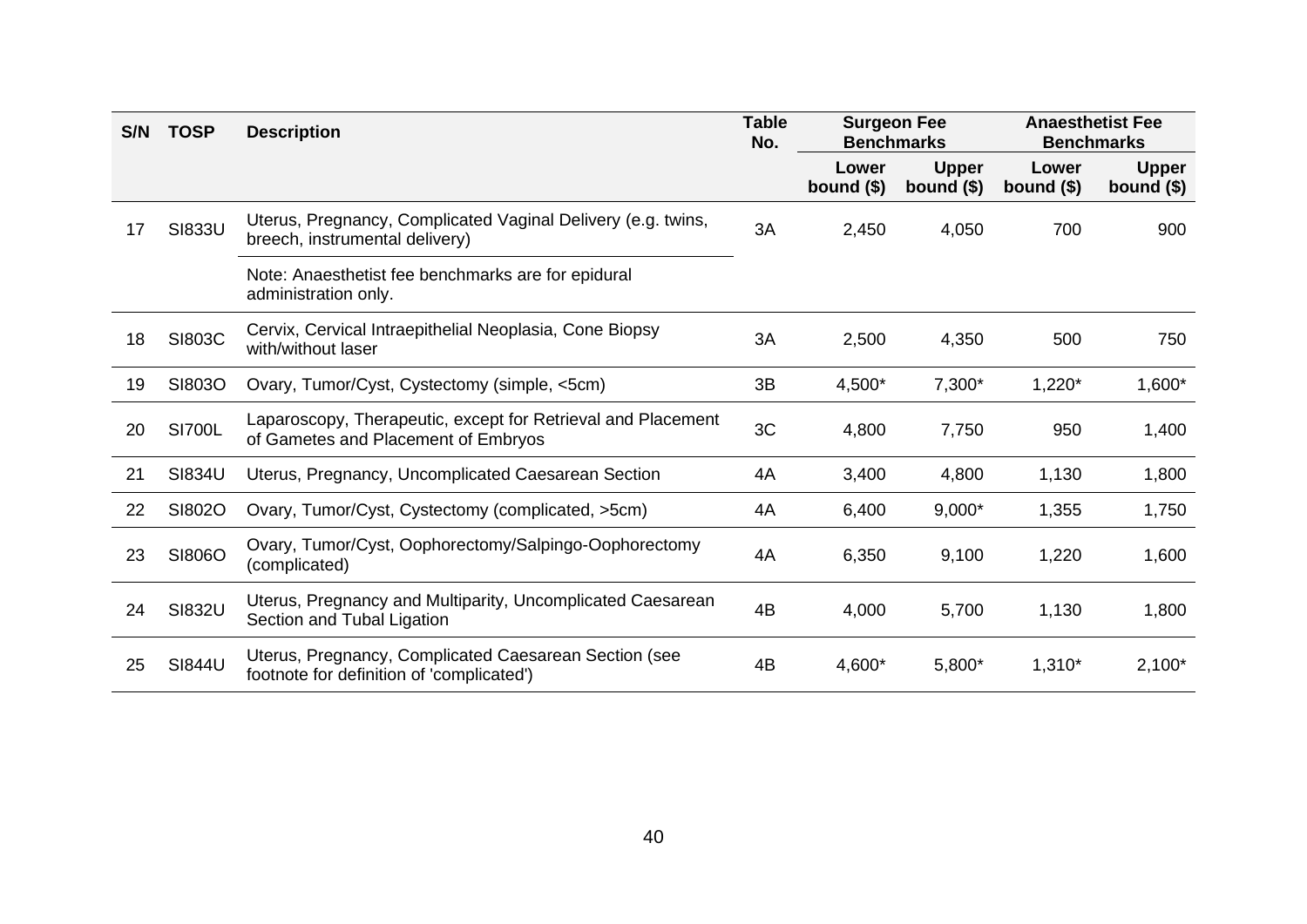| S/N | TOSP | Description | Table No. | Surgeon Fee Benchmarks | | Anaesthetist Fee Benchmarks | |
|---|---|---|---|---|---|---|---|
| | | | | Lower bound ($) | Upper bound ($) | Lower bound ($) | Upper bound ($) |
| 17 | SI833U | Uterus, Pregnancy, Complicated Vaginal Delivery (e.g. twins, breech, instrumental delivery) | 3A | 2,450 | 4,050 | 700 | 900 |
| | | Note: Anaesthetist fee benchmarks are for epidural administration only. | | | | | |
| 18 | SI803C | Cervix, Cervical Intraepithelial Neoplasia, Cone Biopsy with/without laser | 3A | 2,500 | 4,350 | 500 | 750 |
| 19 | SI803O | Ovary, Tumor/Cyst, Cystectomy (simple, <5cm) | 3B | 4,500* | 7,300* | 1,220* | 1,600* |
| 20 | SI700L | Laparoscopy, Therapeutic, except for Retrieval and Placement of Gametes and Placement of Embryos | 3C | 4,800 | 7,750 | 950 | 1,400 |
| 21 | SI834U | Uterus, Pregnancy, Uncomplicated Caesarean Section | 4A | 3,400 | 4,800 | 1,130 | 1,800 |
| 22 | SI802O | Ovary, Tumor/Cyst, Cystectomy (complicated, >5cm) | 4A | 6,400 | 9,000* | 1,355 | 1,750 |
| 23 | SI806O | Ovary, Tumor/Cyst, Oophorectomy/Salpingo-Oophorectomy (complicated) | 4A | 6,350 | 9,100 | 1,220 | 1,600 |
| 24 | SI832U | Uterus, Pregnancy and Multiparity, Uncomplicated Caesarean Section and Tubal Ligation | 4B | 4,000 | 5,700 | 1,130 | 1,800 |
| 25 | SI844U | Uterus, Pregnancy, Complicated Caesarean Section (see footnote for definition of 'complicated') | 4B | 4,600* | 5,800* | 1,310* | 2,100* |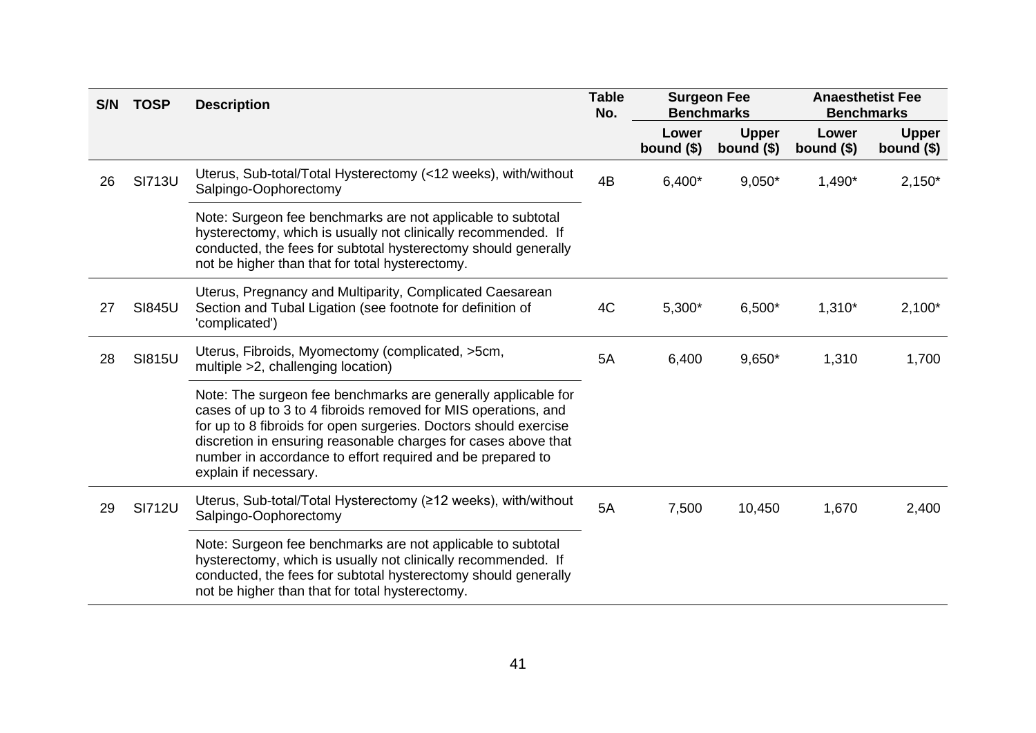| S/N | TOSP | Description | Table No. | Surgeon Fee Benchmarks | | Anaesthetist Fee Benchmarks | |
|---|---|---|---|---|---|---|---|
| | | | | Lower bound ($) | Upper bound ($) | Lower bound ($) | Upper bound ($) |
| 26 | SI713U | Uterus, Sub-total/Total Hysterectomy (<12 weeks), with/without Salpingo-Oophorectomy | 4B | 6,400* | 9,050* | 1,490* | 2,150* |
| | | Note: Surgeon fee benchmarks are not applicable to subtotal hysterectomy, which is usually not clinically recommended. If conducted, the fees for subtotal hysterectomy should generally not be higher than that for total hysterectomy. | | | | | |
| 27 | SI845U | Uterus, Pregnancy and Multiparity, Complicated Caesarean Section and Tubal Ligation (see footnote for definition of 'complicated') | 4C | 5,300* | 6,500* | 1,310* | 2,100* |
| 28 | SI815U | Uterus, Fibroids, Myomectomy (complicated, >5cm, multiple >2, challenging location) | 5A | 6,400 | 9,650* | 1,310 | 1,700 |
| | | Note: The surgeon fee benchmarks are generally applicable for cases of up to 3 to 4 fibroids removed for MIS operations, and for up to 8 fibroids for open surgeries. Doctors should exercise discretion in ensuring reasonable charges for cases above that number in accordance to effort required and be prepared to explain if necessary. | | | | | |
| 29 | SI712U | Uterus, Sub-total/Total Hysterectomy (≥12 weeks), with/without Salpingo-Oophorectomy | 5A | 7,500 | 10,450 | 1,670 | 2,400 |
| | | Note: Surgeon fee benchmarks are not applicable to subtotal hysterectomy, which is usually not clinically recommended. If conducted, the fees for subtotal hysterectomy should generally not be higher than that for total hysterectomy. | | | | | |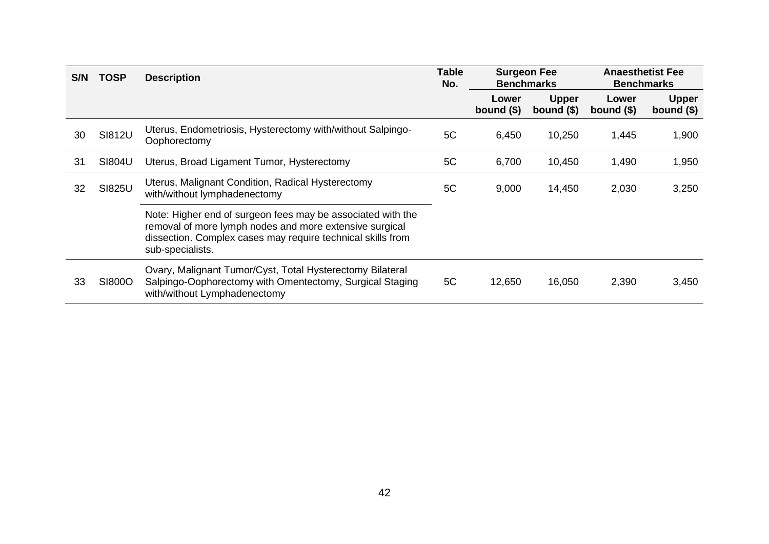| S/N | TOSP | Description | Table No. | Surgeon Fee Benchmarks | | Anaesthetist Fee Benchmarks | |
|---|---|---|---|---|---|---|---|
| | | | | Lower bound ($) | Upper bound ($) | Lower bound ($) | Upper bound ($) |
| 30 | SI812U | Uterus, Endometriosis, Hysterectomy with/without Salpingo-Oophorectomy | 5C | 6,450 | 10,250 | 1,445 | 1,900 |
| 31 | SI804U | Uterus, Broad Ligament Tumor, Hysterectomy | 5C | 6,700 | 10,450 | 1,490 | 1,950 |
| 32 | SI825U | Uterus, Malignant Condition, Radical Hysterectomy with/without lymphadenectomy<br><br>Note: Higher end of surgeon fees may be associated with the removal of more lymph nodes and more extensive surgical dissection. Complex cases may require technical skills from sub-specialists. | 5C | 9,000 | 14,450 | 2,030 | 3,250 |
| 33 | SI800O | Ovary, Malignant Tumor/Cyst, Total Hysterectomy Bilateral Salpingo-Oophorectomy with Omentectomy, Surgical Staging with/without Lymphadenectomy | 5C | 12,650 | 16,050 | 2,390 | 3,450 |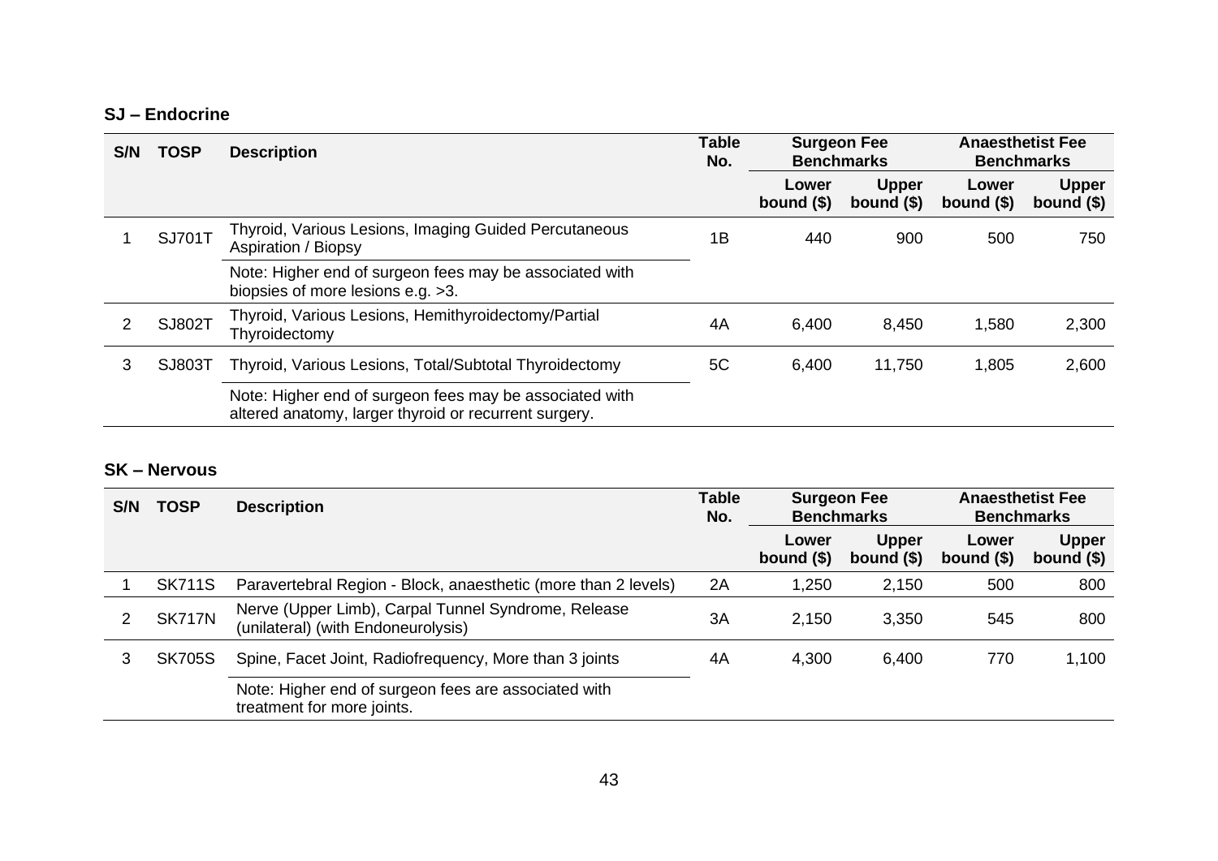## SJ – Endocrine

| S/N | TOSP | Description | Table No. | Surgeon Fee Benchmarks | | Anaesthetist Fee Benchmarks | |
|---|---|---|---|---|---|---|---|
| | | | | Lower bound ($) | Upper bound ($) | Lower bound ($) | Upper bound ($) |
| 1 | SJ701T | Thyroid, Various Lesions, Imaging Guided Percutaneous Aspiration / Biopsy | 1B | 440 | 900 | 500 | 750 |
| | | Note: Higher end of surgeon fees may be associated with biopsies of more lesions e.g. >3. | | | | | |
| 2 | SJ802T | Thyroid, Various Lesions, Hemithyroidectomy/Partial Thyroidectomy | 4A | 6,400 | 8,450 | 1,580 | 2,300 |
| 3 | SJ803T | Thyroid, Various Lesions, Total/Subtotal Thyroidectomy | 5C | 6,400 | 11,750 | 1,805 | 2,600 |
| | | Note: Higher end of surgeon fees may be associated with altered anatomy, larger thyroid or recurrent surgery. | | | | | |

## SK – Nervous

| S/N | TOSP | Description | Table No. | Surgeon Fee Benchmarks | | Anaesthetist Fee Benchmarks | |
|---|---|---|---|---|---|---|---|
| | | | | Lower bound ($) | Upper bound ($) | Lower bound ($) | Upper bound ($) |
| 1 | SK711S | Paravertebral Region - Block, anaesthetic (more than 2 levels) | 2A | 1,250 | 2,150 | 500 | 800 |
| 2 | SK717N | Nerve (Upper Limb), Carpal Tunnel Syndrome, Release (unilateral) (with Endoneurolysis) | 3A | 2,150 | 3,350 | 545 | 800 |
| 3 | SK705S | Spine, Facet Joint, Radiofrequency, More than 3 joints | 4A | 4,300 | 6,400 | 770 | 1,100 |
| | | Note: Higher end of surgeon fees are associated with treatment for more joints. | | | | | |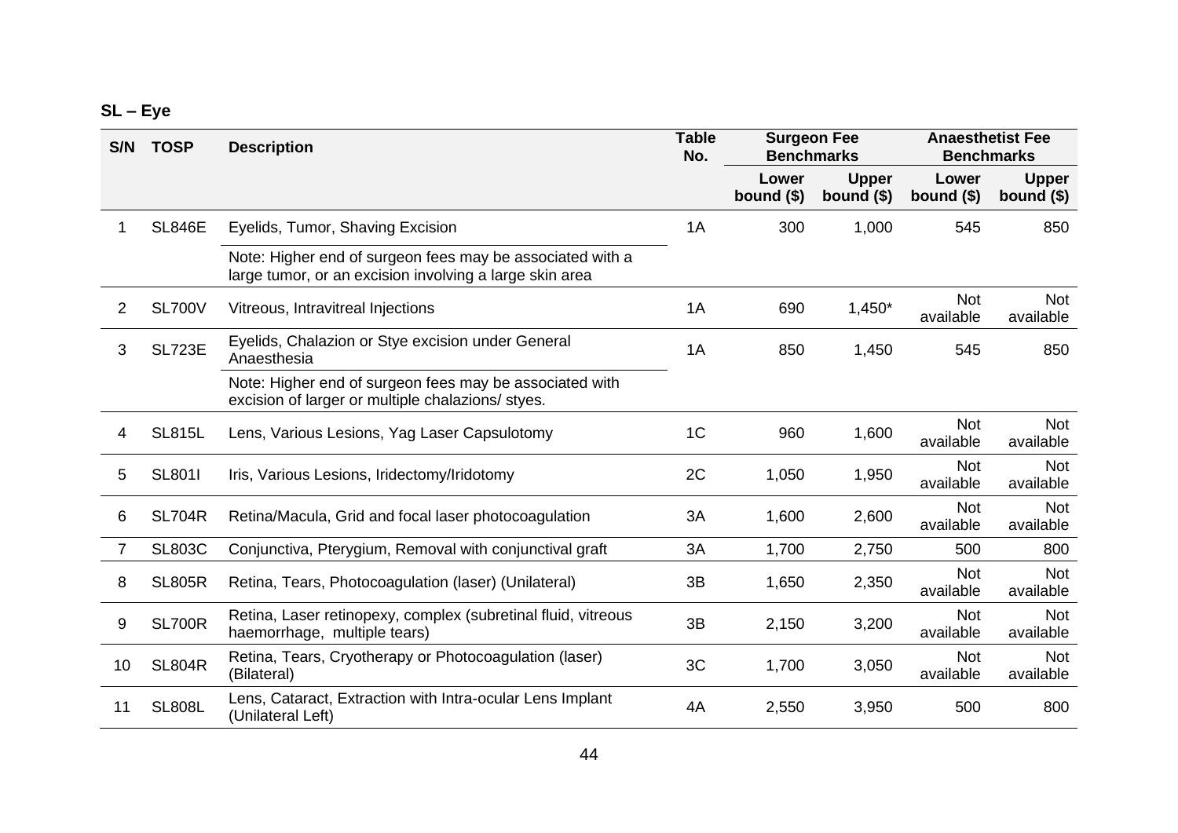## SL – Eye

| S/N | TOSP | Description | Table No. | Surgeon Fee Benchmarks | | Anaesthetist Fee Benchmarks | |
|---|---|---|---|---|---|---|---|
| | | | | Lower bound ($) | Upper bound ($) | Lower bound ($) | Upper bound ($) |
| 1 | SL846E | Eyelids, Tumor, Shaving Excision<br>Note: Higher end of surgeon fees may be associated with a large tumor, or an excision involving a large skin area | 1A | 300 | 1,000 | 545 | 850 |
| 2 | SL700V | Vitreous, Intravitreal Injections | 1A | 690 | 1,450* | Not available | Not available |
| 3 | SL723E | Eyelids, Chalazion or Stye excision under General Anaesthesia<br>Note: Higher end of surgeon fees may be associated with excision of larger or multiple chalazions/ styes. | 1A | 850 | 1,450 | 545 | 850 |
| 4 | SL815L | Lens, Various Lesions, Yag Laser Capsulotomy | 1C | 960 | 1,600 | Not available | Not available |
| 5 | SL801I | Iris, Various Lesions, Iridectomy/Iridotomy | 2C | 1,050 | 1,950 | Not available | Not available |
| 6 | SL704R | Retina/Macula, Grid and focal laser photocoagulation | 3A | 1,600 | 2,600 | Not available | Not available |
| 7 | SL803C | Conjunctiva, Pterygium, Removal with conjunctival graft | 3A | 1,700 | 2,750 | 500 | 800 |
| 8 | SL805R | Retina, Tears, Photocoagulation (laser) (Unilateral) | 3B | 1,650 | 2,350 | Not available | Not available |
| 9 | SL700R | Retina, Laser retinopexy, complex (subretinal fluid, vitreous haemorrhage, multiple tears) | 3B | 2,150 | 3,200 | Not available | Not available |
| 10 | SL804R | Retina, Tears, Cryotherapy or Photocoagulation (laser) (Bilateral) | 3C | 1,700 | 3,050 | Not available | Not available |
| 11 | SL808L | Lens, Cataract, Extraction with Intra-ocular Lens Implant (Unilateral Left) | 4A | 2,550 | 3,950 | 500 | 800 |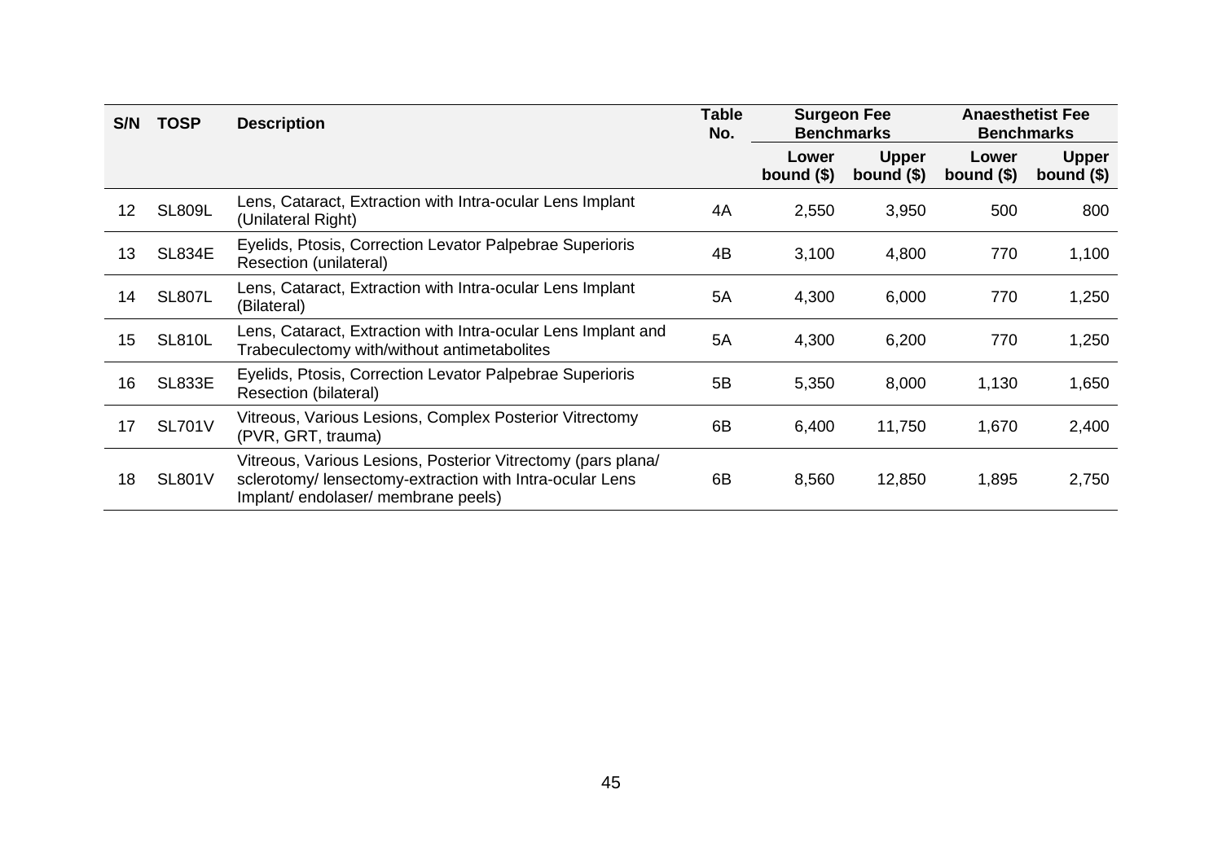| S/N | TOSP | Description | Table No. | Surgeon Fee Benchmarks | | Anaesthetist Fee Benchmarks | |
|---|---|---|---|---|---|---|---|
| | | | | Lower bound ($) | Upper bound ($) | Lower bound ($) | Upper bound ($) |
| 12 | SL809L | Lens, Cataract, Extraction with Intra-ocular Lens Implant (Unilateral Right) | 4A | 2,550 | 3,950 | 500 | 800 |
| 13 | SL834E | Eyelids, Ptosis, Correction Levator Palpebrae Superioris Resection (unilateral) | 4B | 3,100 | 4,800 | 770 | 1,100 |
| 14 | SL807L | Lens, Cataract, Extraction with Intra-ocular Lens Implant (Bilateral) | 5A | 4,300 | 6,000 | 770 | 1,250 |
| 15 | SL810L | Lens, Cataract, Extraction with Intra-ocular Lens Implant and Trabeculectomy with/without antimetabolites | 5A | 4,300 | 6,200 | 770 | 1,250 |
| 16 | SL833E | Eyelids, Ptosis, Correction Levator Palpebrae Superioris Resection (bilateral) | 5B | 5,350 | 8,000 | 1,130 | 1,650 |
| 17 | SL701V | Vitreous, Various Lesions, Complex Posterior Vitrectomy (PVR, GRT, trauma) | 6B | 6,400 | 11,750 | 1,670 | 2,400 |
| 18 | SL801V | Vitreous, Various Lesions, Posterior Vitrectomy (pars plana/ sclerotomy/ lensectomy-extraction with Intra-ocular Lens Implant/ endolaser/ membrane peels) | 6B | 8,560 | 12,850 | 1,895 | 2,750 |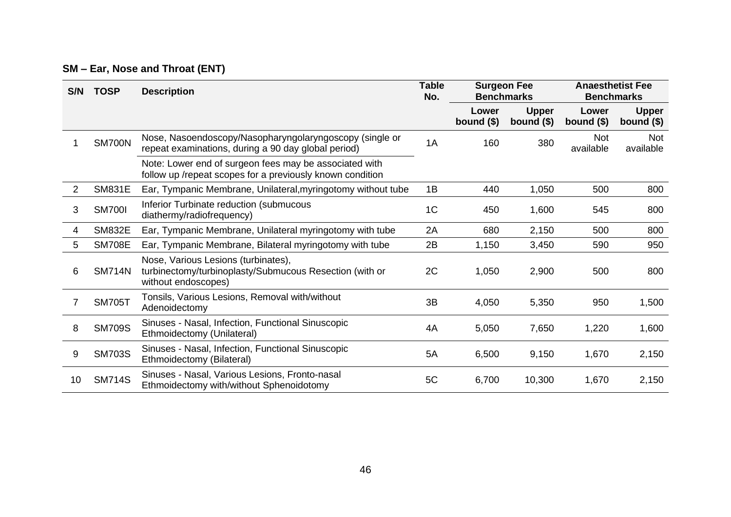## SM – Ear, Nose and Throat (ENT)

| S/N | TOSP | Description | Table No. | Surgeon Fee Benchmarks | | Anaesthetist Fee Benchmarks | |
|---|---|---|---|---|---|---|---|
| | | | | Lower bound ($) | Upper bound ($) | Lower bound ($) | Upper bound ($) |
| 1 | SM700N | Nose, Nasoendoscopy/Nasopharyngolaryngoscopy (single or repeat examinations, during a 90 day global period)<br>Note: Lower end of surgeon fees may be associated with follow up /repeat scopes for a previously known condition | 1A | 160 | 380 | Not available | Not available |
| 2 | SM831E | Ear, Tympanic Membrane, Unilateral,myringotomy without tube | 1B | 440 | 1,050 | 500 | 800 |
| 3 | SM700I | Inferior Turbinate reduction (submucous diathermy/radiofrequency) | 1C | 450 | 1,600 | 545 | 800 |
| 4 | SM832E | Ear, Tympanic Membrane, Unilateral myringotomy with tube | 2A | 680 | 2,150 | 500 | 800 |
| 5 | SM708E | Ear, Tympanic Membrane, Bilateral myringotomy with tube | 2B | 1,150 | 3,450 | 590 | 950 |
| 6 | SM714N | Nose, Various Lesions (turbinates), turbinectomy/turbinoplasty/Submucous Resection (with or without endoscopes) | 2C | 1,050 | 2,900 | 500 | 800 |
| 7 | SM705T | Tonsils, Various Lesions, Removal with/without Adenoidectomy | 3B | 4,050 | 5,350 | 950 | 1,500 |
| 8 | SM709S | Sinuses - Nasal, Infection, Functional Sinuscopic Ethmoidectomy (Unilateral) | 4A | 5,050 | 7,650 | 1,220 | 1,600 |
| 9 | SM703S | Sinuses - Nasal, Infection, Functional Sinuscopic Ethmoidectomy (Bilateral) | 5A | 6,500 | 9,150 | 1,670 | 2,150 |
| 10 | SM714S | Sinuses - Nasal, Various Lesions, Fronto-nasal Ethmoidectomy with/without Sphenoidotomy | 5C | 6,700 | 10,300 | 1,670 | 2,150 |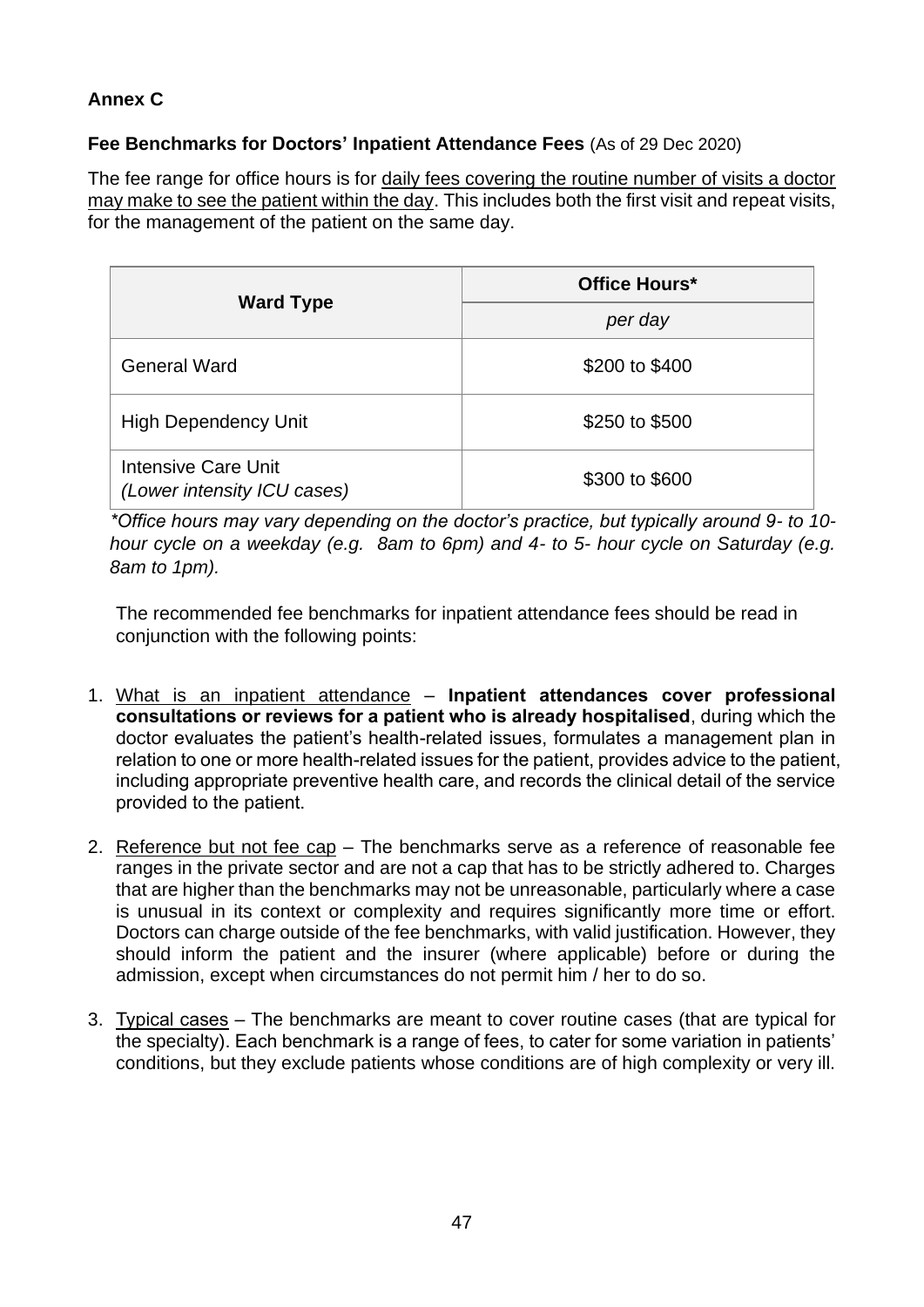**Annex C**

**Fee Benchmarks for Doctors' Inpatient Attendance Fees** (As of 29 Dec 2020)

The fee range for office hours is for daily fees covering the routine number of visits a doctor may make to see the patient within the day. This includes both the first visit and repeat visits, for the management of the patient on the same day.

| Ward Type | Office Hours* |
|---|---|
| | *per day* |
| General Ward | $200 to $400 |
| High Dependency Unit | $250 to $500 |
| Intensive Care Unit *(Lower intensity ICU cases)* | $300 to $600 |

*\*Office hours may vary depending on the doctor's practice, but typically around 9- to 10-hour cycle on a weekday (e.g. 8am to 6pm) and 4- to 5- hour cycle on Saturday (e.g. 8am to 1pm).*

The recommended fee benchmarks for inpatient attendance fees should be read in conjunction with the following points:

1. What is an inpatient attendance – **Inpatient attendances cover professional consultations or reviews for a patient who is already hospitalised**, during which the doctor evaluates the patient's health-related issues, formulates a management plan in relation to one or more health-related issues for the patient, provides advice to the patient, including appropriate preventive health care, and records the clinical detail of the service provided to the patient.

2. Reference but not fee cap – The benchmarks serve as a reference of reasonable fee ranges in the private sector and are not a cap that has to be strictly adhered to. Charges that are higher than the benchmarks may not be unreasonable, particularly where a case is unusual in its context or complexity and requires significantly more time or effort. Doctors can charge outside of the fee benchmarks, with valid justification. However, they should inform the patient and the insurer (where applicable) before or during the admission, except when circumstances do not permit him / her to do so.

3. Typical cases – The benchmarks are meant to cover routine cases (that are typical for the specialty). Each benchmark is a range of fees, to cater for some variation in patients' conditions, but they exclude patients whose conditions are of high complexity or very ill.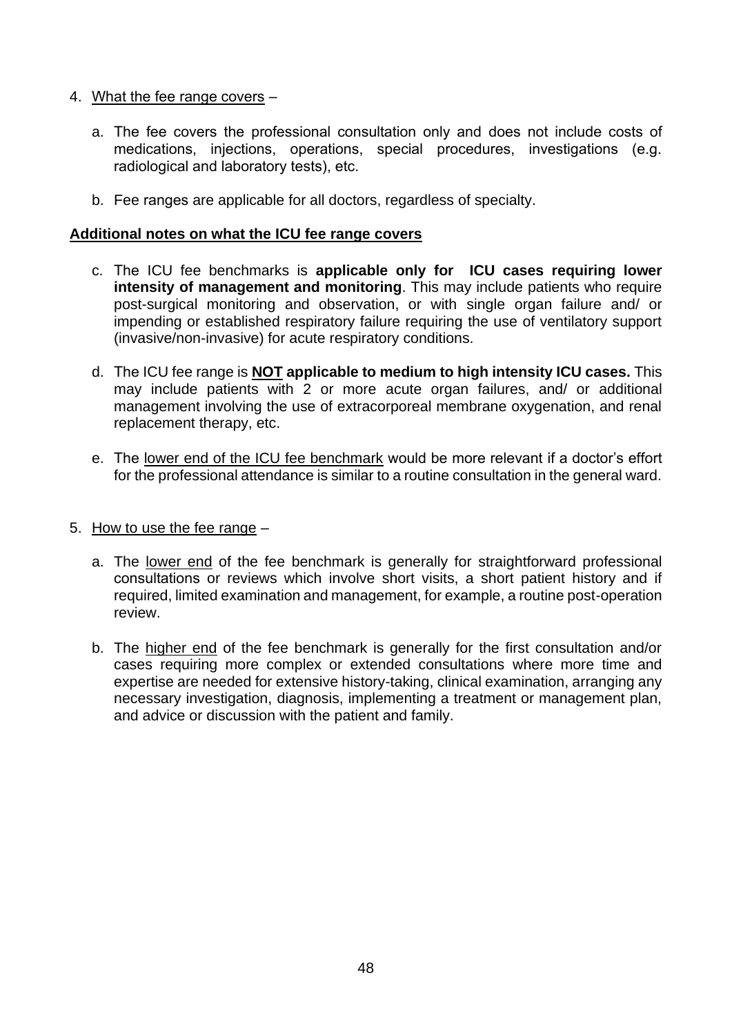4. <u>What the fee range covers</u> –

    a. The fee covers the professional consultation only and does not include costs of medications, injections, operations, special procedures, investigations (e.g. radiological and laboratory tests), etc.

    b. Fee ranges are applicable for all doctors, regardless of specialty.

**<u>Additional notes on what the ICU fee range covers</u>**

c. The ICU fee benchmarks is **applicable only for ICU cases requiring lower intensity of management and monitoring**. This may include patients who require post-surgical monitoring and observation, or with single organ failure and/ or impending or established respiratory failure requiring the use of ventilatory support (invasive/non-invasive) for acute respiratory conditions.

d. The ICU fee range is **<u>NOT</u> applicable to medium to high intensity ICU cases.** This may include patients with 2 or more acute organ failures, and/ or additional management involving the use of extracorporeal membrane oxygenation, and renal replacement therapy, etc.

e. The <u>lower end of the ICU fee benchmark</u> would be more relevant if a doctor's effort for the professional attendance is similar to a routine consultation in the general ward.

5. <u>How to use the fee range</u> –

    a. The <u>lower end</u> of the fee benchmark is generally for straightforward professional consultations or reviews which involve short visits, a short patient history and if required, limited examination and management, for example, a routine post-operation review.

    b. The <u>higher end</u> of the fee benchmark is generally for the first consultation and/or cases requiring more complex or extended consultations where more time and expertise are needed for extensive history-taking, clinical examination, arranging any necessary investigation, diagnosis, implementing a treatment or management plan, and advice or discussion with the patient and family.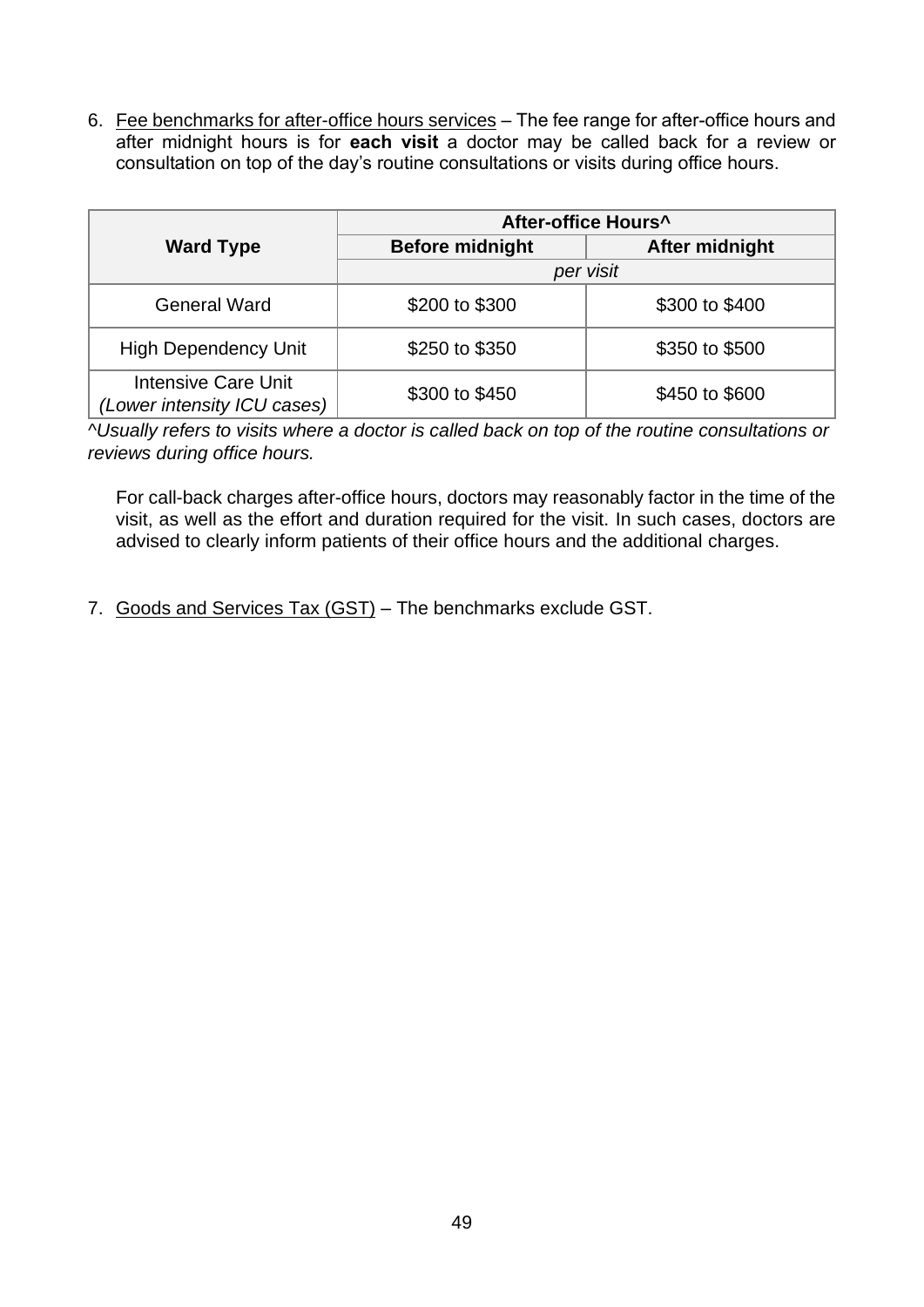6. <u>Fee benchmarks for after-office hours services</u> – The fee range for after-office hours and after midnight hours is for **each visit** a doctor may be called back for a review or consultation on top of the day's routine consultations or visits during office hours.

| Ward Type | After-office Hours^ | |
|---|---|---|
| | Before midnight | After midnight |
| | *per visit* | |
| General Ward | $200 to $300 | $300 to $400 |
| High Dependency Unit | $250 to $350 | $350 to $500 |
| Intensive Care Unit *(Lower intensity ICU cases)* | $300 to $450 | $450 to $600 |

*^Usually refers to visits where a doctor is called back on top of the routine consultations or reviews during office hours.*

For call-back charges after-office hours, doctors may reasonably factor in the time of the visit, as well as the effort and duration required for the visit. In such cases, doctors are advised to clearly inform patients of their office hours and the additional charges.

7. <u>Goods and Services Tax (GST)</u> – The benchmarks exclude GST.